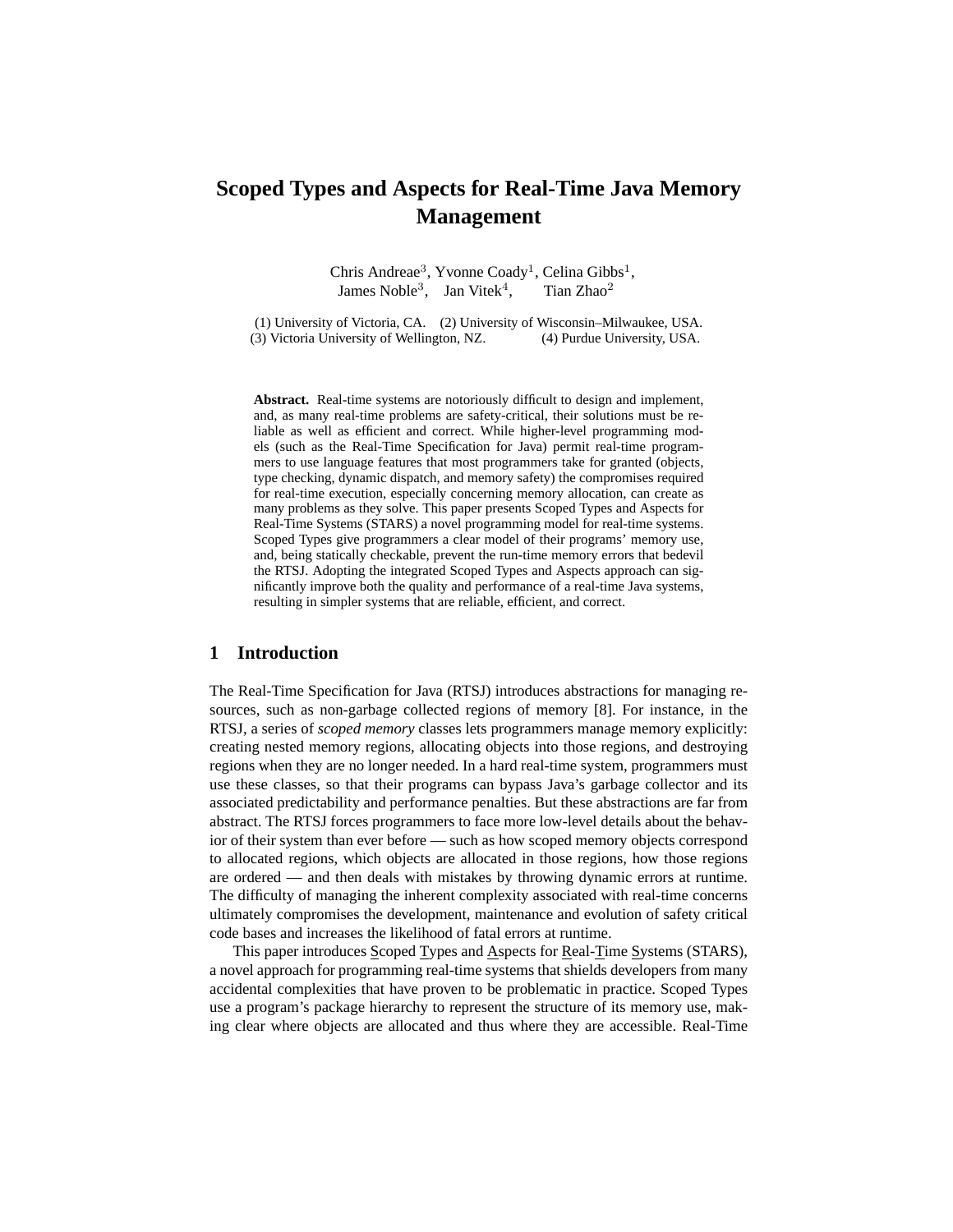# Scoped Types and Aspects for Real-Time Java Memory Management

Chris Andreae[3], Yvonne Coady[1], Celina Gibbs[1],
James Noble[3], Jan Vitek[4], Tian Zhao[2]

(1) University of Victoria, CA. (2) University of Wisconsin–Milwaukee, USA.
(3) Victoria University of Wellington, NZ. (4) Purdue University, USA.

**Abstract.** Real-time systems are notoriously difficult to design and implement, and, as many real-time problems are safety-critical, their solutions must be reliable as well as efficient and correct. While higher-level programming models (such as the Real-Time Specification for Java) permit real-time programmers to use language features that most programmers take for granted (objects, type checking, dynamic dispatch, and memory safety) the compromises required for real-time execution, especially concerning memory allocation, can create as many problems as they solve. This paper presents Scoped Types and Aspects for Real-Time Systems (STARS) a novel programming model for real-time systems. Scoped Types give programmers a clear model of their programs' memory use, and, being statically checkable, prevent the run-time memory errors that bedevil the RTSJ. Adopting the integrated Scoped Types and Aspects approach can significantly improve both the quality and performance of a real-time Java systems, resulting in simpler systems that are reliable, efficient, and correct.

## 1 Introduction

The Real-Time Specification for Java (RTSJ) introduces abstractions for managing resources, such as non-garbage collected regions of memory [8]. For instance, in the RTSJ, a series of *scoped memory* classes lets programmers manage memory explicitly: creating nested memory regions, allocating objects into those regions, and destroying regions when they are no longer needed. In a hard real-time system, programmers must use these classes, so that their programs can bypass Java's garbage collector and its associated predictability and performance penalties. But these abstractions are far from abstract. The RTSJ forces programmers to face more low-level details about the behavior of their system than ever before — such as how scoped memory objects correspond to allocated regions, which objects are allocated in those regions, how those regions are ordered — and then deals with mistakes by throwing dynamic errors at runtime. The difficulty of managing the inherent complexity associated with real-time concerns ultimately compromises the development, maintenance and evolution of safety critical code bases and increases the likelihood of fatal errors at runtime.

This paper introduces Scoped Types and Aspects for Real-Time Systems (STARS), a novel approach for programming real-time systems that shields developers from many accidental complexities that have proven to be problematic in practice. Scoped Types use a program's package hierarchy to represent the structure of its memory use, making clear where objects are allocated and thus where they are accessible. Real-Time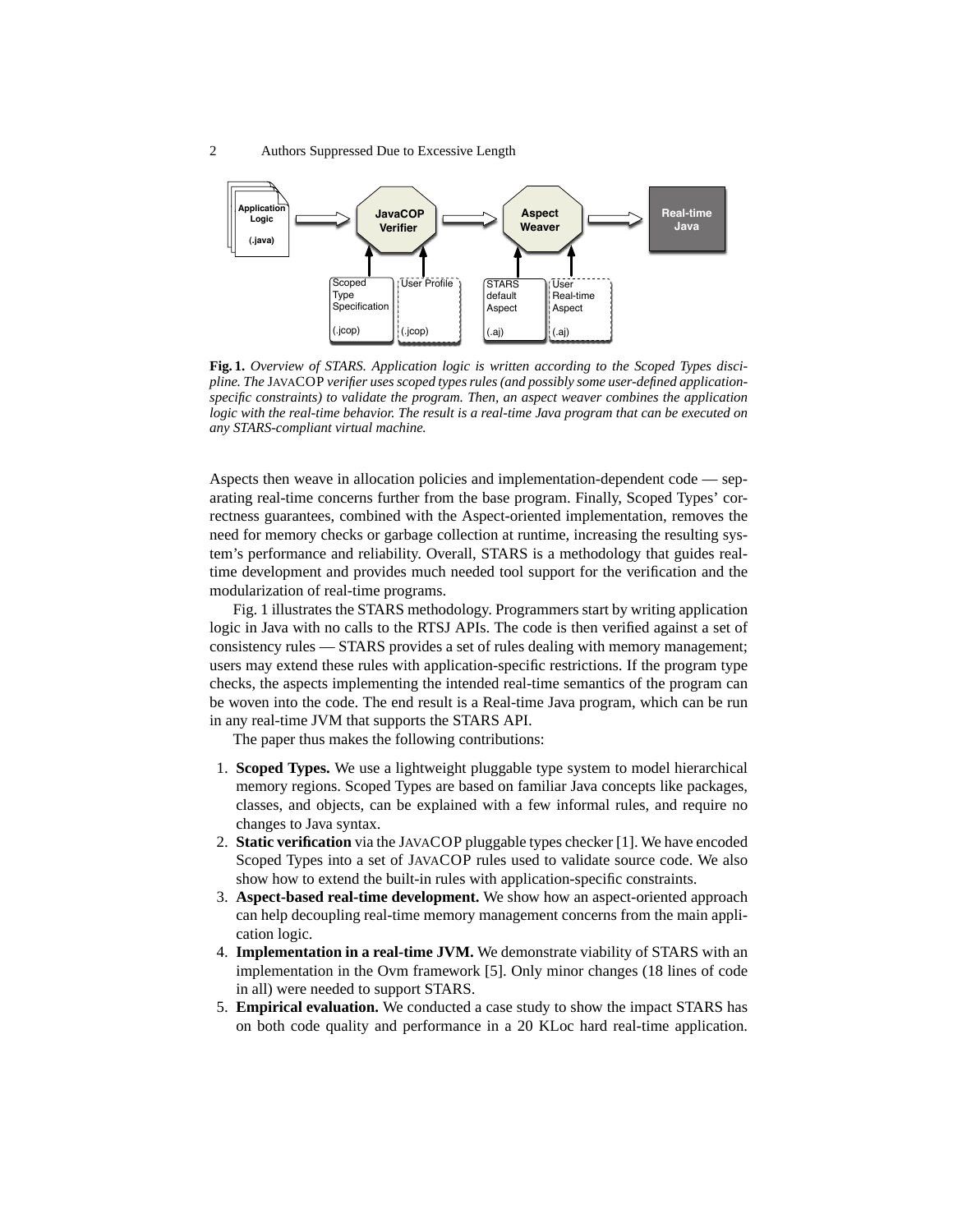**Fig. 1.** *Overview of STARS. Application logic is written according to the Scoped Types discipline. The* JAVACOP *verifier uses scoped types rules (and possibly some user-defined application-specific constraints) to validate the program. Then, an aspect weaver combines the application logic with the real-time behavior. The result is a real-time Java program that can be executed on any STARS-compliant virtual machine.*

Aspects then weave in allocation policies and implementation-dependent code — separating real-time concerns further from the base program. Finally, Scoped Types' correctness guarantees, combined with the Aspect-oriented implementation, removes the need for memory checks or garbage collection at runtime, increasing the resulting system's performance and reliability. Overall, STARS is a methodology that guides real-time development and provides much needed tool support for the verification and the modularization of real-time programs.

Fig. 1 illustrates the STARS methodology. Programmers start by writing application logic in Java with no calls to the RTSJ APIs. The code is then verified against a set of consistency rules — STARS provides a set of rules dealing with memory management; users may extend these rules with application-specific restrictions. If the program type checks, the aspects implementing the intended real-time semantics of the program can be woven into the code. The end result is a Real-time Java program, which can be run in any real-time JVM that supports the STARS API.

The paper thus makes the following contributions:

1. **Scoped Types.** We use a lightweight pluggable type system to model hierarchical memory regions. Scoped Types are based on familiar Java concepts like packages, classes, and objects, can be explained with a few informal rules, and require no changes to Java syntax.
2. **Static verification** via the JAVACOP pluggable types checker [1]. We have encoded Scoped Types into a set of JAVACOP rules used to validate source code. We also show how to extend the built-in rules with application-specific constraints.
3. **Aspect-based real-time development.** We show how an aspect-oriented approach can help decoupling real-time memory management concerns from the main application logic.
4. **Implementation in a real-time JVM.** We demonstrate viability of STARS with an implementation in the Ovm framework [5]. Only minor changes (18 lines of code in all) were needed to support STARS.
5. **Empirical evaluation.** We conducted a case study to show the impact STARS has on both code quality and performance in a 20 KLoc hard real-time application.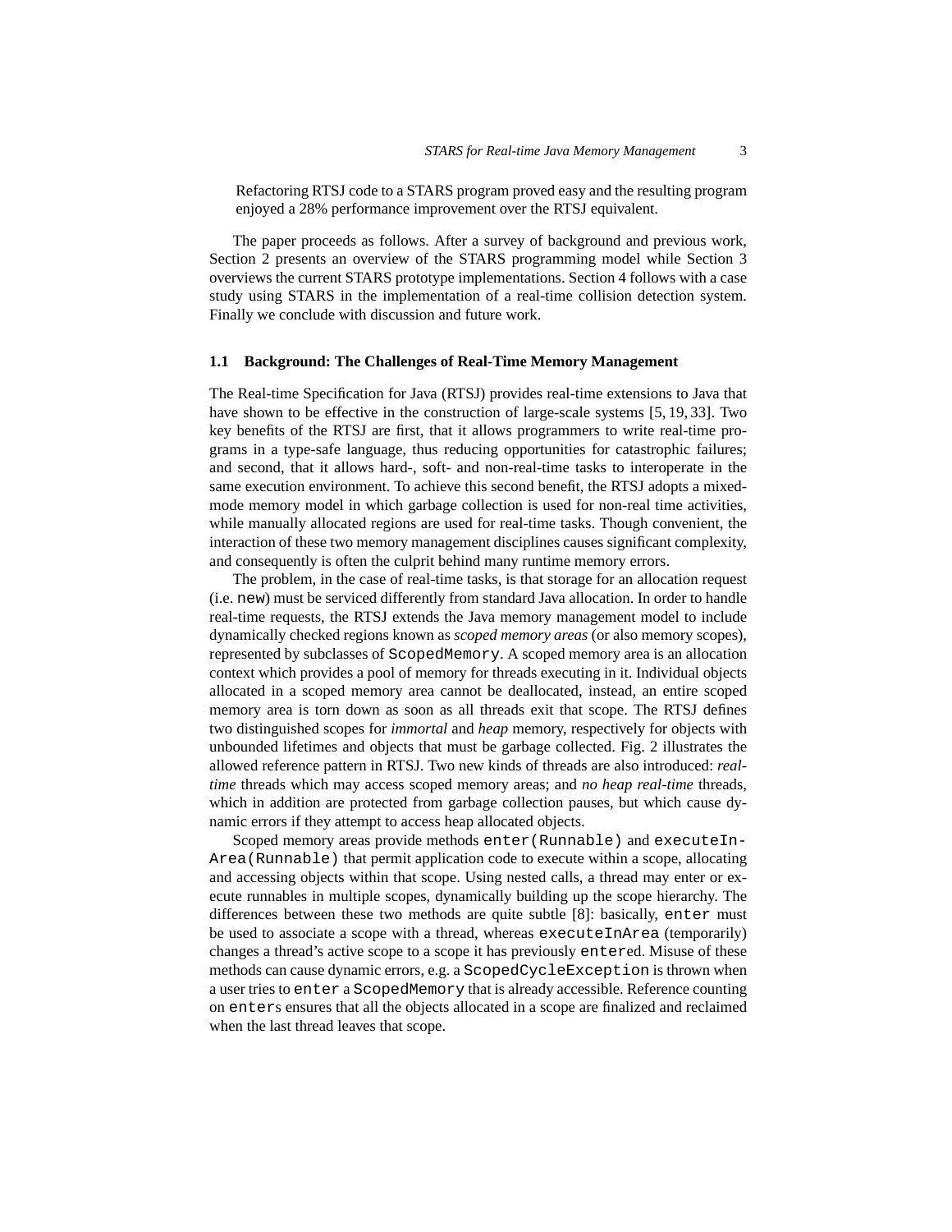Refactoring RTSJ code to a STARS program proved easy and the resulting program enjoyed a 28% performance improvement over the RTSJ equivalent.

The paper proceeds as follows. After a survey of background and previous work, Section 2 presents an overview of the STARS programming model while Section 3 overviews the current STARS prototype implementations. Section 4 follows with a case study using STARS in the implementation of a real-time collision detection system. Finally we conclude with discussion and future work.

### 1.1 Background: The Challenges of Real-Time Memory Management

The Real-time Specification for Java (RTSJ) provides real-time extensions to Java that have shown to be effective in the construction of large-scale systems [5, 19, 33]. Two key benefits of the RTSJ are first, that it allows programmers to write real-time programs in a type-safe language, thus reducing opportunities for catastrophic failures; and second, that it allows hard-, soft- and non-real-time tasks to interoperate in the same execution environment. To achieve this second benefit, the RTSJ adopts a mixed-mode memory model in which garbage collection is used for non-real time activities, while manually allocated regions are used for real-time tasks. Though convenient, the interaction of these two memory management disciplines causes significant complexity, and consequently is often the culprit behind many runtime memory errors.

The problem, in the case of real-time tasks, is that storage for an allocation request (i.e. `new`) must be serviced differently from standard Java allocation. In order to handle real-time requests, the RTSJ extends the Java memory management model to include dynamically checked regions known as *scoped memory areas* (or also memory scopes), represented by subclasses of `ScopedMemory`. A scoped memory area is an allocation context which provides a pool of memory for threads executing in it. Individual objects allocated in a scoped memory area cannot be deallocated, instead, an entire scoped memory area is torn down as soon as all threads exit that scope. The RTSJ defines two distinguished scopes for *immortal* and *heap* memory, respectively for objects with unbounded lifetimes and objects that must be garbage collected. Fig. 2 illustrates the allowed reference pattern in RTSJ. Two new kinds of threads are also introduced: *real-time* threads which may access scoped memory areas; and *no heap real-time* threads, which in addition are protected from garbage collection pauses, but which cause dynamic errors if they attempt to access heap allocated objects.

Scoped memory areas provide methods `enter(Runnable)` and `executeInArea(Runnable)` that permit application code to execute within a scope, allocating and accessing objects within that scope. Using nested calls, a thread may enter or execute runnables in multiple scopes, dynamically building up the scope hierarchy. The differences between these two methods are quite subtle [8]: basically, `enter` must be used to associate a scope with a thread, whereas `executeInArea` (temporarily) changes a thread's active scope to a scope it has previously `enter`ed. Misuse of these methods can cause dynamic errors, e.g. a `ScopedCycleException` is thrown when a user tries to `enter` a `ScopedMemory` that is already accessible. Reference counting on `enter`s ensures that all the objects allocated in a scope are finalized and reclaimed when the last thread leaves that scope.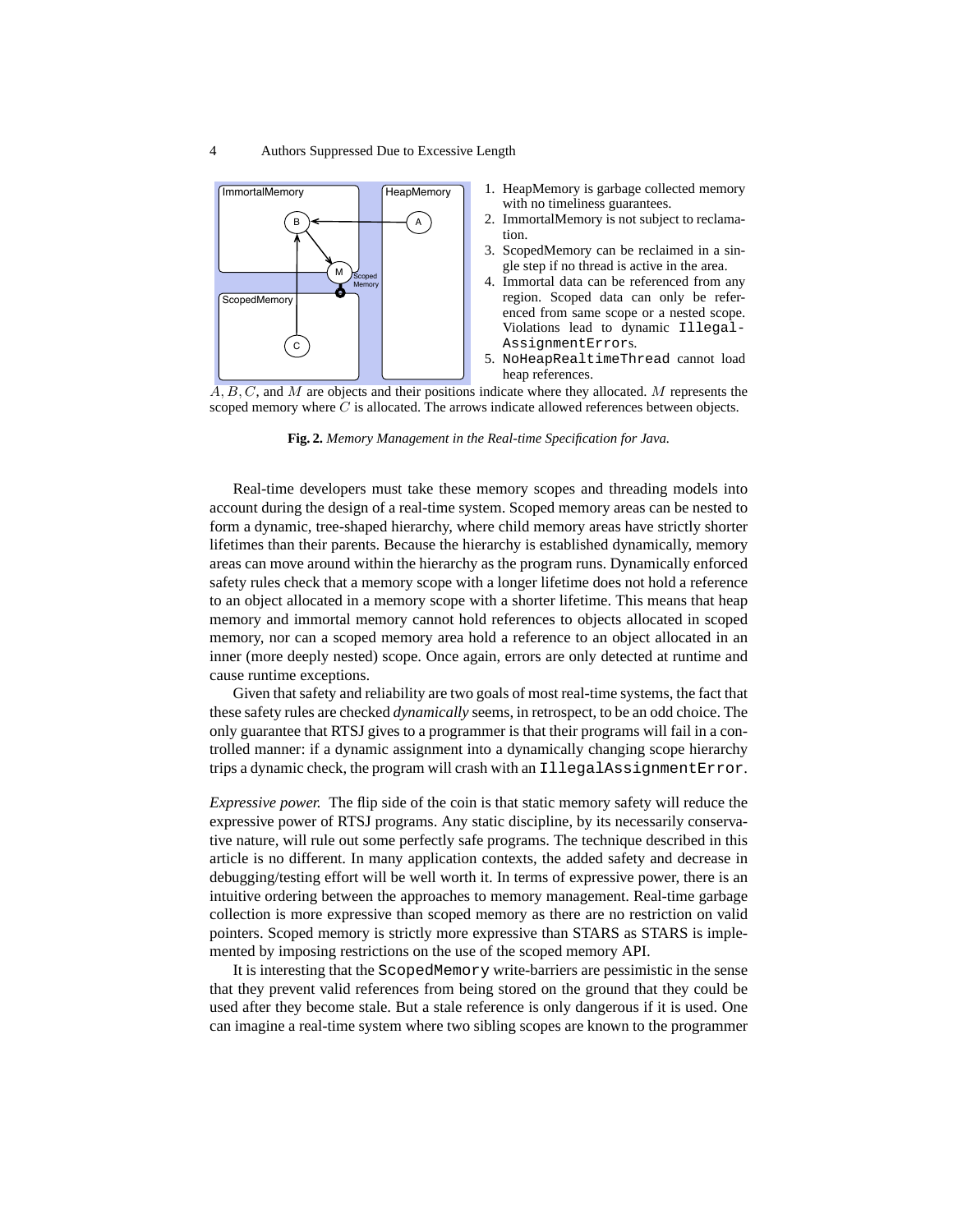ImmortalMemory

HeapMemory

ScopedMemory

Scoped Memory

B

A

M

C

1. HeapMemory is garbage collected memory with no timeliness guarantees.
2. ImmortalMemory is not subject to reclamation.
3. ScopedMemory can be reclaimed in a single step if no thread is active in the area.
4. Immortal data can be referenced from any region. Scoped data can only be referenced from same scope or a nested scope. Violations lead to dynamic `IllegalAssignmentError`s.
5. `NoHeapRealtimeThread` cannot load heap references.

$A, B, C$, and $M$ are objects and their positions indicate where they allocated. $M$ represents the scoped memory where $C$ is allocated. The arrows indicate allowed references between objects.

**Fig. 2.** *Memory Management in the Real-time Specification for Java.*

Real-time developers must take these memory scopes and threading models into account during the design of a real-time system. Scoped memory areas can be nested to form a dynamic, tree-shaped hierarchy, where child memory areas have strictly shorter lifetimes than their parents. Because the hierarchy is established dynamically, memory areas can move around within the hierarchy as the program runs. Dynamically enforced safety rules check that a memory scope with a longer lifetime does not hold a reference to an object allocated in a memory scope with a shorter lifetime. This means that heap memory and immortal memory cannot hold references to objects allocated in scoped memory, nor can a scoped memory area hold a reference to an object allocated in an inner (more deeply nested) scope. Once again, errors are only detected at runtime and cause runtime exceptions.

Given that safety and reliability are two goals of most real-time systems, the fact that these safety rules are checked *dynamically* seems, in retrospect, to be an odd choice. The only guarantee that RTSJ gives to a programmer is that their programs will fail in a controlled manner: if a dynamic assignment into a dynamically changing scope hierarchy trips a dynamic check, the program will crash with an `IllegalAssignmentError`.

*Expressive power.* The flip side of the coin is that static memory safety will reduce the expressive power of RTSJ programs. Any static discipline, by its necessarily conservative nature, will rule out some perfectly safe programs. The technique described in this article is no different. In many application contexts, the added safety and decrease in debugging/testing effort will be well worth it. In terms of expressive power, there is an intuitive ordering between the approaches to memory management. Real-time garbage collection is more expressive than scoped memory as there are no restriction on valid pointers. Scoped memory is strictly more expressive than STARS as STARS is implemented by imposing restrictions on the use of the scoped memory API.

It is interesting that the `ScopedMemory` write-barriers are pessimistic in the sense that they prevent valid references from being stored on the ground that they could be used after they become stale. But a stale reference is only dangerous if it is used. One can imagine a real-time system where two sibling scopes are known to the programmer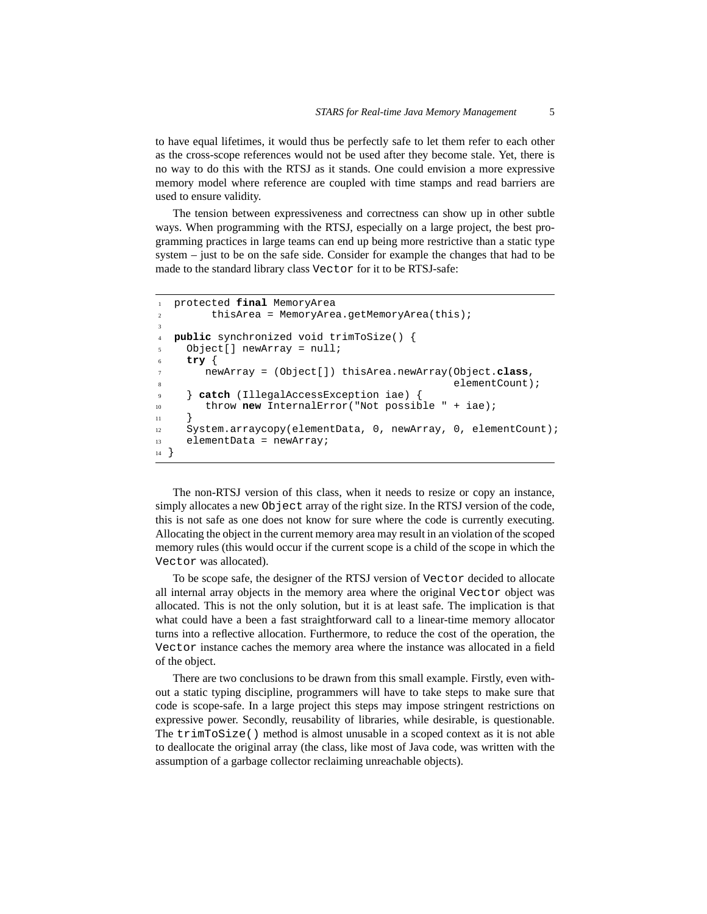to have equal lifetimes, it would thus be perfectly safe to let them refer to each other as the cross-scope references would not be used after they become stale. Yet, there is no way to do this with the RTSJ as it stands. One could envision a more expressive memory model where reference are coupled with time stamps and read barriers are used to ensure validity.

The tension between expressiveness and correctness can show up in other subtle ways. When programming with the RTSJ, especially on a large project, the best programming practices in large teams can end up being more restrictive than a static type system – just to be on the safe side. Consider for example the changes that had to be made to the standard library class `Vector` for it to be RTSJ-safe:

```
 1  protected final MemoryArea
 2        thisArea = MemoryArea.getMemoryArea(this);
 3
 4  public synchronized void trimToSize() {
 5    Object[] newArray = null;
 6    try {
 7       newArray = (Object[]) thisArea.newArray(Object.class,
 8                                               elementCount);
 9    } catch (IllegalAccessException iae) {
10       throw new InternalError("Not possible " + iae);
11    }
12    System.arraycopy(elementData, 0, newArray, 0, elementCount);
13    elementData = newArray;
14 }
```

The non-RTSJ version of this class, when it needs to resize or copy an instance, simply allocates a new `Object` array of the right size. In the RTSJ version of the code, this is not safe as one does not know for sure where the code is currently executing. Allocating the object in the current memory area may result in an violation of the scoped memory rules (this would occur if the current scope is a child of the scope in which the `Vector` was allocated).

To be scope safe, the designer of the RTSJ version of `Vector` decided to allocate all internal array objects in the memory area where the original `Vector` object was allocated. This is not the only solution, but it is at least safe. The implication is that what could have a been a fast straightforward call to a linear-time memory allocator turns into a reflective allocation. Furthermore, to reduce the cost of the operation, the `Vector` instance caches the memory area where the instance was allocated in a field of the object.

There are two conclusions to be drawn from this small example. Firstly, even without a static typing discipline, programmers will have to take steps to make sure that code is scope-safe. In a large project this steps may impose stringent restrictions on expressive power. Secondly, reusability of libraries, while desirable, is questionable. The `trimToSize()` method is almost unusable in a scoped context as it is not able to deallocate the original array (the class, like most of Java code, was written with the assumption of a garbage collector reclaiming unreachable objects).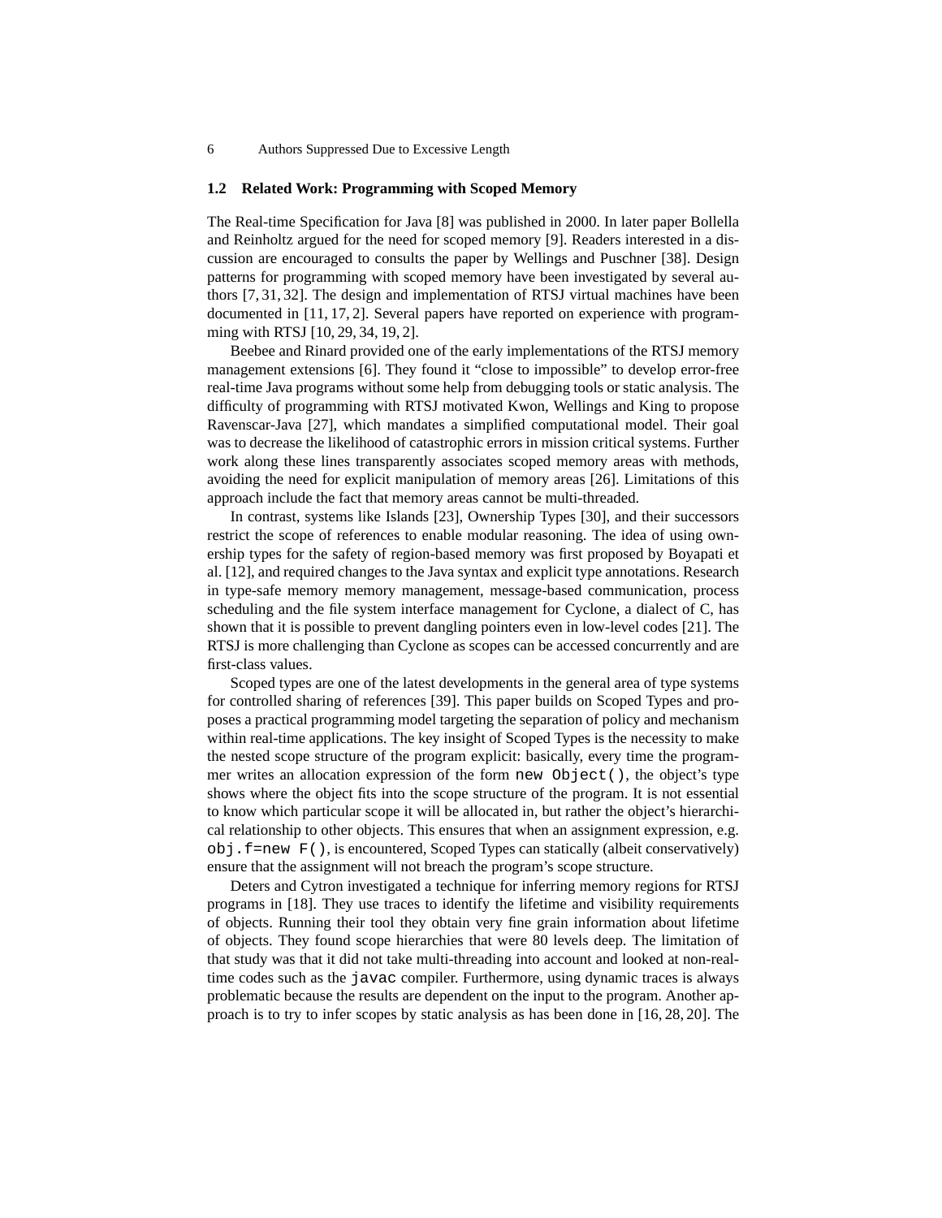### 1.2 Related Work: Programming with Scoped Memory

The Real-time Specification for Java [8] was published in 2000. In later paper Bollella and Reinholtz argued for the need for scoped memory [9]. Readers interested in a discussion are encouraged to consults the paper by Wellings and Puschner [38]. Design patterns for programming with scoped memory have been investigated by several authors [7, 31, 32]. The design and implementation of RTSJ virtual machines have been documented in [11, 17, 2]. Several papers have reported on experience with programming with RTSJ [10, 29, 34, 19, 2].

Beebee and Rinard provided one of the early implementations of the RTSJ memory management extensions [6]. They found it "close to impossible" to develop error-free real-time Java programs without some help from debugging tools or static analysis. The difficulty of programming with RTSJ motivated Kwon, Wellings and King to propose Ravenscar-Java [27], which mandates a simplified computational model. Their goal was to decrease the likelihood of catastrophic errors in mission critical systems. Further work along these lines transparently associates scoped memory areas with methods, avoiding the need for explicit manipulation of memory areas [26]. Limitations of this approach include the fact that memory areas cannot be multi-threaded.

In contrast, systems like Islands [23], Ownership Types [30], and their successors restrict the scope of references to enable modular reasoning. The idea of using ownership types for the safety of region-based memory was first proposed by Boyapati et al. [12], and required changes to the Java syntax and explicit type annotations. Research in type-safe memory memory management, message-based communication, process scheduling and the file system interface management for Cyclone, a dialect of C, has shown that it is possible to prevent dangling pointers even in low-level codes [21]. The RTSJ is more challenging than Cyclone as scopes can be accessed concurrently and are first-class values.

Scoped types are one of the latest developments in the general area of type systems for controlled sharing of references [39]. This paper builds on Scoped Types and proposes a practical programming model targeting the separation of policy and mechanism within real-time applications. The key insight of Scoped Types is the necessity to make the nested scope structure of the program explicit: basically, every time the programmer writes an allocation expression of the form `new Object()`, the object's type shows where the object fits into the scope structure of the program. It is not essential to know which particular scope it will be allocated in, but rather the object's hierarchical relationship to other objects. This ensures that when an assignment expression, e.g. `obj.f=new F()`, is encountered, Scoped Types can statically (albeit conservatively) ensure that the assignment will not breach the program's scope structure.

Deters and Cytron investigated a technique for inferring memory regions for RTSJ programs in [18]. They use traces to identify the lifetime and visibility requirements of objects. Running their tool they obtain very fine grain information about lifetime of objects. They found scope hierarchies that were 80 levels deep. The limitation of that study was that it did not take multi-threading into account and looked at non-real-time codes such as the `javac` compiler. Furthermore, using dynamic traces is always problematic because the results are dependent on the input to the program. Another approach is to try to infer scopes by static analysis as has been done in [16, 28, 20]. The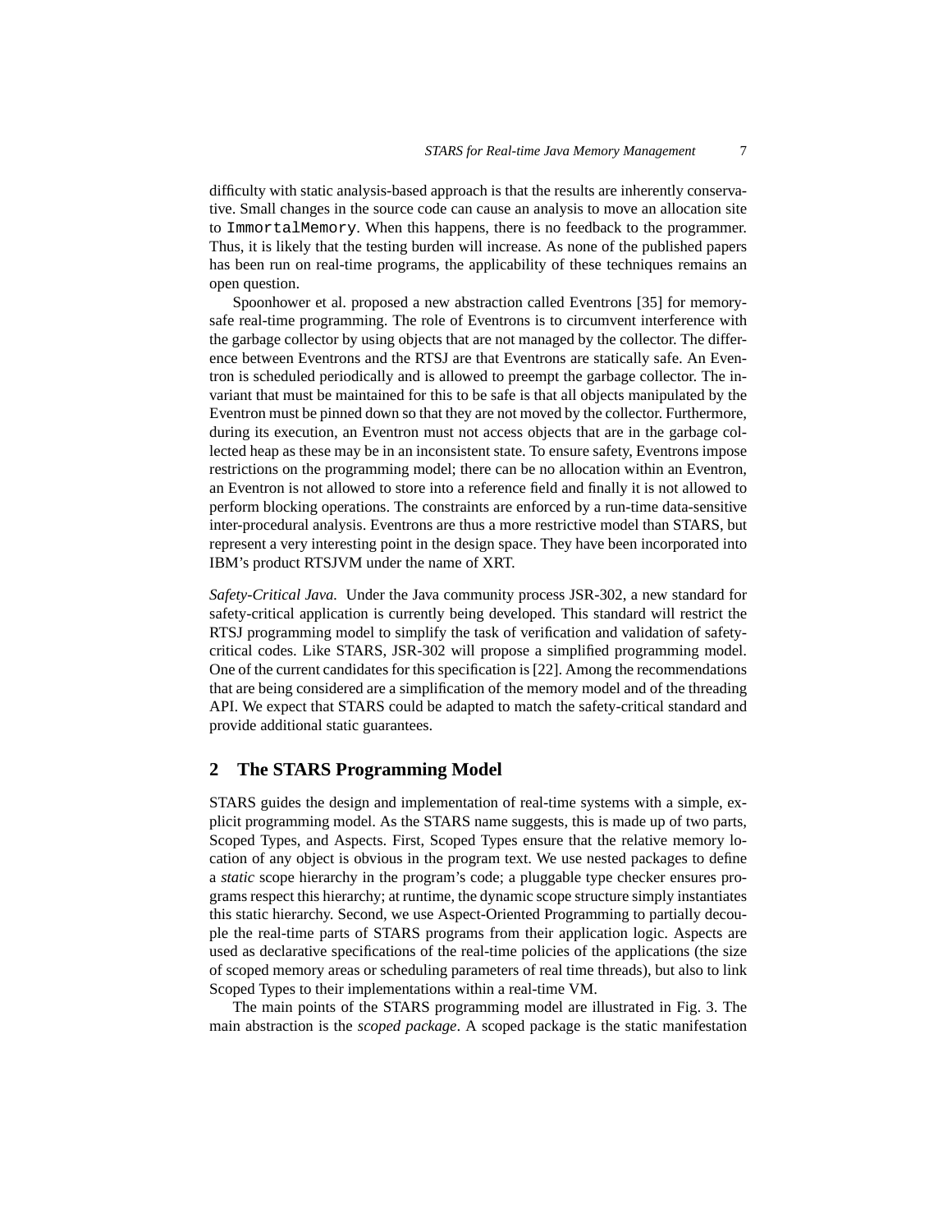difficulty with static analysis-based approach is that the results are inherently conservative. Small changes in the source code can cause an analysis to move an allocation site to `ImmortalMemory`. When this happens, there is no feedback to the programmer. Thus, it is likely that the testing burden will increase. As none of the published papers has been run on real-time programs, the applicability of these techniques remains an open question.

Spoonhower et al. proposed a new abstraction called Eventrons [35] for memory-safe real-time programming. The role of Eventrons is to circumvent interference with the garbage collector by using objects that are not managed by the collector. The difference between Eventrons and the RTSJ are that Eventrons are statically safe. An Eventron is scheduled periodically and is allowed to preempt the garbage collector. The invariant that must be maintained for this to be safe is that all objects manipulated by the Eventron must be pinned down so that they are not moved by the collector. Furthermore, during its execution, an Eventron must not access objects that are in the garbage collected heap as these may be in an inconsistent state. To ensure safety, Eventrons impose restrictions on the programming model; there can be no allocation within an Eventron, an Eventron is not allowed to store into a reference field and finally it is not allowed to perform blocking operations. The constraints are enforced by a run-time data-sensitive inter-procedural analysis. Eventrons are thus a more restrictive model than STARS, but represent a very interesting point in the design space. They have been incorporated into IBM's product RTSJVM under the name of XRT.

*Safety-Critical Java.* Under the Java community process JSR-302, a new standard for safety-critical application is currently being developed. This standard will restrict the RTSJ programming model to simplify the task of verification and validation of safety-critical codes. Like STARS, JSR-302 will propose a simplified programming model. One of the current candidates for this specification is [22]. Among the recommendations that are being considered are a simplification of the memory model and of the threading API. We expect that STARS could be adapted to match the safety-critical standard and provide additional static guarantees.

## 2 The STARS Programming Model

STARS guides the design and implementation of real-time systems with a simple, explicit programming model. As the STARS name suggests, this is made up of two parts, Scoped Types, and Aspects. First, Scoped Types ensure that the relative memory location of any object is obvious in the program text. We use nested packages to define a *static* scope hierarchy in the program's code; a pluggable type checker ensures programs respect this hierarchy; at runtime, the dynamic scope structure simply instantiates this static hierarchy. Second, we use Aspect-Oriented Programming to partially decouple the real-time parts of STARS programs from their application logic. Aspects are used as declarative specifications of the real-time policies of the applications (the size of scoped memory areas or scheduling parameters of real time threads), but also to link Scoped Types to their implementations within a real-time VM.

The main points of the STARS programming model are illustrated in Fig. 3. The main abstraction is the *scoped package*. A scoped package is the static manifestation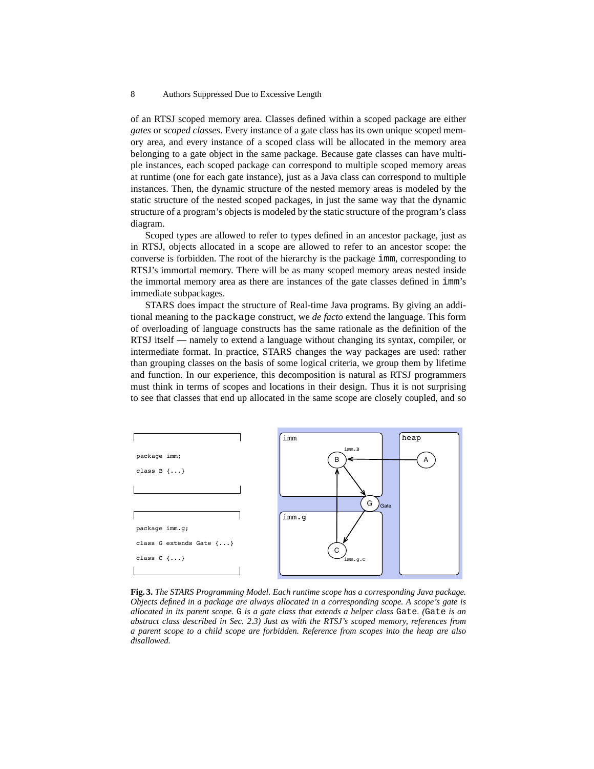of an RTSJ scoped memory area. Classes defined within a scoped package are either *gates* or *scoped classes*. Every instance of a gate class has its own unique scoped memory area, and every instance of a scoped class will be allocated in the memory area belonging to a gate object in the same package. Because gate classes can have multiple instances, each scoped package can correspond to multiple scoped memory areas at runtime (one for each gate instance), just as a Java class can correspond to multiple instances. Then, the dynamic structure of the nested memory areas is modeled by the static structure of the nested scoped packages, in just the same way that the dynamic structure of a program's objects is modeled by the static structure of the program's class diagram.

Scoped types are allowed to refer to types defined in an ancestor package, just as in RTSJ, objects allocated in a scope are allowed to refer to an ancestor scope: the converse is forbidden. The root of the hierarchy is the package `imm`, corresponding to RTSJ's immortal memory. There will be as many scoped memory areas nested inside the immortal memory area as there are instances of the gate classes defined in `imm`'s immediate subpackages.

STARS does impact the structure of Real-time Java programs. By giving an additional meaning to the `package` construct, we *de facto* extend the language. This form of overloading of language constructs has the same rationale as the definition of the RTSJ itself — namely to extend a language without changing its syntax, compiler, or intermediate format. In practice, STARS changes the way packages are used: rather than grouping classes on the basis of some logical criteria, we group them by lifetime and function. In our experience, this decomposition is natural as RTSJ programmers must think in terms of scopes and locations in their design. Thus it is not surprising to see that classes that end up allocated in the same scope are closely coupled, and so

```
package imm;
class B {...}
```

```
package imm.g;
class G extends Gate {...}
class C {...}
```

**Fig. 3.** *The STARS Programming Model. Each runtime scope has a corresponding Java package. Objects defined in a package are always allocated in a corresponding scope. A scope's gate is allocated in its parent scope.* `G` *is a gate class that extends a helper class* `Gate`*. (*`Gate` *is an abstract class described in Sec. 2.3) Just as with the RTSJ's scoped memory, references from a parent scope to a child scope are forbidden. Reference from scopes into the heap are also disallowed.*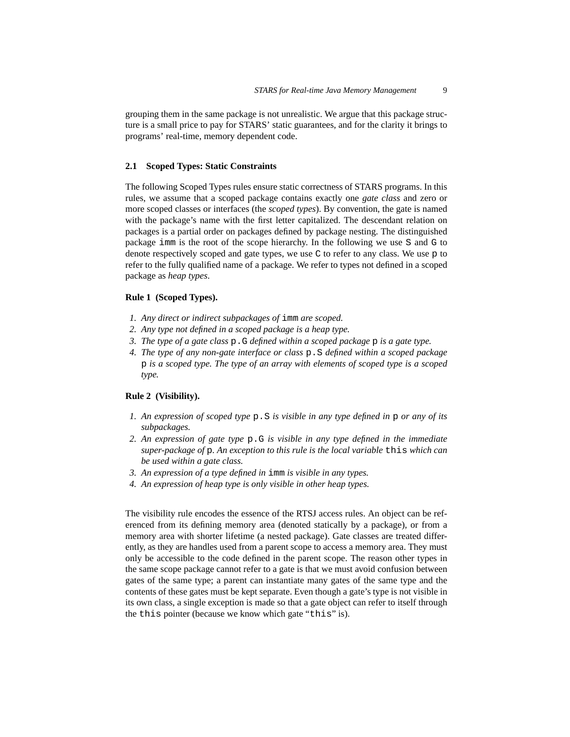grouping them in the same package is not unrealistic. We argue that this package structure is a small price to pay for STARS' static guarantees, and for the clarity it brings to programs' real-time, memory dependent code.

### 2.1 Scoped Types: Static Constraints

The following Scoped Types rules ensure static correctness of STARS programs. In this rules, we assume that a scoped package contains exactly one *gate class* and zero or more scoped classes or interfaces (the *scoped types*). By convention, the gate is named with the package's name with the first letter capitalized. The descendant relation on packages is a partial order on packages defined by package nesting. The distinguished package `imm` is the root of the scope hierarchy. In the following we use `S` and `G` to denote respectively scoped and gate types, we use `C` to refer to any class. We use `p` to refer to the fully qualified name of a package. We refer to types not defined in a scoped package as *heap types*.

**Rule 1 (Scoped Types).**

1. *Any direct or indirect subpackages of* `imm` *are scoped.*
2. *Any type not defined in a scoped package is a heap type.*
3. *The type of a gate class* `p.G` *defined within a scoped package* `p` *is a gate type.*
4. *The type of any non-gate interface or class* `p.S` *defined within a scoped package* `p` *is a scoped type. The type of an array with elements of scoped type is a scoped type.*

**Rule 2 (Visibility).**

1. *An expression of scoped type* `p.S` *is visible in any type defined in* `p` *or any of its subpackages.*
2. *An expression of gate type* `p.G` *is visible in any type defined in the immediate super-package of* `p`*. An exception to this rule is the local variable* `this` *which can be used within a gate class.*
3. *An expression of a type defined in* `imm` *is visible in any types.*
4. *An expression of heap type is only visible in other heap types.*

The visibility rule encodes the essence of the RTSJ access rules. An object can be referenced from its defining memory area (denoted statically by a package), or from a memory area with shorter lifetime (a nested package). Gate classes are treated differently, as they are handles used from a parent scope to access a memory area. They must only be accessible to the code defined in the parent scope. The reason other types in the same scope package cannot refer to a gate is that we must avoid confusion between gates of the same type; a parent can instantiate many gates of the same type and the contents of these gates must be kept separate. Even though a gate's type is not visible in its own class, a single exception is made so that a gate object can refer to itself through the `this` pointer (because we know which gate "`this`" is).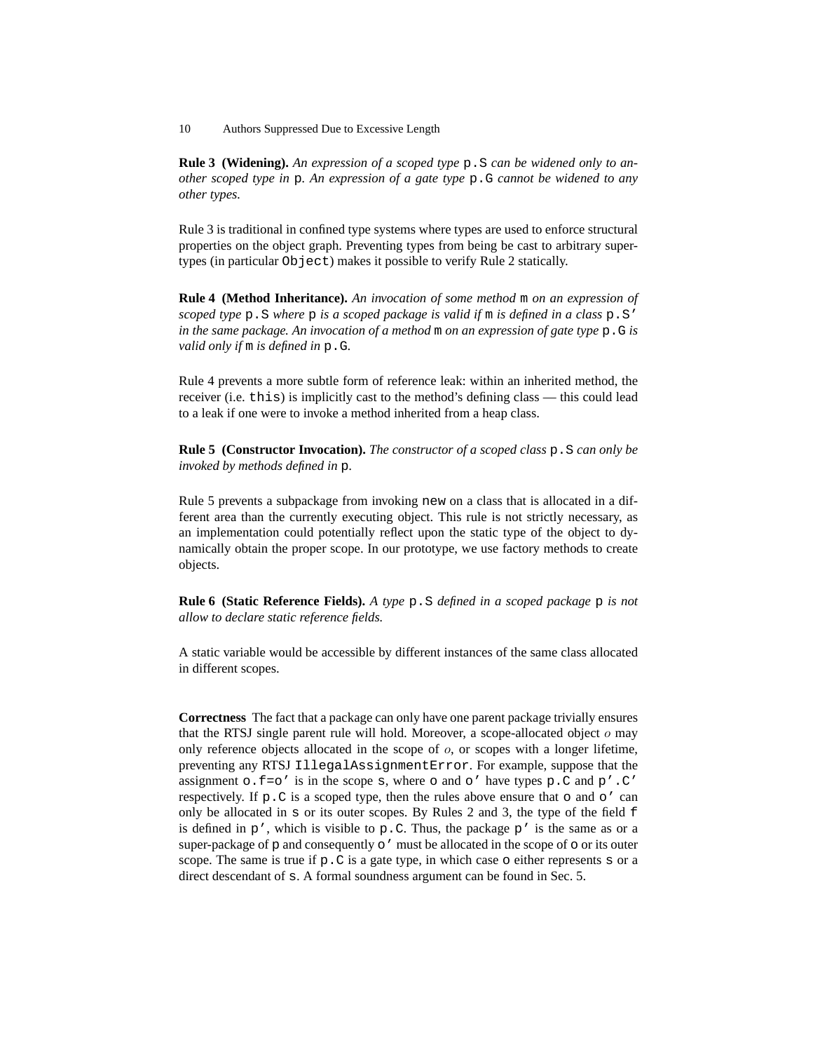**Rule 3 (Widening).** *An expression of a scoped type* `p.S` *can be widened only to another scoped type in* `p`*. An expression of a gate type* `p.G` *cannot be widened to any other types.*

Rule 3 is traditional in confined type systems where types are used to enforce structural properties on the object graph. Preventing types from being be cast to arbitrary supertypes (in particular `Object`) makes it possible to verify Rule 2 statically.

**Rule 4 (Method Inheritance).** *An invocation of some method* `m` *on an expression of scoped type* `p.S` *where* `p` *is a scoped package is valid if* `m` *is defined in a class* `p.S'` *in the same package. An invocation of a method* `m` *on an expression of gate type* `p.G` *is valid only if* `m` *is defined in* `p.G`*.*

Rule 4 prevents a more subtle form of reference leak: within an inherited method, the receiver (i.e. `this`) is implicitly cast to the method's defining class — this could lead to a leak if one were to invoke a method inherited from a heap class.

**Rule 5 (Constructor Invocation).** *The constructor of a scoped class* `p.S` *can only be invoked by methods defined in* `p`*.*

Rule 5 prevents a subpackage from invoking `new` on a class that is allocated in a different area than the currently executing object. This rule is not strictly necessary, as an implementation could potentially reflect upon the static type of the object to dynamically obtain the proper scope. In our prototype, we use factory methods to create objects.

**Rule 6 (Static Reference Fields).** *A type* `p.S` *defined in a scoped package* `p` *is not allow to declare static reference fields.*

A static variable would be accessible by different instances of the same class allocated in different scopes.

**Correctness** The fact that a package can only have one parent package trivially ensures that the RTSJ single parent rule will hold. Moreover, a scope-allocated object $o$ may only reference objects allocated in the scope of $o$, or scopes with a longer lifetime, preventing any RTSJ `IllegalAssignmentError`. For example, suppose that the assignment `o.f=o'` is in the scope `s`, where `o` and `o'` have types `p.C` and `p'.C'` respectively. If `p.C` is a scoped type, then the rules above ensure that `o` and `o'` can only be allocated in `s` or its outer scopes. By Rules 2 and 3, the type of the field `f` is defined in `p'`, which is visible to `p.C`. Thus, the package `p'` is the same as or a super-package of `p` and consequently `o'` must be allocated in the scope of `o` or its outer scope. The same is true if `p.C` is a gate type, in which case `o` either represents `s` or a direct descendant of `s`. A formal soundness argument can be found in Sec. 5.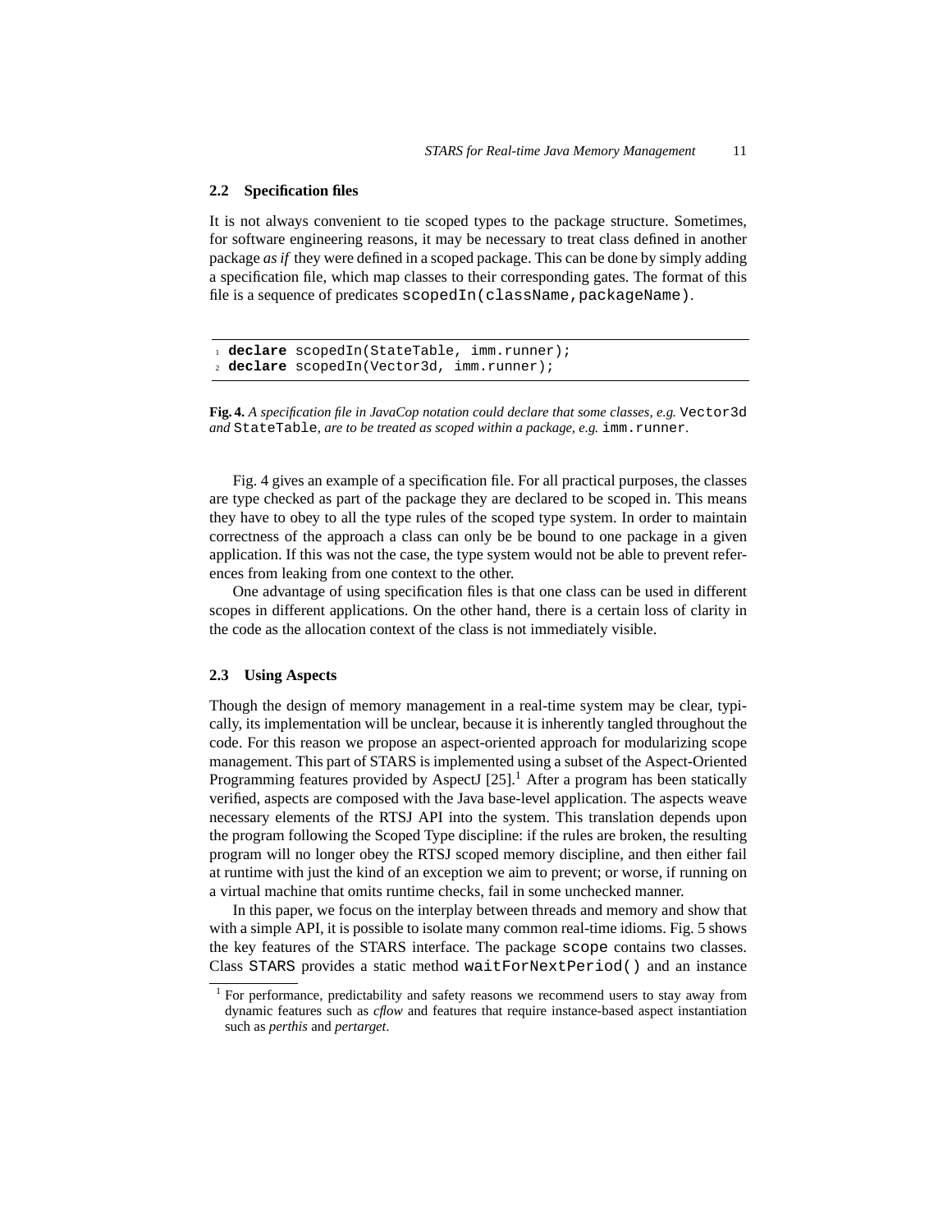### 2.2 Specification files

It is not always convenient to tie scoped types to the package structure. Sometimes, for software engineering reasons, it may be necessary to treat class defined in another package *as if* they were defined in a scoped package. This can be done by simply adding a specification file, which map classes to their corresponding gates. The format of this file is a sequence of predicates `scopedIn(className,packageName)`.

```
1 declare scopedIn(StateTable, imm.runner);
2 declare scopedIn(Vector3d, imm.runner);
```

**Fig. 4.** *A specification file in JavaCop notation could declare that some classes, e.g.* `Vector3d` *and* `StateTable`*, are to be treated as scoped within a package, e.g.* `imm.runner`.

Fig. 4 gives an example of a specification file. For all practical purposes, the classes are type checked as part of the package they are declared to be scoped in. This means they have to obey to all the type rules of the scoped type system. In order to maintain correctness of the approach a class can only be be bound to one package in a given application. If this was not the case, the type system would not be able to prevent references from leaking from one context to the other.

One advantage of using specification files is that one class can be used in different scopes in different applications. On the other hand, there is a certain loss of clarity in the code as the allocation context of the class is not immediately visible.

### 2.3 Using Aspects

Though the design of memory management in a real-time system may be clear, typically, its implementation will be unclear, because it is inherently tangled throughout the code. For this reason we propose an aspect-oriented approach for modularizing scope management. This part of STARS is implemented using a subset of the Aspect-Oriented Programming features provided by AspectJ [25].[1] After a program has been statically verified, aspects are composed with the Java base-level application. The aspects weave necessary elements of the RTSJ API into the system. This translation depends upon the program following the Scoped Type discipline: if the rules are broken, the resulting program will no longer obey the RTSJ scoped memory discipline, and then either fail at runtime with just the kind of an exception we aim to prevent; or worse, if running on a virtual machine that omits runtime checks, fail in some unchecked manner.

In this paper, we focus on the interplay between threads and memory and show that with a simple API, it is possible to isolate many common real-time idioms. Fig. 5 shows the key features of the STARS interface. The package `scope` contains two classes. Class `STARS` provides a static method `waitForNextPeriod()` and an instance

[1] For performance, predictability and safety reasons we recommend users to stay away from dynamic features such as *cflow* and features that require instance-based aspect instantiation such as *perthis* and *pertarget*.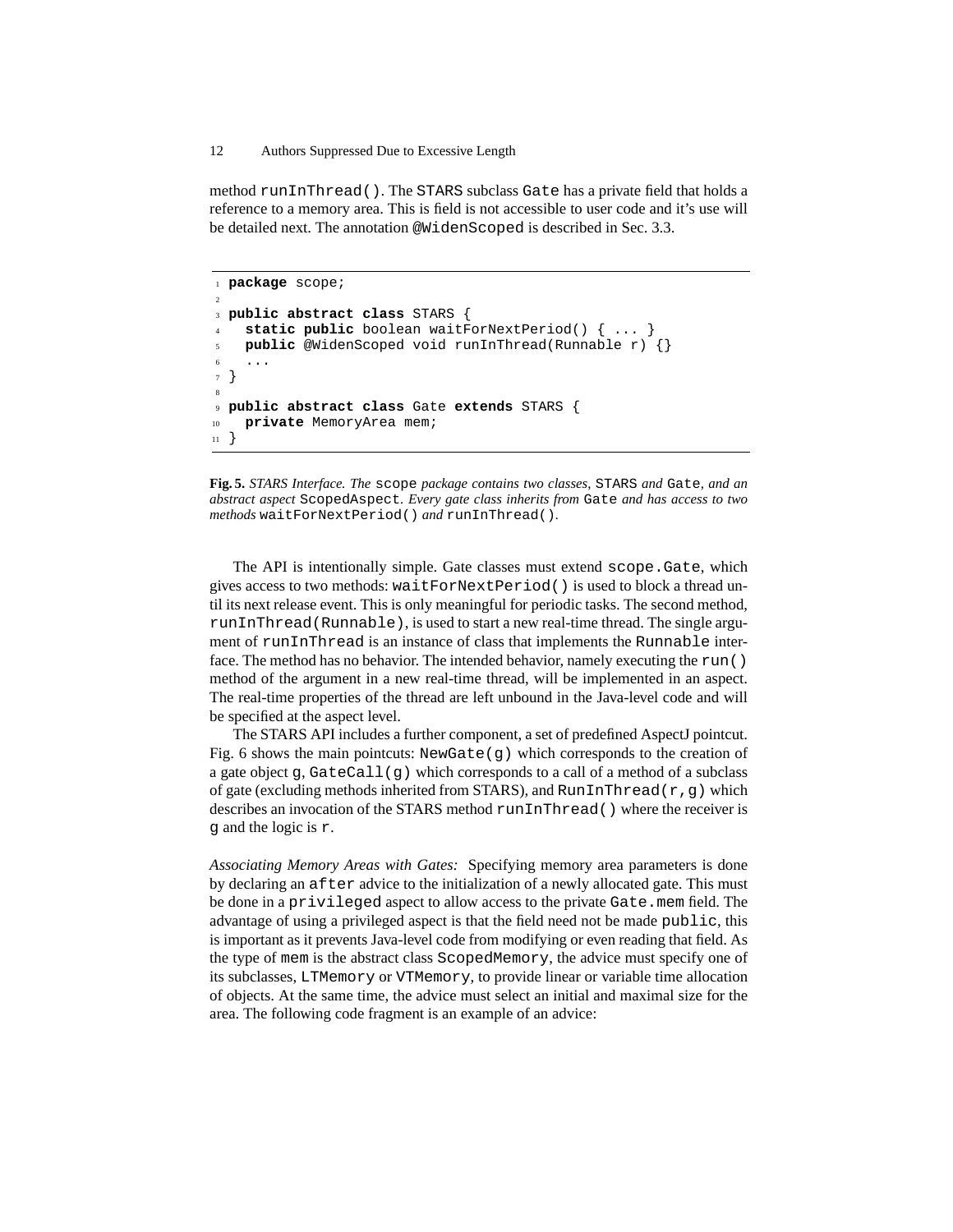method `runInThread()`. The STARS subclass `Gate` has a private field that holds a reference to a memory area. This is field is not accessible to user code and it's use will be detailed next. The annotation `@WidenScoped` is described in Sec. 3.3.

```
package scope;

public abstract class STARS {
  static public boolean waitForNextPeriod() { ... }
  public @WidenScoped void runInThread(Runnable r) {}
  ...
}

public abstract class Gate extends STARS {
  private MemoryArea mem;
}
```

**Fig. 5.** *STARS Interface. The* `scope` *package contains two classes,* `STARS` *and* `Gate`*, and an abstract aspect* `ScopedAspect`*. Every gate class inherits from* `Gate` *and has access to two methods* `waitForNextPeriod()` *and* `runInThread()`*.*

The API is intentionally simple. Gate classes must extend `scope.Gate`, which gives access to two methods: `waitForNextPeriod()` is used to block a thread until its next release event. This is only meaningful for periodic tasks. The second method, `runInThread(Runnable)`, is used to start a new real-time thread. The single argument of `runInThread` is an instance of class that implements the `Runnable` interface. The method has no behavior. The intended behavior, namely executing the `run()` method of the argument in a new real-time thread, will be implemented in an aspect. The real-time properties of the thread are left unbound in the Java-level code and will be specified at the aspect level.

The STARS API includes a further component, a set of predefined AspectJ pointcut. Fig. 6 shows the main pointcuts: `NewGate(g)` which corresponds to the creation of a gate object `g`, `GateCall(g)` which corresponds to a call of a method of a subclass of gate (excluding methods inherited from STARS), and `RunInThread(r,g)` which describes an invocation of the STARS method `runInThread()` where the receiver is `g` and the logic is `r`.

*Associating Memory Areas with Gates:* Specifying memory area parameters is done by declaring an `after` advice to the initialization of a newly allocated gate. This must be done in a `privileged` aspect to allow access to the private `Gate.mem` field. The advantage of using a privileged aspect is that the field need not be made `public`, this is important as it prevents Java-level code from modifying or even reading that field. As the type of `mem` is the abstract class `ScopedMemory`, the advice must specify one of its subclasses, `LTMemory` or `VTMemory`, to provide linear or variable time allocation of objects. At the same time, the advice must select an initial and maximal size for the area. The following code fragment is an example of an advice: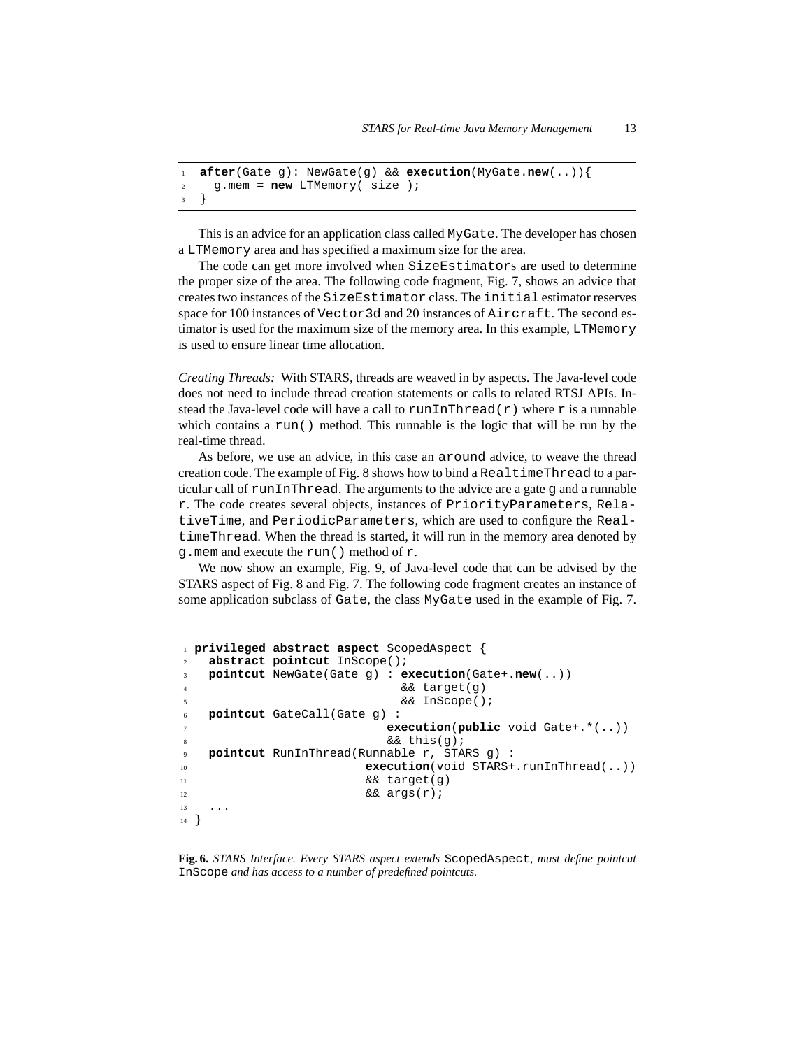```
after(Gate g): NewGate(g) && execution(MyGate.new(..)){
  g.mem = new LTMemory( size );
}
```

This is an advice for an application class called MyGate. The developer has chosen a LTMemory area and has specified a maximum size for the area.

The code can get more involved when SizeEstimators are used to determine the proper size of the area. The following code fragment, Fig. 7, shows an advice that creates two instances of the SizeEstimator class. The initial estimator reserves space for 100 instances of Vector3d and 20 instances of Aircraft. The second estimator is used for the maximum size of the memory area. In this example, LTMemory is used to ensure linear time allocation.

*Creating Threads:* With STARS, threads are weaved in by aspects. The Java-level code does not need to include thread creation statements or calls to related RTSJ APIs. Instead the Java-level code will have a call to runInThread(r) where r is a runnable which contains a run() method. This runnable is the logic that will be run by the real-time thread.

As before, we use an advice, in this case an around advice, to weave the thread creation code. The example of Fig. 8 shows how to bind a RealtimeThread to a particular call of runInThread. The arguments to the advice are a gate g and a runnable r. The code creates several objects, instances of PriorityParameters, RelativeTime, and PeriodicParameters, which are used to configure the RealtimeThread. When the thread is started, it will run in the memory area denoted by g.mem and execute the run() method of r.

We now show an example, Fig. 9, of Java-level code that can be advised by the STARS aspect of Fig. 8 and Fig. 7. The following code fragment creates an instance of some application subclass of Gate, the class MyGate used in the example of Fig. 7.

```
privileged abstract aspect ScopedAspect {
  abstract pointcut InScope();
  pointcut NewGate(Gate g) : execution(Gate+.new(..))
                            && target(g)
                            && InScope();
  pointcut GateCall(Gate g) :
                         execution(public void Gate+.*(..))
                         && this(g);
  pointcut RunInThread(Runnable r, STARS g) :
                       execution(void STARS+.runInThread(..))
                       && target(g)
                       && args(r);
  ...
}
```

**Fig. 6.** *STARS Interface. Every STARS aspect extends* ScopedAspect*, must define pointcut* InScope *and has access to a number of predefined pointcuts.*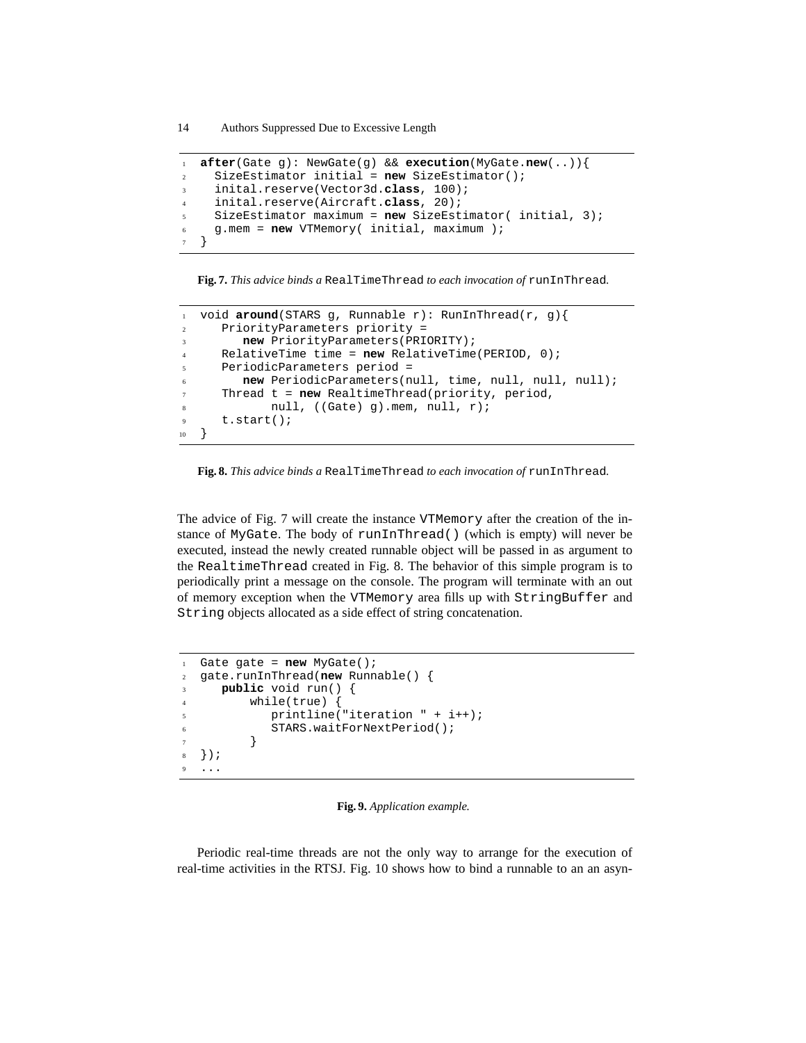```
after(Gate g): NewGate(g) && execution(MyGate.new(..)){
  SizeEstimator initial = new SizeEstimator();
  inital.reserve(Vector3d.class, 100);
  inital.reserve(Aircraft.class, 20);
  SizeEstimator maximum = new SizeEstimator( initial, 3);
  g.mem = new VTMemory( initial, maximum );
}
```

**Fig. 7.** *This advice binds a* RealTimeThread *to each invocation of* runInThread*.*

```
void around(STARS g, Runnable r): RunInThread(r, g){
   PriorityParameters priority =
      new PriorityParameters(PRIORITY);
   RelativeTime time = new RelativeTime(PERIOD, 0);
   PeriodicParameters period =
      new PeriodicParameters(null, time, null, null, null);
   Thread t = new RealtimeThread(priority, period,
          null, ((Gate) g).mem, null, r);
   t.start();
}
```

**Fig. 8.** *This advice binds a* RealTimeThread *to each invocation of* runInThread*.*

The advice of Fig. 7 will create the instance VTMemory after the creation of the instance of MyGate. The body of runInThread() (which is empty) will never be executed, instead the newly created runnable object will be passed in as argument to the RealtimeThread created in Fig. 8. The behavior of this simple program is to periodically print a message on the console. The program will terminate with an out of memory exception when the VTMemory area fills up with StringBuffer and String objects allocated as a side effect of string concatenation.

```
Gate gate = new MyGate();
gate.runInThread(new Runnable() {
   public void run() {
       while(true) {
          printline("iteration " + i++);
          STARS.waitForNextPeriod();
       }
});
...
```

**Fig. 9.** *Application example.*

Periodic real-time threads are not the only way to arrange for the execution of real-time activities in the RTSJ. Fig. 10 shows how to bind a runnable to an an asyn-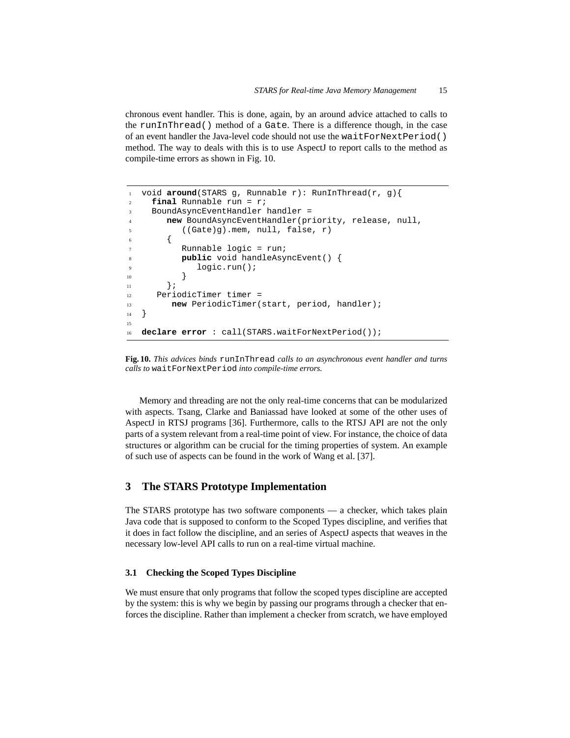chronous event handler. This is done, again, by an around advice attached to calls to the `runInThread()` method of a `Gate`. There is a difference though, in the case of an event handler the Java-level code should not use the `waitForNextPeriod()` method. The way to deals with this is to use AspectJ to report calls to the method as compile-time errors as shown in Fig. 10.

```
void around(STARS g, Runnable r): RunInThread(r, g){
  final Runnable run = r;
  BoundAsyncEventHandler handler =
     new BoundAsyncEventHandler(priority, release, null,
        ((Gate)g).mem, null, false, r)
     {
        Runnable logic = run;
        public void handleAsyncEvent() {
           logic.run();
        }
     };
   PeriodicTimer timer =
      new PeriodicTimer(start, period, handler);
}

declare error : call(STARS.waitForNextPeriod());
```

**Fig. 10.** *This advices binds* `runInThread` *calls to an asynchronous event handler and turns calls to* `waitForNextPeriod` *into compile-time errors.*

Memory and threading are not the only real-time concerns that can be modularized with aspects. Tsang, Clarke and Baniassad have looked at some of the other uses of AspectJ in RTSJ programs [36]. Furthermore, calls to the RTSJ API are not the only parts of a system relevant from a real-time point of view. For instance, the choice of data structures or algorithm can be crucial for the timing properties of system. An example of such use of aspects can be found in the work of Wang et al. [37].

## 3 The STARS Prototype Implementation

The STARS prototype has two software components — a checker, which takes plain Java code that is supposed to conform to the Scoped Types discipline, and verifies that it does in fact follow the discipline, and an series of AspectJ aspects that weaves in the necessary low-level API calls to run on a real-time virtual machine.

### 3.1 Checking the Scoped Types Discipline

We must ensure that only programs that follow the scoped types discipline are accepted by the system: this is why we begin by passing our programs through a checker that enforces the discipline. Rather than implement a checker from scratch, we have employed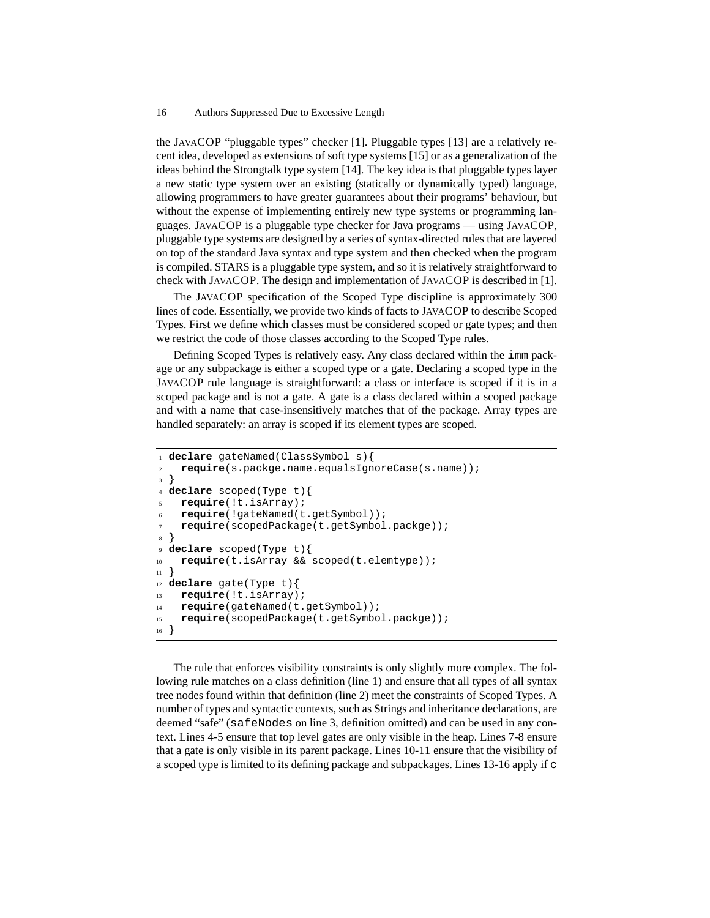the JAVACOP "pluggable types" checker [1]. Pluggable types [13] are a relatively recent idea, developed as extensions of soft type systems [15] or as a generalization of the ideas behind the Strongtalk type system [14]. The key idea is that pluggable types layer a new static type system over an existing (statically or dynamically typed) language, allowing programmers to have greater guarantees about their programs' behaviour, but without the expense of implementing entirely new type systems or programming languages. JAVACOP is a pluggable type checker for Java programs — using JAVACOP, pluggable type systems are designed by a series of syntax-directed rules that are layered on top of the standard Java syntax and type system and then checked when the program is compiled. STARS is a pluggable type system, and so it is relatively straightforward to check with JAVACOP. The design and implementation of JAVACOP is described in [1].

The JAVACOP specification of the Scoped Type discipline is approximately 300 lines of code. Essentially, we provide two kinds of facts to JAVACOP to describe Scoped Types. First we define which classes must be considered scoped or gate types; and then we restrict the code of those classes according to the Scoped Type rules.

Defining Scoped Types is relatively easy. Any class declared within the `imm` package or any subpackage is either a scoped type or a gate. Declaring a scoped type in the JAVACOP rule language is straightforward: a class or interface is scoped if it is in a scoped package and is not a gate. A gate is a class declared within a scoped package and with a name that case-insensitively matches that of the package. Array types are handled separately: an array is scoped if its element types are scoped.

```
1  declare gateNamed(ClassSymbol s){
2    require(s.packge.name.equalsIgnoreCase(s.name));
3  }
4  declare scoped(Type t){
5    require(!t.isArray);
6    require(!gateNamed(t.getSymbol));
7    require(scopedPackage(t.getSymbol.packge));
8  }
9  declare scoped(Type t){
10   require(t.isArray && scoped(t.elemtype));
11 }
12 declare gate(Type t){
13   require(!t.isArray);
14   require(gateNamed(t.getSymbol));
15   require(scopedPackage(t.getSymbol.packge));
16 }
```

The rule that enforces visibility constraints is only slightly more complex. The following rule matches on a class definition (line 1) and ensure that all types of all syntax tree nodes found within that definition (line 2) meet the constraints of Scoped Types. A number of types and syntactic contexts, such as Strings and inheritance declarations, are deemed "safe" (`safeNodes` on line 3, definition omitted) and can be used in any context. Lines 4-5 ensure that top level gates are only visible in the heap. Lines 7-8 ensure that a gate is only visible in its parent package. Lines 10-11 ensure that the visibility of a scoped type is limited to its defining package and subpackages. Lines 13-16 apply if `c`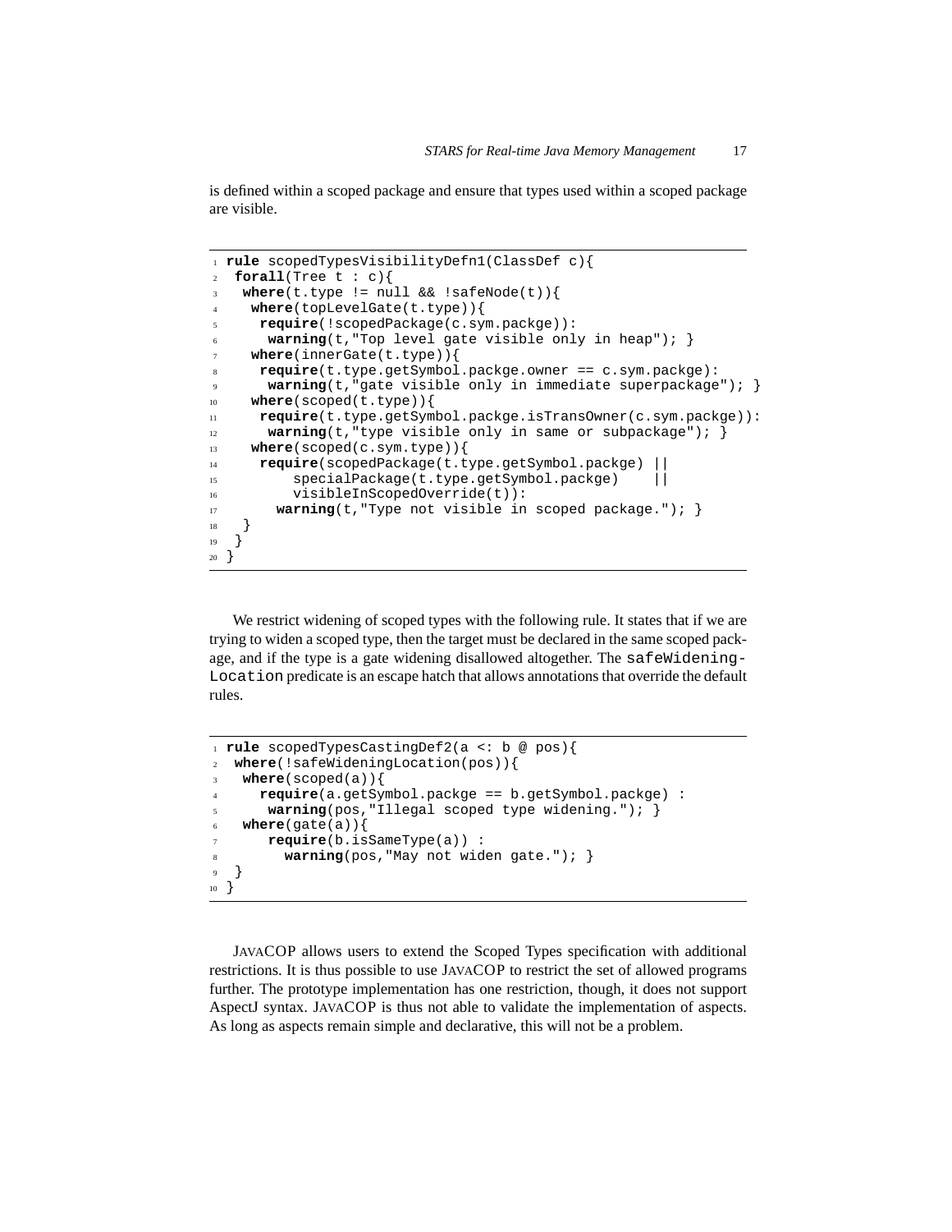is defined within a scoped package and ensure that types used within a scoped package are visible.

```
1  rule scopedTypesVisibilityDefn1(ClassDef c){
2   forall(Tree t : c){
3    where(t.type != null && !safeNode(t)){
4     where(topLevelGate(t.type)){
5      require(!scopedPackage(c.sym.packge)):
6       warning(t,"Top level gate visible only in heap"); }
7     where(innerGate(t.type)){
8      require(t.type.getSymbol.packge.owner == c.sym.packge):
9       warning(t,"gate visible only in immediate superpackage"); }
10    where(scoped(t.type)){
11     require(t.type.getSymbol.packge.isTransOwner(c.sym.packge)):
12      warning(t,"type visible only in same or subpackage"); }
13    where(scoped(c.sym.type)){
14     require(scopedPackage(t.type.getSymbol.packge) ||
15         specialPackage(t.type.getSymbol.packge)    ||
16         visibleInScopedOverride(t)):
17       warning(t,"Type not visible in scoped package."); }
18   }
19  }
20 }
```

We restrict widening of scoped types with the following rule. It states that if we are trying to widen a scoped type, then the target must be declared in the same scoped package, and if the type is a gate widening disallowed altogether. The `safeWideningLocation` predicate is an escape hatch that allows annotations that override the default rules.

```
1  rule scopedTypesCastingDef2(a <: b @ pos){
2   where(!safeWideningLocation(pos)){
3    where(scoped(a)){
4      require(a.getSymbol.packge == b.getSymbol.packge) :
5       warning(pos,"Illegal scoped type widening."); }
6    where(gate(a)){
7       require(b.isSameType(a)) :
8         warning(pos,"May not widen gate."); }
9   }
10 }
```

JAVACOP allows users to extend the Scoped Types specification with additional restrictions. It is thus possible to use JAVACOP to restrict the set of allowed programs further. The prototype implementation has one restriction, though, it does not support AspectJ syntax. JAVACOP is thus not able to validate the implementation of aspects. As long as aspects remain simple and declarative, this will not be a problem.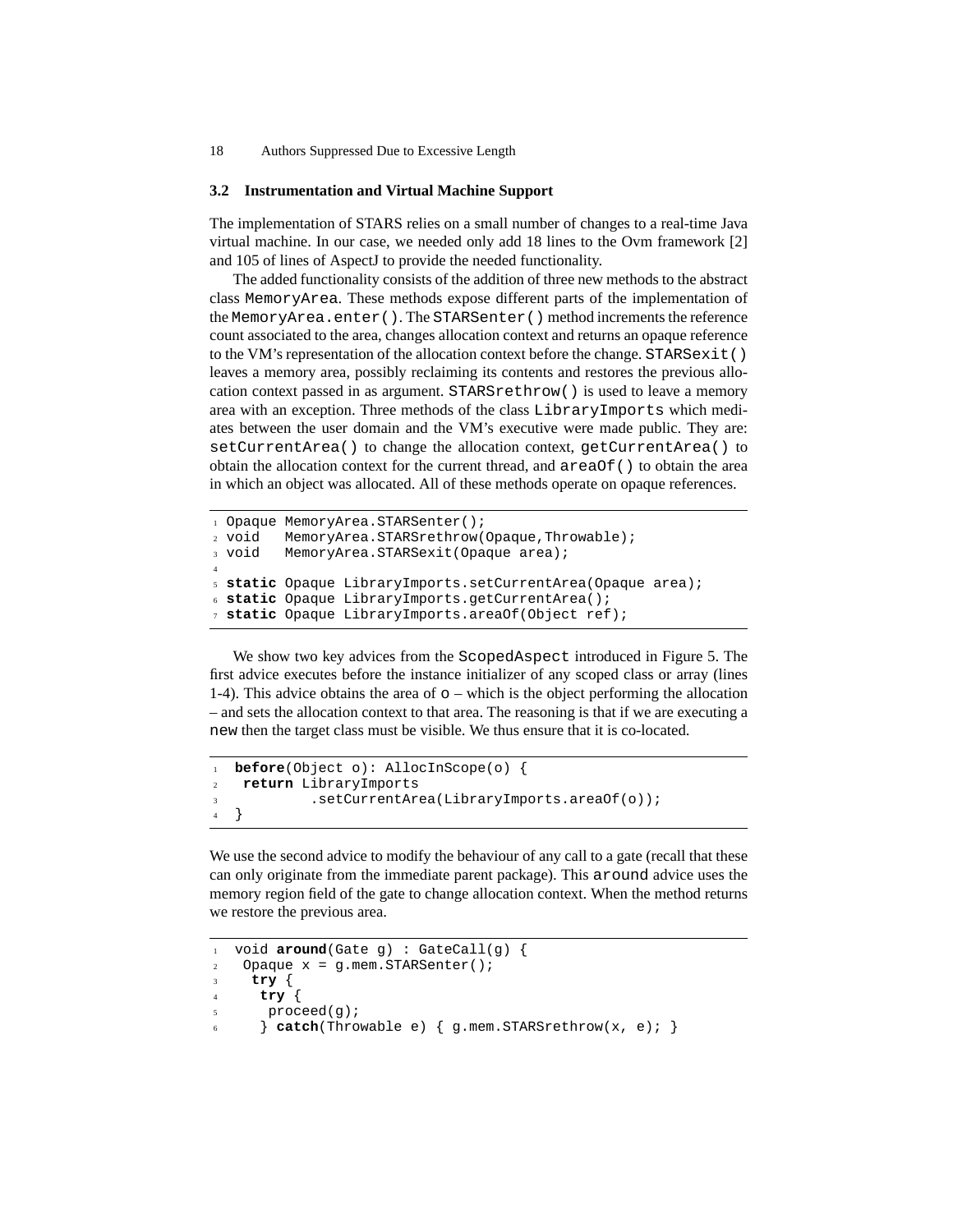### 3.2 Instrumentation and Virtual Machine Support

The implementation of STARS relies on a small number of changes to a real-time Java virtual machine. In our case, we needed only add 18 lines to the Ovm framework [2] and 105 of lines of AspectJ to provide the needed functionality.

The added functionality consists of the addition of three new methods to the abstract class `MemoryArea`. These methods expose different parts of the implementation of the `MemoryArea.enter()`. The `STARSenter()` method increments the reference count associated to the area, changes allocation context and returns an opaque reference to the VM's representation of the allocation context before the change. `STARSexit()` leaves a memory area, possibly reclaiming its contents and restores the previous allocation context passed in as argument. `STARSrethrow()` is used to leave a memory area with an exception. Three methods of the class `LibraryImports` which mediates between the user domain and the VM's executive were made public. They are: `setCurrentArea()` to change the allocation context, `getCurrentArea()` to obtain the allocation context for the current thread, and `areaOf()` to obtain the area in which an object was allocated. All of these methods operate on opaque references.

```
1 Opaque MemoryArea.STARSenter();
2 void   MemoryArea.STARSrethrow(Opaque,Throwable);
3 void   MemoryArea.STARSexit(Opaque area);
4
5 static Opaque LibraryImports.setCurrentArea(Opaque area);
6 static Opaque LibraryImports.getCurrentArea();
7 static Opaque LibraryImports.areaOf(Object ref);
```

We show two key advices from the `ScopedAspect` introduced in Figure 5. The first advice executes before the instance initializer of any scoped class or array (lines 1-4). This advice obtains the area of `o` – which is the object performing the allocation – and sets the allocation context to that area. The reasoning is that if we are executing a `new` then the target class must be visible. We thus ensure that it is co-located.

```
1  before(Object o): AllocInScope(o) {
2   return LibraryImports
3           .setCurrentArea(LibraryImports.areaOf(o));
4  }
```

We use the second advice to modify the behaviour of any call to a gate (recall that these can only originate from the immediate parent package). This `around` advice uses the memory region field of the gate to change allocation context. When the method returns we restore the previous area.

```
1  void around(Gate g) : GateCall(g) {
2   Opaque x = g.mem.STARSenter();
3    try {
4     try {
5      proceed(g);
6     } catch(Throwable e) { g.mem.STARSrethrow(x, e); }
```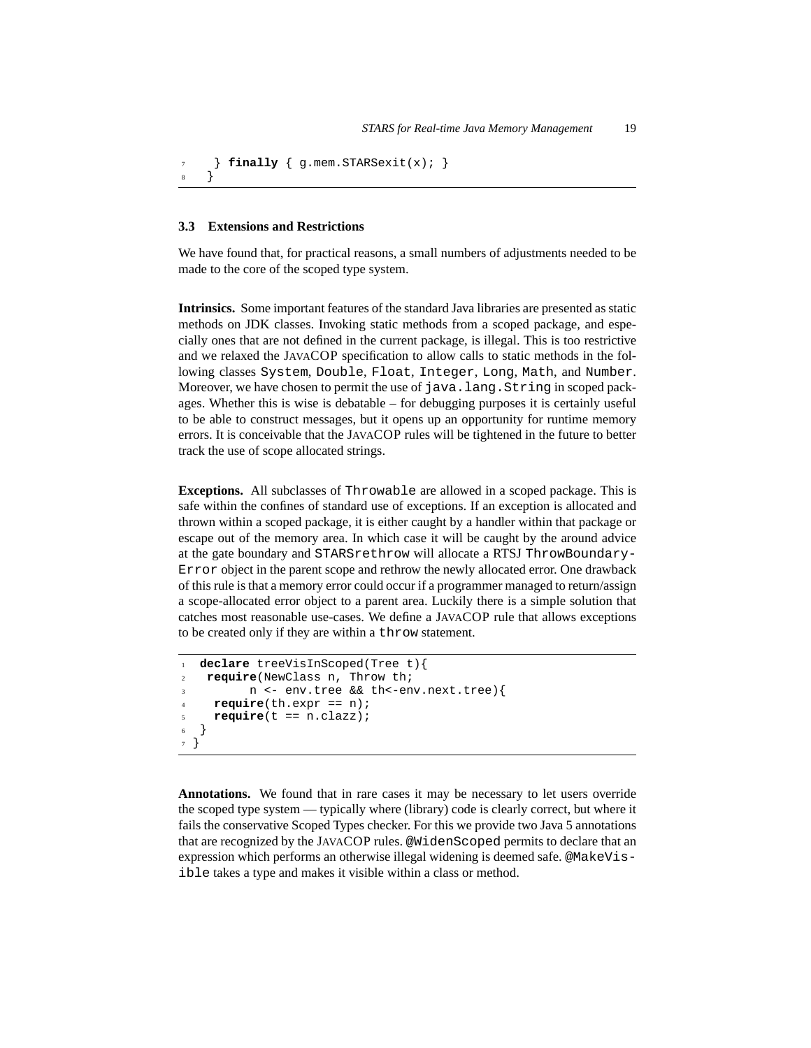```
    } finally { g.mem.STARSexit(x); }
  }
```

### 3.3 Extensions and Restrictions

We have found that, for practical reasons, a small numbers of adjustments needed to be made to the core of the scoped type system.

**Intrinsics.** Some important features of the standard Java libraries are presented as static methods on JDK classes. Invoking static methods from a scoped package, and especially ones that are not defined in the current package, is illegal. This is too restrictive and we relaxed the JAVACOP specification to allow calls to static methods in the following classes `System`, `Double`, `Float`, `Integer`, `Long`, `Math`, and `Number`. Moreover, we have chosen to permit the use of `java.lang.String` in scoped packages. Whether this is wise is debatable – for debugging purposes it is certainly useful to be able to construct messages, but it opens up an opportunity for runtime memory errors. It is conceivable that the JAVACOP rules will be tightened in the future to better track the use of scope allocated strings.

**Exceptions.** All subclasses of `Throwable` are allowed in a scoped package. This is safe within the confines of standard use of exceptions. If an exception is allocated and thrown within a scoped package, it is either caught by a handler within that package or escape out of the memory area. In which case it will be caught by the around advice at the gate boundary and `STARSrethrow` will allocate a RTSJ `ThrowBoundaryError` object in the parent scope and rethrow the newly allocated error. One drawback of this rule is that a memory error could occur if a programmer managed to return/assign a scope-allocated error object to a parent area. Luckily there is a simple solution that catches most reasonable use-cases. We define a JAVACOP rule that allows exceptions to be created only if they are within a `throw` statement.

```
declare treeVisInScoped(Tree t){
 require(NewClass n, Throw th;
       n <- env.tree && th<-env.next.tree){
  require(th.expr == n);
  require(t == n.clazz);
 }
}
```

**Annotations.** We found that in rare cases it may be necessary to let users override the scoped type system — typically where (library) code is clearly correct, but where it fails the conservative Scoped Types checker. For this we provide two Java 5 annotations that are recognized by the JAVACOP rules. `@WidenScoped` permits to declare that an expression which performs an otherwise illegal widening is deemed safe. `@MakeVisible` takes a type and makes it visible within a class or method.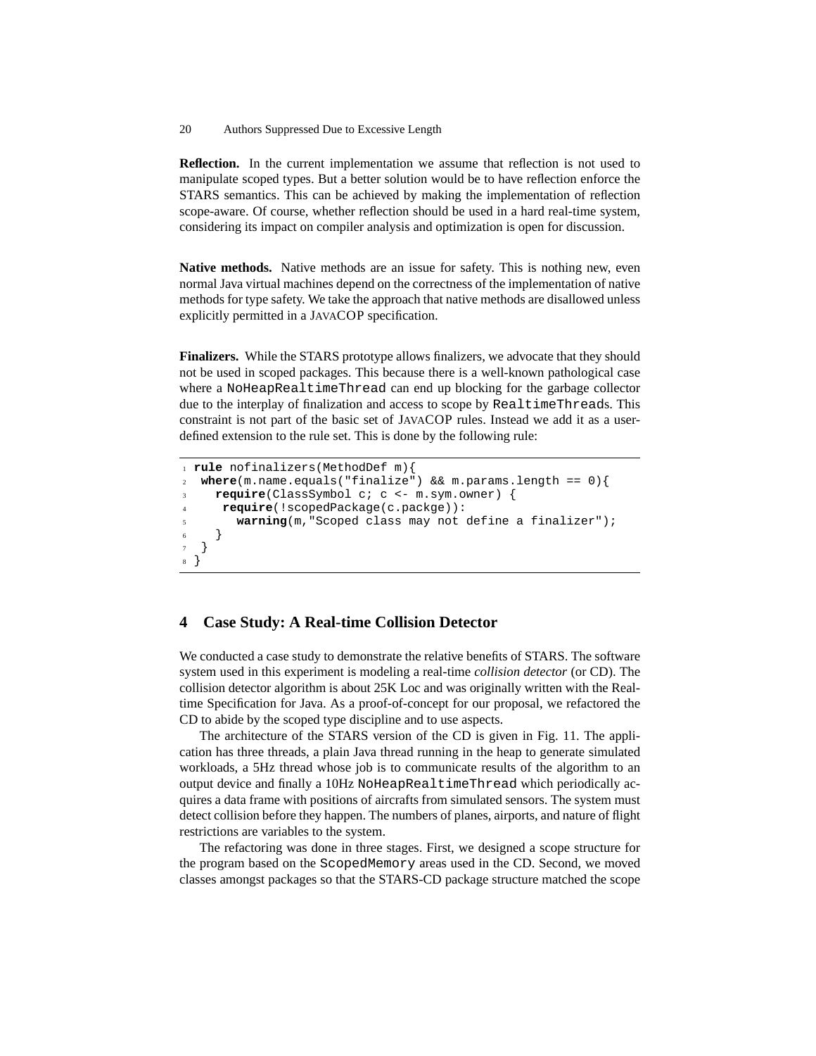**Reflection.** In the current implementation we assume that reflection is not used to manipulate scoped types. But a better solution would be to have reflection enforce the STARS semantics. This can be achieved by making the implementation of reflection scope-aware. Of course, whether reflection should be used in a hard real-time system, considering its impact on compiler analysis and optimization is open for discussion.

**Native methods.** Native methods are an issue for safety. This is nothing new, even normal Java virtual machines depend on the correctness of the implementation of native methods for type safety. We take the approach that native methods are disallowed unless explicitly permitted in a JAVACOP specification.

**Finalizers.** While the STARS prototype allows finalizers, we advocate that they should not be used in scoped packages. This because there is a well-known pathological case where a `NoHeapRealtimeThread` can end up blocking for the garbage collector due to the interplay of finalization and access to scope by `RealtimeThread`s. This constraint is not part of the basic set of JAVACOP rules. Instead we add it as a user-defined extension to the rule set. This is done by the following rule:

```
1 rule nofinalizers(MethodDef m){
2  where(m.name.equals("finalize") && m.params.length == 0){
3    require(ClassSymbol c; c <- m.sym.owner) {
4     require(!scopedPackage(c.packge)):
5       warning(m,"Scoped class may not define a finalizer");
6    }
7  }
8 }
```

## 4 Case Study: A Real-time Collision Detector

We conducted a case study to demonstrate the relative benefits of STARS. The software system used in this experiment is modeling a real-time *collision detector* (or CD). The collision detector algorithm is about 25K Loc and was originally written with the Real-time Specification for Java. As a proof-of-concept for our proposal, we refactored the CD to abide by the scoped type discipline and to use aspects.

The architecture of the STARS version of the CD is given in Fig. 11. The application has three threads, a plain Java thread running in the heap to generate simulated workloads, a 5Hz thread whose job is to communicate results of the algorithm to an output device and finally a 10Hz `NoHeapRealtimeThread` which periodically acquires a data frame with positions of aircrafts from simulated sensors. The system must detect collision before they happen. The numbers of planes, airports, and nature of flight restrictions are variables to the system.

The refactoring was done in three stages. First, we designed a scope structure for the program based on the `ScopedMemory` areas used in the CD. Second, we moved classes amongst packages so that the STARS-CD package structure matched the scope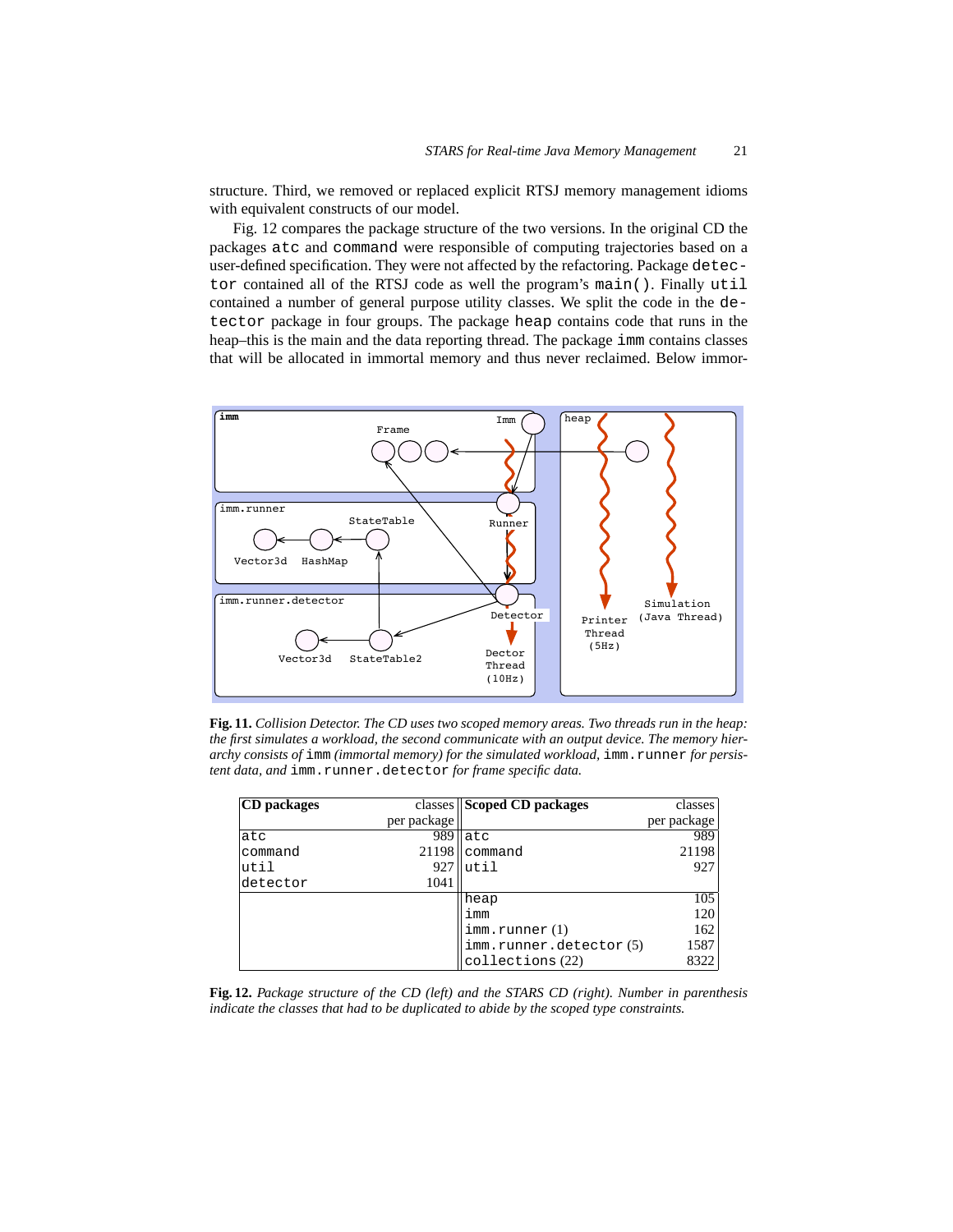structure. Third, we removed or replaced explicit RTSJ memory management idioms with equivalent constructs of our model.

Fig. 12 compares the package structure of the two versions. In the original CD the packages `atc` and `command` were responsible of computing trajectories based on a user-defined specification. They were not affected by the refactoring. Package `detector` contained all of the RTSJ code as well the program's `main()`. Finally `util` contained a number of general purpose utility classes. We split the code in the `detector` package in four groups. The package `heap` contains code that runs in the heap–this is the main and the data reporting thread. The package `imm` contains classes that will be allocated in immortal memory and thus never reclaimed. Below immor-

**Fig. 11.** *Collision Detector. The CD uses two scoped memory areas. Two threads run in the heap: the first simulates a workload, the second communicate with an output device. The memory hierarchy consists of* `imm` *(immortal memory) for the simulated workload,* `imm.runner` *for persistent data, and* `imm.runner.detector` *for frame specific data.*

| **CD packages** | classes per package | **Scoped CD packages** | classes per package |
|---|---|---|---|
| `atc` | 989 | `atc` | 989 |
| `command` | 21198 | `command` | 21198 |
| `util` | 927 | `util` | 927 |
| `detector` | 1041 | | |
| | | `heap` | 105 |
| | | `imm` | 120 |
| | | `imm.runner` (1) | 162 |
| | | `imm.runner.detector` (5) | 1587 |
| | | `collections` (22) | 8322 |

**Fig. 12.** *Package structure of the CD (left) and the STARS CD (right). Number in parenthesis indicate the classes that had to be duplicated to abide by the scoped type constraints.*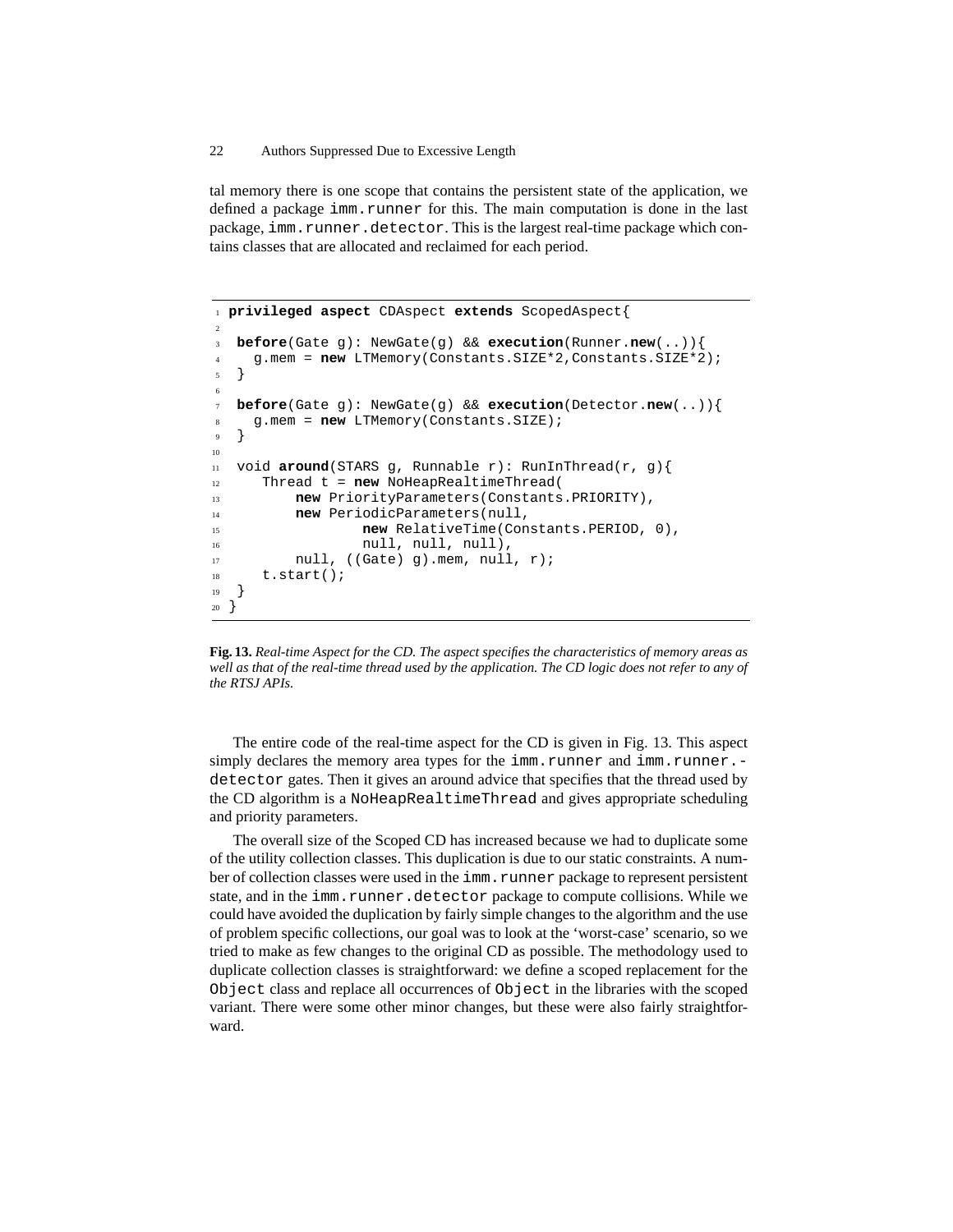tal memory there is one scope that contains the persistent state of the application, we defined a package `imm.runner` for this. The main computation is done in the last package, `imm.runner.detector`. This is the largest real-time package which contains classes that are allocated and reclaimed for each period.

```
privileged aspect CDAspect extends ScopedAspect{

 before(Gate g): NewGate(g) && execution(Runner.new(..)){
   g.mem = new LTMemory(Constants.SIZE*2,Constants.SIZE*2);
 }

 before(Gate g): NewGate(g) && execution(Detector.new(..)){
   g.mem = new LTMemory(Constants.SIZE);
 }

 void around(STARS g, Runnable r): RunInThread(r, g){
    Thread t = new NoHeapRealtimeThread(
        new PriorityParameters(Constants.PRIORITY),
        new PeriodicParameters(null,
                new RelativeTime(Constants.PERIOD, 0),
                null, null, null),
        null, ((Gate) g).mem, null, r);
    t.start();
 }
}
```

**Fig. 13.** *Real-time Aspect for the CD. The aspect specifies the characteristics of memory areas as well as that of the real-time thread used by the application. The CD logic does not refer to any of the RTSJ APIs.*

The entire code of the real-time aspect for the CD is given in Fig. 13. This aspect simply declares the memory area types for the `imm.runner` and `imm.runner.detector` gates. Then it gives an around advice that specifies that the thread used by the CD algorithm is a `NoHeapRealtimeThread` and gives appropriate scheduling and priority parameters.

The overall size of the Scoped CD has increased because we had to duplicate some of the utility collection classes. This duplication is due to our static constraints. A number of collection classes were used in the `imm.runner` package to represent persistent state, and in the `imm.runner.detector` package to compute collisions. While we could have avoided the duplication by fairly simple changes to the algorithm and the use of problem specific collections, our goal was to look at the 'worst-case' scenario, so we tried to make as few changes to the original CD as possible. The methodology used to duplicate collection classes is straightforward: we define a scoped replacement for the `Object` class and replace all occurrences of `Object` in the libraries with the scoped variant. There were some other minor changes, but these were also fairly straightforward.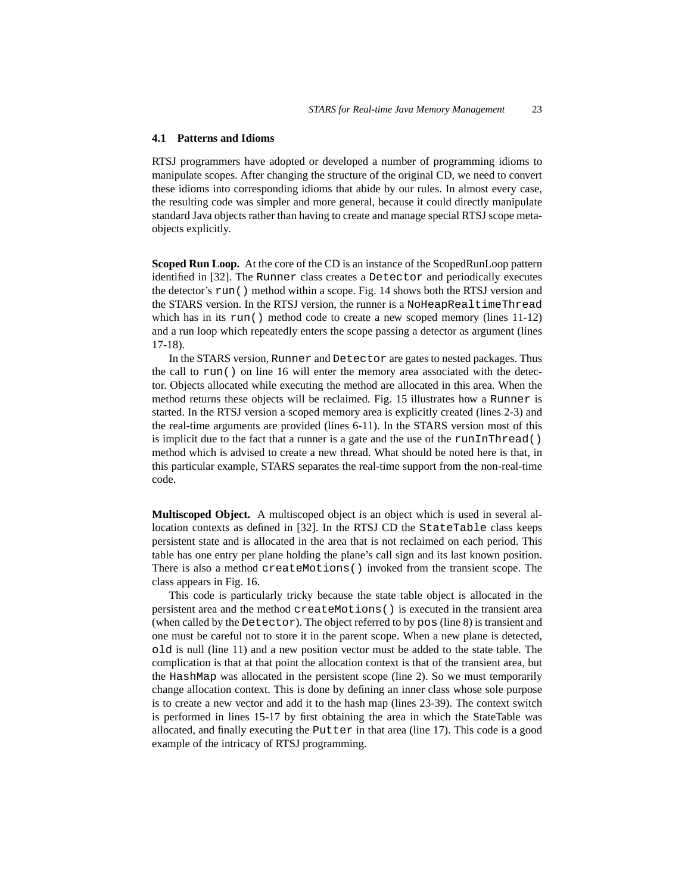### 4.1 Patterns and Idioms

RTSJ programmers have adopted or developed a number of programming idioms to manipulate scopes. After changing the structure of the original CD, we need to convert these idioms into corresponding idioms that abide by our rules. In almost every case, the resulting code was simpler and more general, because it could directly manipulate standard Java objects rather than having to create and manage special RTSJ scope meta-objects explicitly.

**Scoped Run Loop.** At the core of the CD is an instance of the ScopedRunLoop pattern identified in [32]. The `Runner` class creates a `Detector` and periodically executes the detector's `run()` method within a scope. Fig. 14 shows both the RTSJ version and the STARS version. In the RTSJ version, the runner is a `NoHeapRealtimeThread` which has in its `run()` method code to create a new scoped memory (lines 11-12) and a run loop which repeatedly enters the scope passing a detector as argument (lines 17-18).

In the STARS version, `Runner` and `Detector` are gates to nested packages. Thus the call to `run()` on line 16 will enter the memory area associated with the detector. Objects allocated while executing the method are allocated in this area. When the method returns these objects will be reclaimed. Fig. 15 illustrates how a `Runner` is started. In the RTSJ version a scoped memory area is explicitly created (lines 2-3) and the real-time arguments are provided (lines 6-11). In the STARS version most of this is implicit due to the fact that a runner is a gate and the use of the `runInThread()` method which is advised to create a new thread. What should be noted here is that, in this particular example, STARS separates the real-time support from the non-real-time code.

**Multiscoped Object.** A multiscoped object is an object which is used in several allocation contexts as defined in [32]. In the RTSJ CD the `StateTable` class keeps persistent state and is allocated in the area that is not reclaimed on each period. This table has one entry per plane holding the plane's call sign and its last known position. There is also a method `createMotions()` invoked from the transient scope. The class appears in Fig. 16.

This code is particularly tricky because the state table object is allocated in the persistent area and the method `createMotions()` is executed in the transient area (when called by the `Detector`). The object referred to by `pos` (line 8) is transient and one must be careful not to store it in the parent scope. When a new plane is detected, `old` is null (line 11) and a new position vector must be added to the state table. The complication is that at that point the allocation context is that of the transient area, but the `HashMap` was allocated in the persistent scope (line 2). So we must temporarily change allocation context. This is done by defining an inner class whose sole purpose is to create a new vector and add it to the hash map (lines 23-39). The context switch is performed in lines 15-17 by first obtaining the area in which the StateTable was allocated, and finally executing the `Putter` in that area (line 17). This code is a good example of the intricacy of RTSJ programming.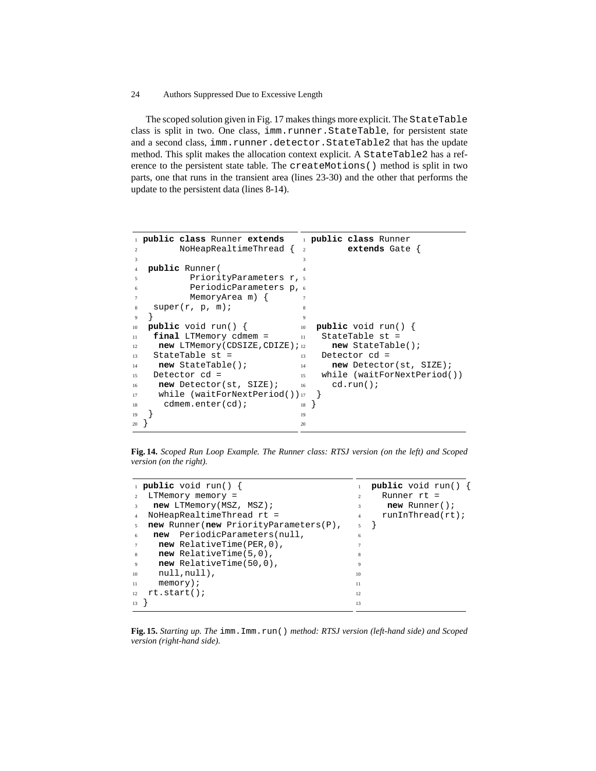The scoped solution given in Fig. 17 makes things more explicit. The `StateTable` class is split in two. One class, `imm.runner.StateTable`, for persistent state and a second class, `imm.runner.detector.StateTable2` that has the update method. This split makes the allocation context explicit. A `StateTable2` has a reference to the persistent state table. The `createMotions()` method is split in two parts, one that runs in the transient area (lines 23-30) and the other that performs the update to the persistent data (lines 8-14).

```
1  public class Runner extends
2        NoHeapRealtimeThread {
3
4   public Runner(
5          PriorityParameters r,
6          PeriodicParameters p,
7          MemoryArea m) {
8    super(r, p, m);
9   }
10  public void run() {
11   final LTMemory cdmem =
12    new LTMemory(CDSIZE,CDIZE);
13   StateTable st =
14    new StateTable();
15   Detector cd =
16    new Detector(st, SIZE);
17    while (waitForNextPeriod())
18     cdmem.enter(cd);
19  }
20 }
```

```
1  public class Runner
2        extends Gate {
3
4
5
6
7
8
9
10  public void run() {
11   StateTable st =
12     new StateTable();
13   Detector cd =
14     new Detector(st, SIZE);
15   while (waitForNextPeriod())
16     cd.run();
17  }
18 }
19
20
```

**Fig. 14.** *Scoped Run Loop Example. The Runner class: RTSJ version (on the left) and Scoped version (on the right).*

```
1  public void run() {
2   LTMemory memory =
3    new LTMemory(MSZ, MSZ);
4   NoHeapRealtimeThread rt =
5   new Runner(new PriorityParameters(P),
6    new  PeriodicParameters(null,
7     new RelativeTime(PER,0),
8     new RelativeTime(5,0),
9     new RelativeTime(50,0),
10    null,null),
11    memory);
12  rt.start();
13 }
```

```
1  public void run() {
2    Runner rt =
3     new Runner();
4    runInThread(rt);
5  }
6
7
8
9
10
11
12
13
```

**Fig. 15.** *Starting up. The* `imm.Imm.run()` *method: RTSJ version (left-hand side) and Scoped version (right-hand side).*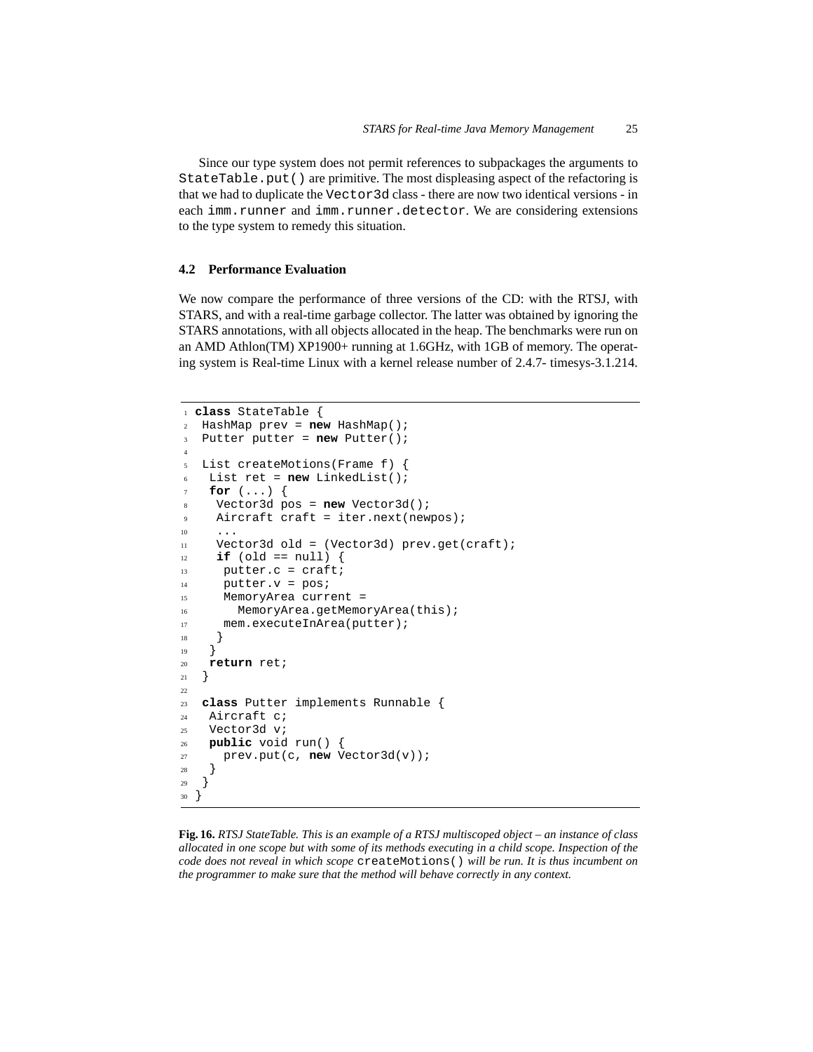Since our type system does not permit references to subpackages the arguments to `StateTable.put()` are primitive. The most displeasing aspect of the refactoring is that we had to duplicate the `Vector3d` class - there are now two identical versions - in each `imm.runner` and `imm.runner.detector`. We are considering extensions to the type system to remedy this situation.

### 4.2 Performance Evaluation

We now compare the performance of three versions of the CD: with the RTSJ, with STARS, and with a real-time garbage collector. The latter was obtained by ignoring the STARS annotations, with all objects allocated in the heap. The benchmarks were run on an AMD Athlon(TM) XP1900+ running at 1.6GHz, with 1GB of memory. The operating system is Real-time Linux with a kernel release number of 2.4.7- timesys-3.1.214.

```
1  class StateTable {
2   HashMap prev = new HashMap();
3   Putter putter = new Putter();
4
5   List createMotions(Frame f) {
6    List ret = new LinkedList();
7    for (...) {
8     Vector3d pos = new Vector3d();
9     Aircraft craft = iter.next(newpos);
10    ...
11    Vector3d old = (Vector3d) prev.get(craft);
12    if (old == null) {
13     putter.c = craft;
14     putter.v = pos;
15     MemoryArea current =
16       MemoryArea.getMemoryArea(this);
17     mem.executeInArea(putter);
18    }
19   }
20   return ret;
21  }
22
23  class Putter implements Runnable {
24   Aircraft c;
25   Vector3d v;
26   public void run() {
27     prev.put(c, new Vector3d(v));
28   }
29  }
30 }
```

**Fig. 16.** *RTSJ StateTable. This is an example of a RTSJ multiscoped object – an instance of class allocated in one scope but with some of its methods executing in a child scope. Inspection of the code does not reveal in which scope* `createMotions()` *will be run. It is thus incumbent on the programmer to make sure that the method will behave correctly in any context.*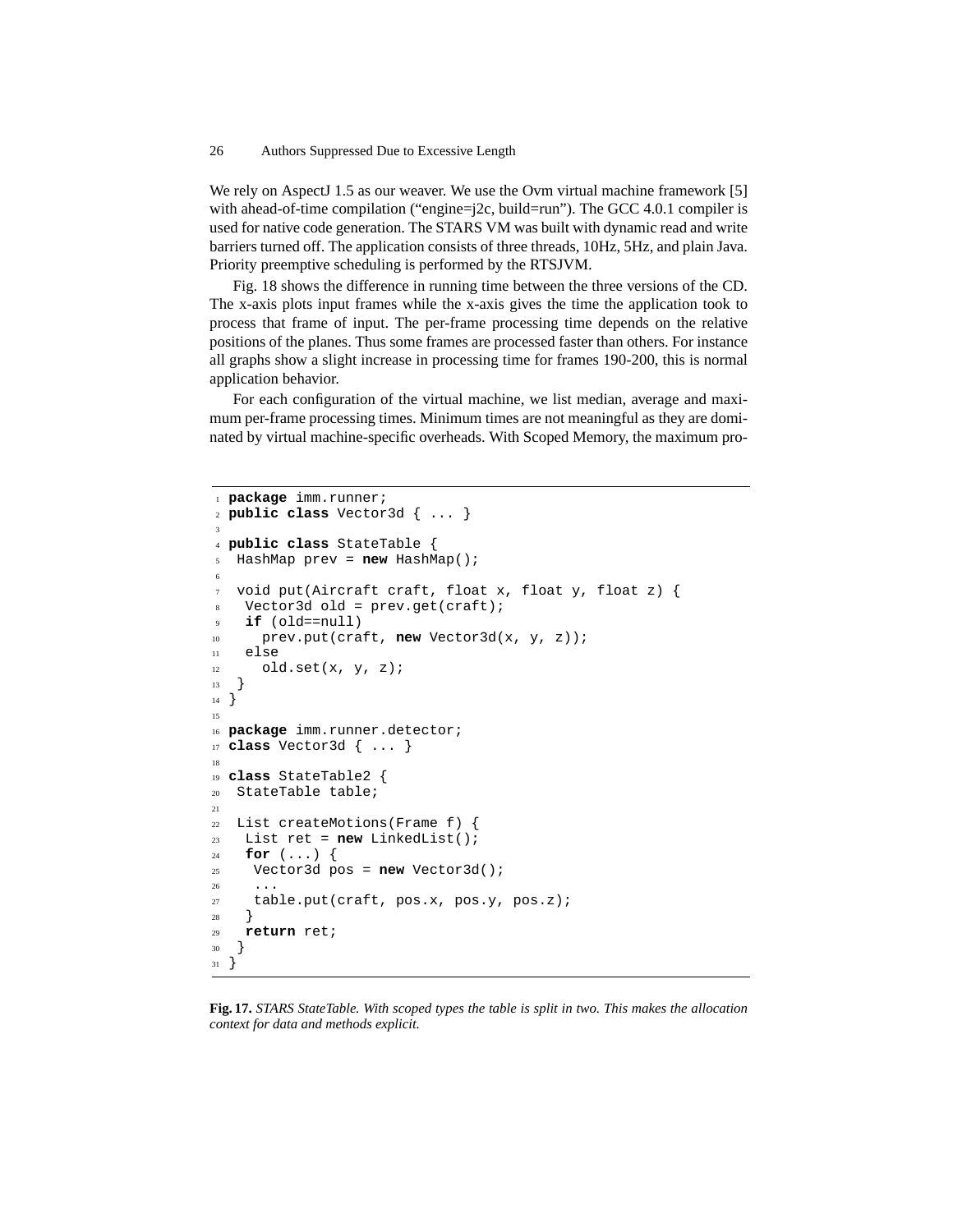We rely on AspectJ 1.5 as our weaver. We use the Ovm virtual machine framework [5] with ahead-of-time compilation ("engine=j2c, build=run"). The GCC 4.0.1 compiler is used for native code generation. The STARS VM was built with dynamic read and write barriers turned off. The application consists of three threads, 10Hz, 5Hz, and plain Java. Priority preemptive scheduling is performed by the RTSJVM.

Fig. 18 shows the difference in running time between the three versions of the CD. The x-axis plots input frames while the x-axis gives the time the application took to process that frame of input. The per-frame processing time depends on the relative positions of the planes. Thus some frames are processed faster than others. For instance all graphs show a slight increase in processing time for frames 190-200, this is normal application behavior.

For each configuration of the virtual machine, we list median, average and maximum per-frame processing times. Minimum times are not meaningful as they are dominated by virtual machine-specific overheads. With Scoped Memory, the maximum pro-

```
package imm.runner;
public class Vector3d { ... }

public class StateTable {
 HashMap prev = new HashMap();

 void put(Aircraft craft, float x, float y, float z) {
  Vector3d old = prev.get(craft);
  if (old==null)
    prev.put(craft, new Vector3d(x, y, z));
  else
    old.set(x, y, z);
 }
}

package imm.runner.detector;
class Vector3d { ... }

class StateTable2 {
 StateTable table;

 List createMotions(Frame f) {
  List ret = new LinkedList();
  for (...) {
   Vector3d pos = new Vector3d();
   ...
   table.put(craft, pos.x, pos.y, pos.z);
  }
  return ret;
 }
}
```

**Fig. 17.** *STARS StateTable. With scoped types the table is split in two. This makes the allocation context for data and methods explicit.*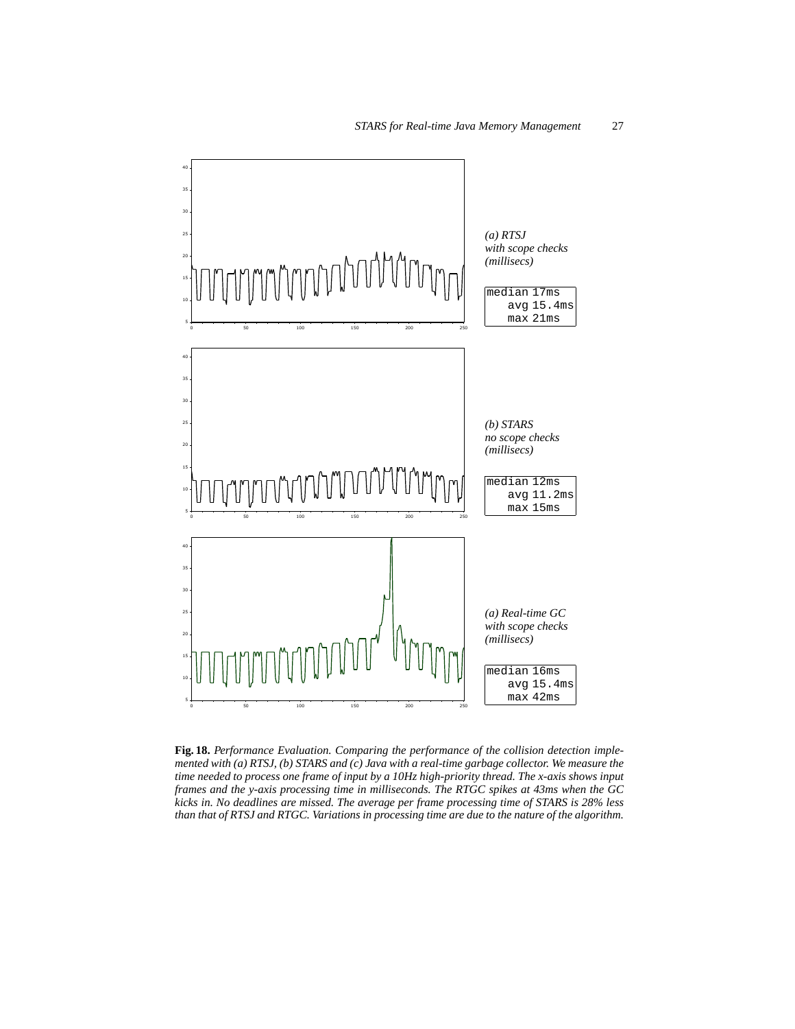(a) RTSJ
with scope checks
(millisecs)

```
median 17ms
   avg 15.4ms
   max 21ms
```

(b) STARS
no scope checks
(millisecs)

```
median 12ms
   avg 11.2ms
   max 15ms
```

(a) Real-time GC
with scope checks
(millisecs)

```
median 16ms
   avg 15.4ms
   max 42ms
```

**Fig. 18.** *Performance Evaluation. Comparing the performance of the collision detection implemented with (a) RTSJ, (b) STARS and (c) Java with a real-time garbage collector. We measure the time needed to process one frame of input by a 10Hz high-priority thread. The x-axis shows input frames and the y-axis processing time in milliseconds. The RTGC spikes at 43ms when the GC kicks in. No deadlines are missed. The average per frame processing time of STARS is 28% less than that of RTSJ and RTGC. Variations in processing time are due to the nature of the algorithm.*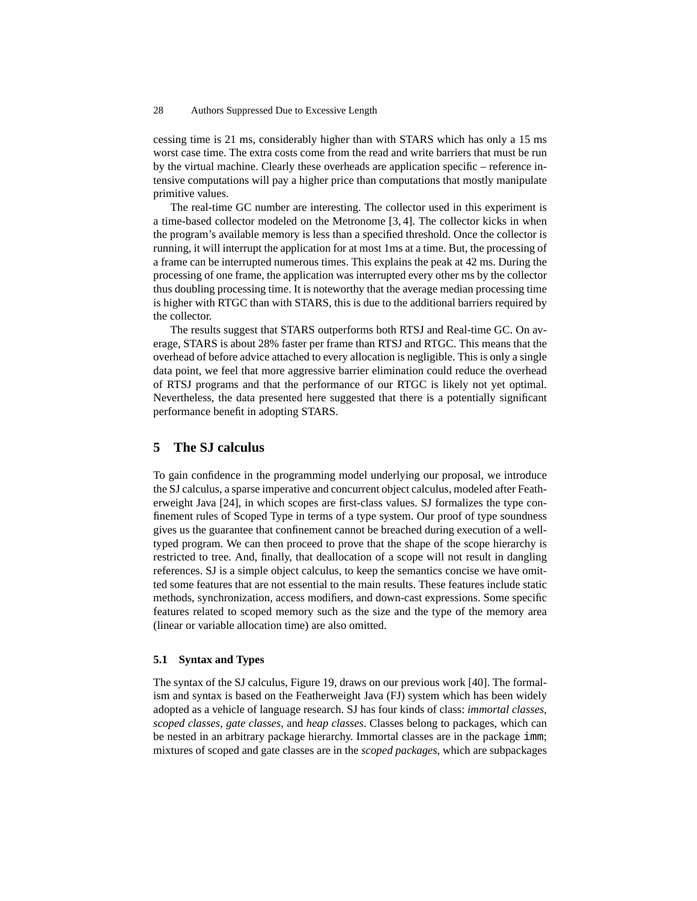cessing time is 21 ms, considerably higher than with STARS which has only a 15 ms worst case time. The extra costs come from the read and write barriers that must be run by the virtual machine. Clearly these overheads are application specific – reference intensive computations will pay a higher price than computations that mostly manipulate primitive values.

The real-time GC number are interesting. The collector used in this experiment is a time-based collector modeled on the Metronome [3, 4]. The collector kicks in when the program's available memory is less than a specified threshold. Once the collector is running, it will interrupt the application for at most 1ms at a time. But, the processing of a frame can be interrupted numerous times. This explains the peak at 42 ms. During the processing of one frame, the application was interrupted every other ms by the collector thus doubling processing time. It is noteworthy that the average median processing time is higher with RTGC than with STARS, this is due to the additional barriers required by the collector.

The results suggest that STARS outperforms both RTSJ and Real-time GC. On average, STARS is about 28% faster per frame than RTSJ and RTGC. This means that the overhead of before advice attached to every allocation is negligible. This is only a single data point, we feel that more aggressive barrier elimination could reduce the overhead of RTSJ programs and that the performance of our RTGC is likely not yet optimal. Nevertheless, the data presented here suggested that there is a potentially significant performance benefit in adopting STARS.

## 5 The SJ calculus

To gain confidence in the programming model underlying our proposal, we introduce the SJ calculus, a sparse imperative and concurrent object calculus, modeled after Featherweight Java [24], in which scopes are first-class values. SJ formalizes the type confinement rules of Scoped Type in terms of a type system. Our proof of type soundness gives us the guarantee that confinement cannot be breached during execution of a well-typed program. We can then proceed to prove that the shape of the scope hierarchy is restricted to tree. And, finally, that deallocation of a scope will not result in dangling references. SJ is a simple object calculus, to keep the semantics concise we have omitted some features that are not essential to the main results. These features include static methods, synchronization, access modifiers, and down-cast expressions. Some specific features related to scoped memory such as the size and the type of the memory area (linear or variable allocation time) are also omitted.

### 5.1 Syntax and Types

The syntax of the SJ calculus, Figure 19, draws on our previous work [40]. The formalism and syntax is based on the Featherweight Java (FJ) system which has been widely adopted as a vehicle of language research. SJ has four kinds of class: *immortal classes*, *scoped classes*, *gate classes*, and *heap classes*. Classes belong to packages, which can be nested in an arbitrary package hierarchy. Immortal classes are in the package `imm`; mixtures of scoped and gate classes are in the *scoped packages*, which are subpackages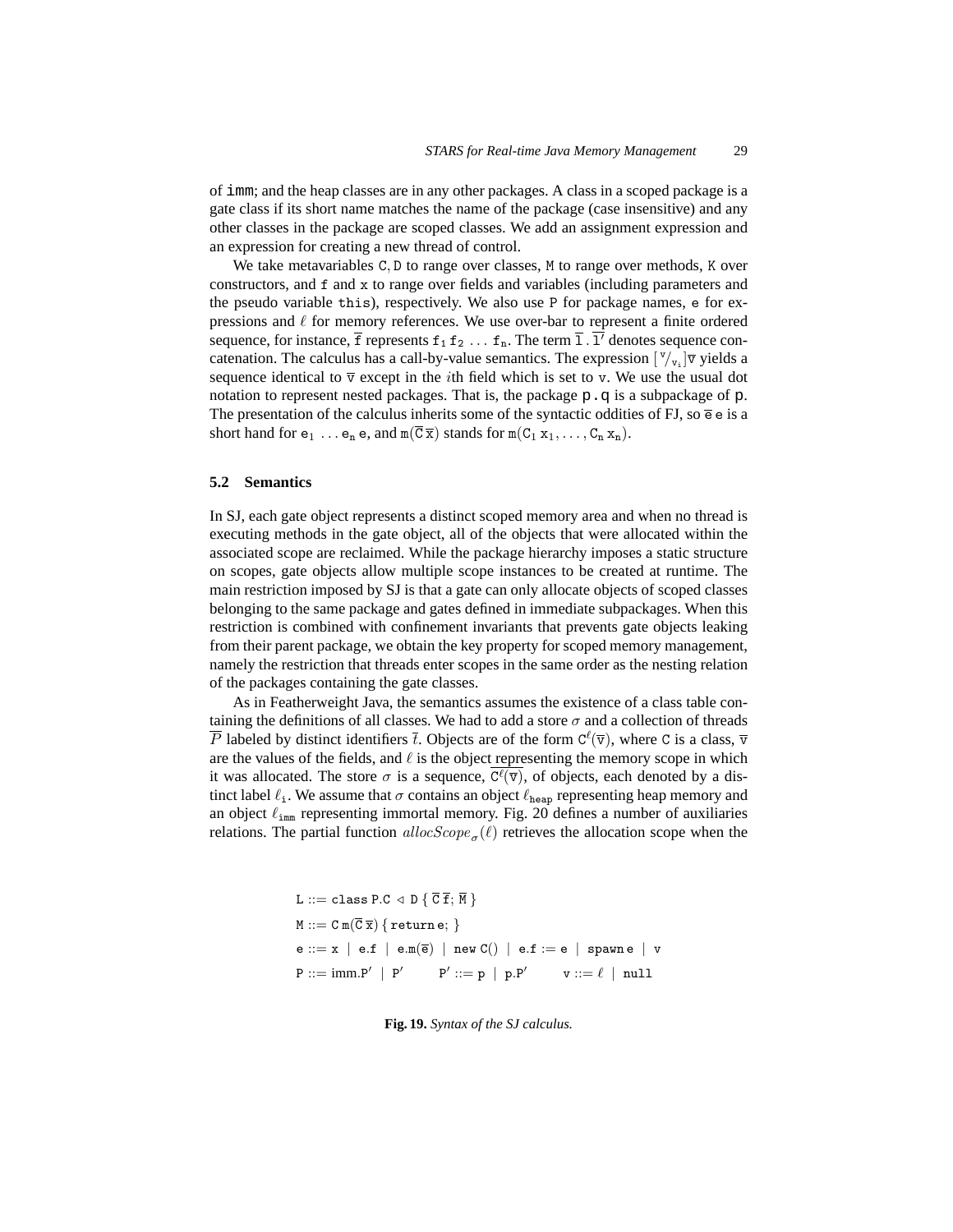of imm; and the heap classes are in any other packages. A class in a scoped package is a gate class if its short name matches the name of the package (case insensitive) and any other classes in the package are scoped classes. We add an assignment expression and an expression for creating a new thread of control.

We take metavariables $\mathtt{C}, \mathtt{D}$ to range over classes, $\mathtt{M}$ to range over methods, $\mathtt{K}$ over constructors, and $\mathtt{f}$ and $\mathtt{x}$ to range over fields and variables (including parameters and the pseudo variable this), respectively. We also use $\mathtt{P}$ for package names, $\mathtt{e}$ for expressions and $\ell$ for memory references. We use over-bar to represent a finite ordered sequence, for instance, $\overline{\mathtt{f}}$ represents $\mathtt{f}_1\,\mathtt{f}_2\,\ldots\,\mathtt{f}_n$. The term $\overline{\mathtt{l}}\,.\,\overline{\mathtt{l}'}$ denotes sequence concatenation. The calculus has a call-by-value semantics. The expression $[{}^{\mathtt{v}}/_{\mathtt{v}_i}]\overline{\mathtt{v}}$ yields a sequence identical to $\overline{\mathtt{v}}$ except in the $i$th field which is set to $\mathtt{v}$. We use the usual dot notation to represent nested packages. That is, the package p.q is a subpackage of p. The presentation of the calculus inherits some of the syntactic oddities of FJ, so $\overline{\mathtt{e}}\,\mathtt{e}$ is a short hand for $\mathtt{e}_1\,\ldots\,\mathtt{e}_n\,\mathtt{e}$, and $\mathtt{m}(\overline{\mathtt{C}}\,\overline{\mathtt{x}})$ stands for $\mathtt{m}(\mathtt{C}_1\,\mathtt{x}_1,\ldots,\mathtt{C}_n\,\mathtt{x}_n)$.

### 5.2 Semantics

In SJ, each gate object represents a distinct scoped memory area and when no thread is executing methods in the gate object, all of the objects that were allocated within the associated scope are reclaimed. While the package hierarchy imposes a static structure on scopes, gate objects allow multiple scope instances to be created at runtime. The main restriction imposed by SJ is that a gate can only allocate objects of scoped classes belonging to the same package and gates defined in immediate subpackages. When this restriction is combined with confinement invariants that prevents gate objects leaking from their parent package, we obtain the key property for scoped memory management, namely the restriction that threads enter scopes in the same order as the nesting relation of the packages containing the gate classes.

As in Featherweight Java, the semantics assumes the existence of a class table containing the definitions of all classes. We had to add a store $\sigma$ and a collection of threads $\overline{P}$ labeled by distinct identifiers $\bar{t}$. Objects are of the form $\mathtt{C}^{\ell}(\overline{\mathtt{v}})$, where $\mathtt{C}$ is a class, $\overline{\mathtt{v}}$ are the values of the fields, and $\ell$ is the object representing the memory scope in which it was allocated. The store $\sigma$ is a sequence, $\overline{\mathtt{C}^{\ell}(\overline{\mathtt{v}})}$, of objects, each denoted by a distinct label $\ell_{\mathtt{i}}$. We assume that $\sigma$ contains an object $\ell_{\mathtt{heap}}$ representing heap memory and an object $\ell_{\mathtt{imm}}$ representing immortal memory. Fig. 20 defines a number of auxiliaries relations. The partial function $allocScope_{\sigma}(\ell)$ retrieves the allocation scope when the

$$
\begin{array}{l}
\mathtt{L} ::= \mathtt{class}\ \mathtt{P.C} \lhd \mathtt{D}\ \{\ \overline{\mathtt{C}}\,\overline{\mathtt{f}};\ \overline{\mathtt{M}}\ \} \\
\mathtt{M} ::= \mathtt{C}\ \mathtt{m}(\overline{\mathtt{C}}\,\overline{\mathtt{x}})\ \{\ \mathtt{return}\,\mathtt{e};\ \} \\
\mathtt{e} ::= \mathtt{x} \mid \mathtt{e.f} \mid \mathtt{e.m}(\overline{\mathtt{e}}) \mid \mathtt{new}\ \mathtt{C}() \mid \mathtt{e.f} := \mathtt{e} \mid \mathtt{spawn}\,\mathtt{e} \mid \mathtt{v} \\
\mathtt{P} ::= \mathrm{imm}.\mathtt{P}' \mid \mathtt{P}' \qquad \mathtt{P}' ::= \mathtt{p} \mid \mathtt{p}.\mathtt{P}' \qquad \mathtt{v} ::= \ell \mid \mathtt{null}
\end{array}
$$

**Fig. 19.** *Syntax of the SJ calculus.*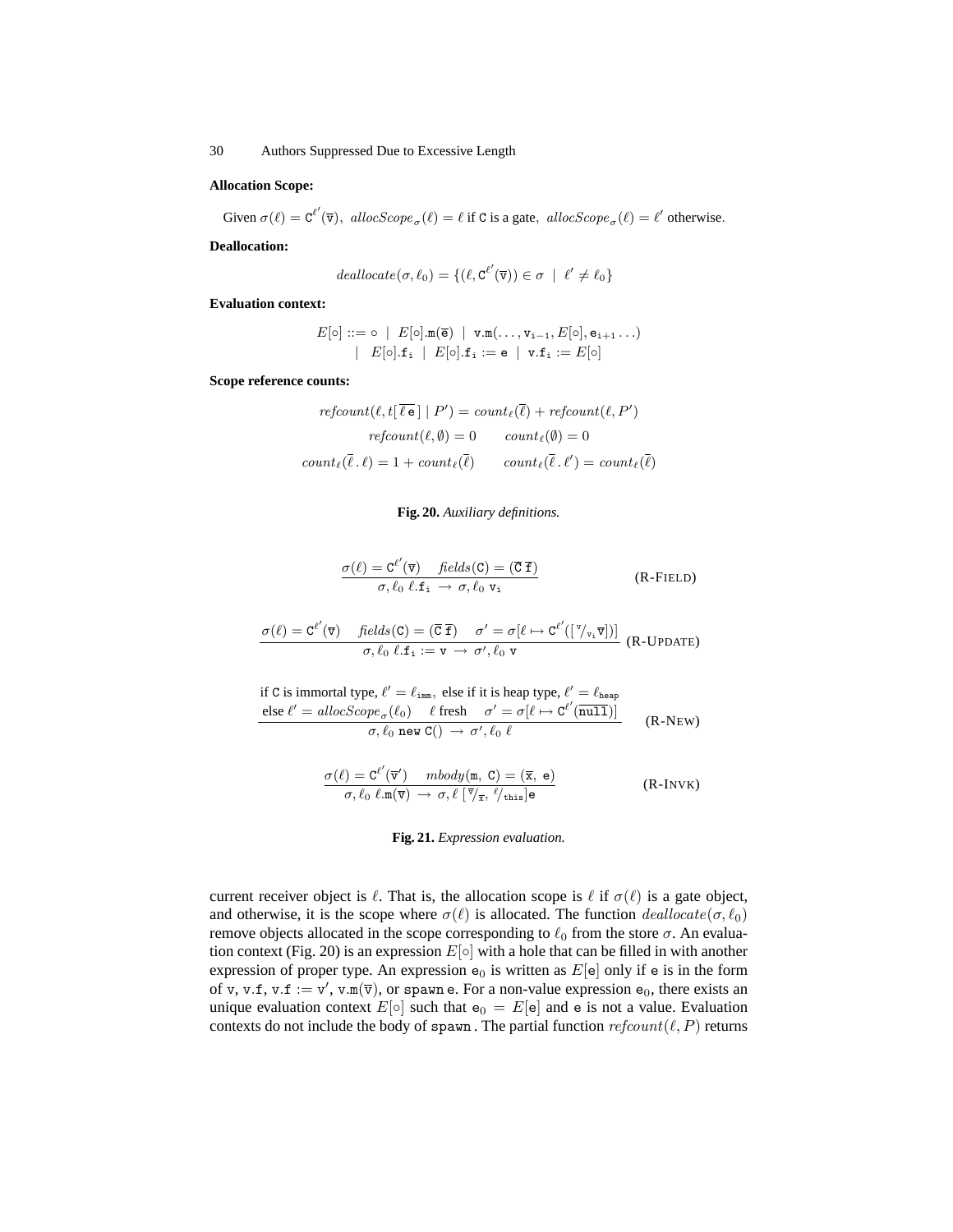**Allocation Scope:**

Given $\sigma(\ell) = \mathtt{C}^{\ell'}(\overline{\mathtt{v}})$, $\mathit{allocScope}_\sigma(\ell) = \ell$ if $\mathtt{C}$ is a gate, $\mathit{allocScope}_\sigma(\ell) = \ell'$ otherwise.

**Deallocation:**

$$\mathit{deallocate}(\sigma, \ell_0) = \{(\ell, \mathtt{C}^{\ell'}(\overline{\mathtt{v}})) \in \sigma \mid \ell' \neq \ell_0\}$$

**Evaluation context:**

$$\begin{aligned} E[\circ] ::= &\ \circ \mid E[\circ].\mathtt{m}(\overline{\mathtt{e}}) \mid \mathtt{v.m}(\ldots, \mathtt{v}_{\mathtt{i-1}}, E[\circ], \mathtt{e}_{\mathtt{i+1}} \ldots) \\ \mid &\ E[\circ].\mathtt{f}_\mathtt{i} \mid E[\circ].\mathtt{f}_\mathtt{i} := \mathtt{e} \mid \mathtt{v.f}_\mathtt{i} := E[\circ] \end{aligned}$$

**Scope reference counts:**

$$\mathit{refcount}(\ell, t[\,\overline{\ell}\,\mathtt{e}\,] \mid P') = \mathit{count}_\ell(\overline{\ell}) + \mathit{refcount}(\ell, P')$$

$$\mathit{refcount}(\ell, \emptyset) = 0 \qquad \mathit{count}_\ell(\emptyset) = 0$$

$$\mathit{count}_\ell(\overline{\ell}\,.\,\ell) = 1 + \mathit{count}_\ell(\overline{\ell}) \qquad \mathit{count}_\ell(\overline{\ell}\,.\,\ell') = \mathit{count}_\ell(\overline{\ell})$$

**Fig. 20.** *Auxiliary definitions.*

$$\frac{\sigma(\ell) = \mathtt{C}^{\ell'}(\overline{\mathtt{v}}) \quad \mathit{fields}(\mathtt{C}) = (\overline{\mathtt{C}}\ \overline{\mathtt{f}})}{\sigma, \ell_0\ \ell.\mathtt{f}_\mathtt{i} \ \rightarrow\ \sigma, \ell_0\ \mathtt{v}_\mathtt{i}} \quad \text{(R-FIELD)}$$

$$\frac{\sigma(\ell) = \mathtt{C}^{\ell'}(\overline{\mathtt{v}}) \quad \mathit{fields}(\mathtt{C}) = (\overline{\mathtt{C}}\ \overline{\mathtt{f}}) \quad \sigma' = \sigma[\ell \mapsto \mathtt{C}^{\ell'}([\,^{\mathtt{v}}/_{\mathtt{v}_\mathtt{i}}\overline{\mathtt{v}}])]}{\sigma, \ell_0\ \ell.\mathtt{f}_\mathtt{i} := \mathtt{v} \ \rightarrow\ \sigma', \ell_0\ \mathtt{v}} \quad \text{(R-UPDATE)}$$

$$\frac{\begin{array}{c}\text{if } \mathtt{C} \text{ is immortal type, } \ell' = \ell_{\mathtt{imm}}, \text{ else if it is heap type, } \ell' = \ell_{\mathtt{heap}} \\ \text{else } \ell' = \mathit{allocScope}_\sigma(\ell_0) \quad \ell \text{ fresh} \quad \sigma' = \sigma[\ell \mapsto \mathtt{C}^{\ell'}(\overline{\mathtt{null}})]\end{array}}{\sigma, \ell_0\ \mathtt{new}\ \mathtt{C}() \ \rightarrow\ \sigma', \ell_0\ \ell} \quad \text{(R-NEW)}$$

$$\frac{\sigma(\ell) = \mathtt{C}^{\ell'}(\overline{\mathtt{v}}') \quad \mathit{mbody}(\mathtt{m},\ \mathtt{C}) = (\overline{\mathtt{x}},\ \mathtt{e})}{\sigma, \ell_0\ \ell.\mathtt{m}(\overline{\mathtt{v}}) \ \rightarrow\ \sigma, \ell\ [\,^{\overline{\mathtt{v}}}/_{\overline{\mathtt{x}}},\ ^{\ell}/_{\mathtt{this}}]\mathtt{e}} \quad \text{(R-INVK)}$$

**Fig. 21.** *Expression evaluation.*

current receiver object is $\ell$. That is, the allocation scope is $\ell$ if $\sigma(\ell)$ is a gate object, and otherwise, it is the scope where $\sigma(\ell)$ is allocated. The function $\mathit{deallocate}(\sigma, \ell_0)$ remove objects allocated in the scope corresponding to $\ell_0$ from the store $\sigma$. An evaluation context (Fig. 20) is an expression $E[\circ]$ with a hole that can be filled in with another expression of proper type. An expression $\mathtt{e}_0$ is written as $E[\mathtt{e}]$ only if $\mathtt{e}$ is in the form of $\mathtt{v}$, $\mathtt{v.f}$, $\mathtt{v.f} := \mathtt{v}'$, $\mathtt{v.m}(\overline{\mathtt{v}})$, or $\mathtt{spawn}\,\mathtt{e}$. For a non-value expression $\mathtt{e}_0$, there exists an unique evaluation context $E[\circ]$ such that $\mathtt{e}_0 = E[\mathtt{e}]$ and $\mathtt{e}$ is not a value. Evaluation contexts do not include the body of $\mathtt{spawn}$. The partial function $\mathit{refcount}(\ell, P)$ returns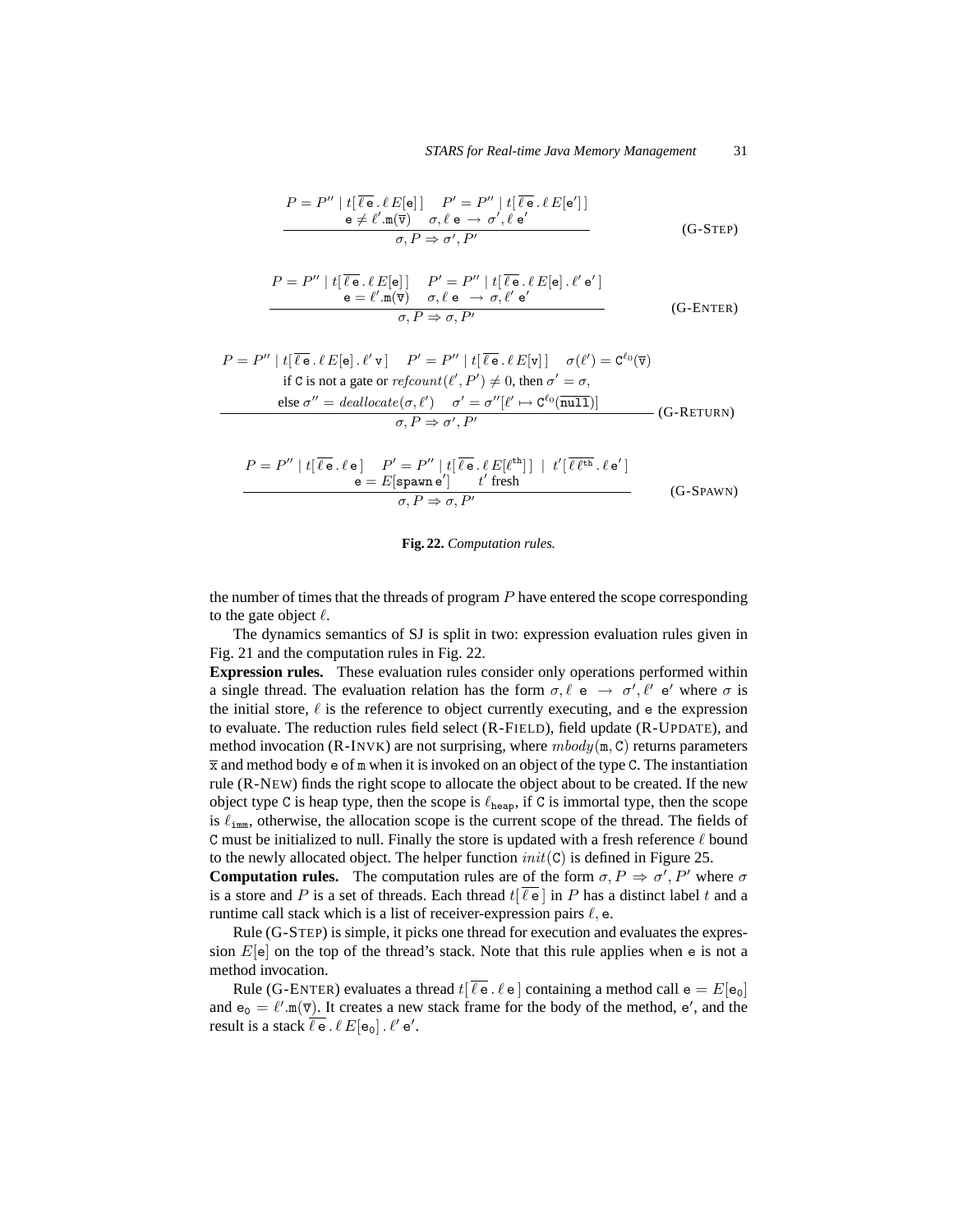$$\frac{\begin{array}{c} P = P'' \mid t[\,\overline{\ell\,\mathtt{e}}\,.\,\ell\,E[\mathtt{e}]\,] \quad P' = P'' \mid t[\,\overline{\ell\,\mathtt{e}}\,.\,\ell\,E[\mathtt{e}']\,] \\ \mathtt{e} \neq \ell'.\mathtt{m}(\overline{\mathtt{v}}) \quad \sigma, \ell\ \mathtt{e}\ \rightarrow\ \sigma', \ell\ \mathtt{e}' \end{array}}{\sigma, P \Rightarrow \sigma', P'} \qquad \text{(G-STEP)}$$

$$\frac{\begin{array}{c} P = P'' \mid t[\,\overline{\ell\,\mathtt{e}}\,.\,\ell\,E[\mathtt{e}]\,] \quad P' = P'' \mid t[\,\overline{\ell\,\mathtt{e}}\,.\,\ell\,E[\mathtt{e}]\,.\,\ell'\,\mathtt{e}'\,] \\ \mathtt{e} = \ell'.\mathtt{m}(\overline{\mathtt{v}}) \quad \sigma, \ell\ \mathtt{e}\ \rightarrow\ \sigma, \ell'\ \mathtt{e}' \end{array}}{\sigma, P \Rightarrow \sigma, P'} \qquad \text{(G-ENTER)}$$

$$\frac{\begin{array}{c} P = P'' \mid t[\,\overline{\ell\,\mathtt{e}}\,.\,\ell\,E[\mathtt{e}]\,.\,\ell'\,\mathtt{v}\,] \quad P' = P'' \mid t[\,\overline{\ell\,\mathtt{e}}\,.\,\ell\,E[\mathtt{v}]\,] \quad \sigma(\ell') = \mathtt{C}^{\ell_0}(\overline{\mathtt{v}}) \\ \text{if } \mathtt{C} \text{ is not a gate or } refcount(\ell', P') \neq 0, \text{ then } \sigma' = \sigma, \\ \text{else } \sigma'' = deallocate(\sigma, \ell') \quad \sigma' = \sigma''[\ell' \mapsto \mathtt{C}^{\ell_0}(\overline{\mathtt{null}})] \end{array}}{\sigma, P \Rightarrow \sigma', P'} \qquad \text{(G-RETURN)}$$

$$\frac{\begin{array}{c} P = P'' \mid t[\,\overline{\ell\,\mathtt{e}}\,.\,\ell\,\mathtt{e}\,] \quad P' = P'' \mid t[\,\overline{\ell\,\mathtt{e}}\,.\,\ell\,E[\ell^{\mathtt{th}}]\,] \mid t'[\,\overline{\ell\,\ell^{\mathtt{th}}}\,.\,\ell\,\mathtt{e}'\,] \\ \mathtt{e} = E[\mathtt{spawn}\,\mathtt{e}'] \qquad t' \text{ fresh} \end{array}}{\sigma, P \Rightarrow \sigma, P'} \qquad \text{(G-SPAWN)}$$

**Fig. 22.** *Computation rules.*

the number of times that the threads of program $P$ have entered the scope corresponding to the gate object $\ell$.

The dynamics semantics of SJ is split in two: expression evaluation rules given in Fig. 21 and the computation rules in Fig. 22.

**Expression rules.** These evaluation rules consider only operations performed within a single thread. The evaluation relation has the form $\sigma, \ell\ \mathtt{e}\ \rightarrow\ \sigma', \ell'\ \mathtt{e}'$ where $\sigma$ is the initial store, $\ell$ is the reference to object currently executing, and $\mathtt{e}$ the expression to evaluate. The reduction rules field select (R-FIELD), field update (R-UPDATE), and method invocation (R-INVK) are not surprising, where $mbody(\mathtt{m}, \mathtt{C})$ returns parameters $\overline{\mathtt{x}}$ and method body $\mathtt{e}$ of $\mathtt{m}$ when it is invoked on an object of the type $\mathtt{C}$. The instantiation rule (R-NEW) finds the right scope to allocate the object about to be created. If the new object type $\mathtt{C}$ is heap type, then the scope is $\ell_{\mathtt{heap}}$, if $\mathtt{C}$ is immortal type, then the scope is $\ell_{\mathtt{imm}}$, otherwise, the allocation scope is the current scope of the thread. The fields of $\mathtt{C}$ must be initialized to null. Finally the store is updated with a fresh reference $\ell$ bound to the newly allocated object. The helper function $init(\mathtt{C})$ is defined in Figure 25.

**Computation rules.** The computation rules are of the form $\sigma, P \Rightarrow \sigma', P'$ where $\sigma$ is a store and $P$ is a set of threads. Each thread $t[\,\overline{\ell\,\mathtt{e}}\,]$ in $P$ has a distinct label $t$ and a runtime call stack which is a list of receiver-expression pairs $\ell, \mathtt{e}$.

Rule (G-STEP) is simple, it picks one thread for execution and evaluates the expression $E[\mathtt{e}]$ on the top of the thread's stack. Note that this rule applies when $\mathtt{e}$ is not a method invocation.

Rule (G-ENTER) evaluates a thread $t[\,\overline{\ell\,\mathtt{e}}\,.\,\ell\,\mathtt{e}\,]$ containing a method call $\mathtt{e} = E[\mathtt{e}_0]$ and $\mathtt{e}_0 = \ell'.\mathtt{m}(\overline{\mathtt{v}})$. It creates a new stack frame for the body of the method, $\mathtt{e}'$, and the result is a stack $\overline{\ell\,\mathtt{e}}\,.\,\ell\,E[\mathtt{e}_0]\,.\,\ell'\,\mathtt{e}'$.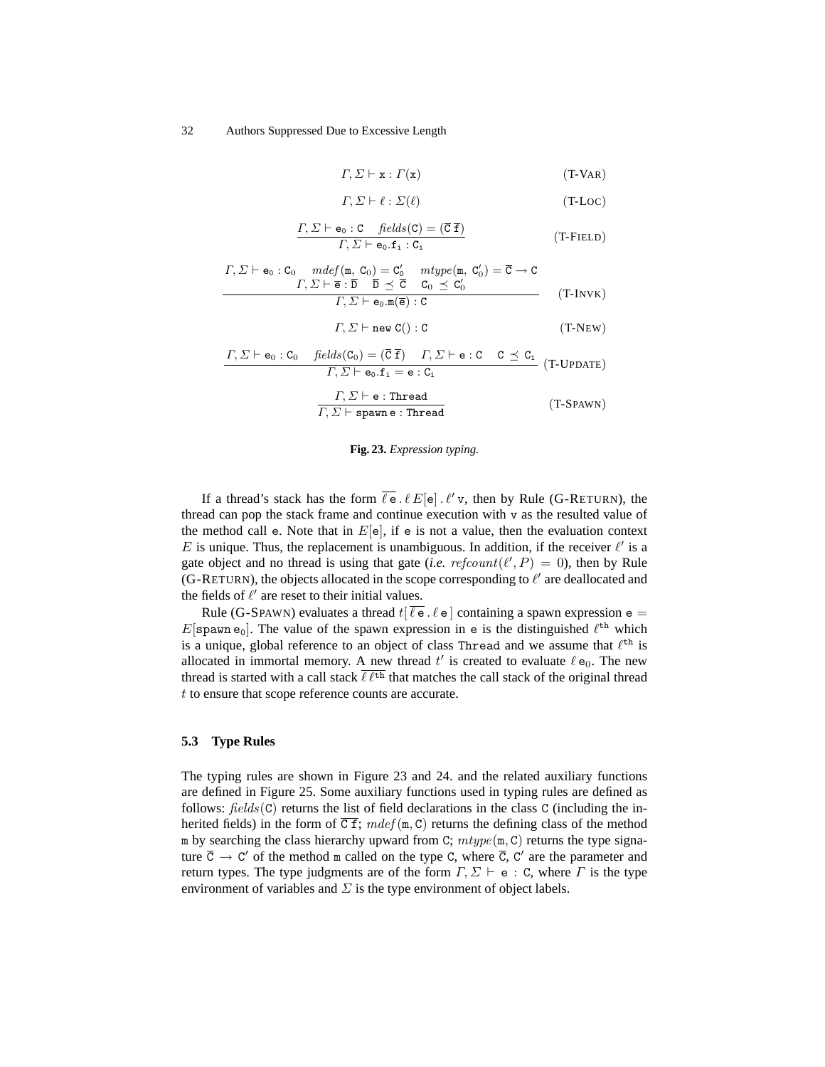$$\Gamma, \Sigma \vdash \mathtt{x} : \Gamma(\mathtt{x}) \qquad \text{(T-VAR)}$$

$$\Gamma, \Sigma \vdash \ell : \Sigma(\ell) \qquad \text{(T-LOC)}$$

$$\frac{\Gamma, \Sigma \vdash \mathtt{e}_0 : \mathtt{C} \quad \mathit{fields}(\mathtt{C}) = (\overline{\mathtt{C}}\ \overline{\mathtt{f}})}{\Gamma, \Sigma \vdash \mathtt{e}_0.\mathtt{f}_\mathtt{i} : \mathtt{C}_\mathtt{i}} \qquad \text{(T-FIELD)}$$

$$\frac{\begin{array}{c}\Gamma, \Sigma \vdash \mathtt{e}_0 : \mathtt{C}_0 \quad \mathit{mdef}(\mathtt{m},\ \mathtt{C}_0) = \mathtt{C}'_0 \quad \mathit{mtype}(\mathtt{m},\ \mathtt{C}'_0) = \overline{\mathtt{C}} \rightarrow \mathtt{C} \\ \Gamma, \Sigma \vdash \overline{\mathtt{e}} : \overline{\mathtt{D}} \quad \overline{\mathtt{D}} \preceq \overline{\mathtt{C}} \quad \mathtt{C}_0 \preceq \mathtt{C}'_0\end{array}}{\Gamma, \Sigma \vdash \mathtt{e}_0.\mathtt{m}(\overline{\mathtt{e}}) : \mathtt{C}} \qquad \text{(T-INVK)}$$

$$\Gamma, \Sigma \vdash \mathtt{new}\ \mathtt{C}() : \mathtt{C} \qquad \text{(T-NEW)}$$

$$\frac{\Gamma, \Sigma \vdash \mathtt{e}_0 : \mathtt{C}_0 \quad \mathit{fields}(\mathtt{C}_0) = (\overline{\mathtt{C}}\ \overline{\mathtt{f}}) \quad \Gamma, \Sigma \vdash \mathtt{e} : \mathtt{C} \quad \mathtt{C} \preceq \mathtt{C}_\mathtt{i}}{\Gamma, \Sigma \vdash \mathtt{e}_0.\mathtt{f}_\mathtt{i} = \mathtt{e} : \mathtt{C}_\mathtt{i}} \qquad \text{(T-UPDATE)}$$

$$\frac{\Gamma, \Sigma \vdash \mathtt{e} : \mathtt{Thread}}{\Gamma, \Sigma \vdash \mathtt{spawn}\ \mathtt{e} : \mathtt{Thread}} \qquad \text{(T-SPAWN)}$$

**Fig. 23.** *Expression typing.*

If a thread's stack has the form $\overline{\ell\,\mathtt{e}}\,.\,\ell\,E[\mathtt{e}]\,.\,\ell'\,\mathtt{v}$, then by Rule (G-RETURN), the thread can pop the stack frame and continue execution with $\mathtt{v}$ as the resulted value of the method call $\mathtt{e}$. Note that in $E[\mathtt{e}]$, if $\mathtt{e}$ is not a value, then the evaluation context $E$ is unique. Thus, the replacement is unambiguous. In addition, if the receiver $\ell'$ is a gate object and no thread is using that gate (*i.e.* $\mathit{refcount}(\ell', P) = 0$), then by Rule (G-RETURN), the objects allocated in the scope corresponding to $\ell'$ are deallocated and the fields of $\ell'$ are reset to their initial values.

Rule (G-SPAWN) evaluates a thread $t[\,\overline{\ell\,\mathtt{e}}\,.\,\ell\,\mathtt{e}\,]$ containing a spawn expression $\mathtt{e} = E[\mathtt{spawn}\,\mathtt{e}_0]$. The value of the spawn expression in $\mathtt{e}$ is the distinguished $\ell^{\mathtt{th}}$ which is a unique, global reference to an object of class `Thread` and we assume that $\ell^{\mathtt{th}}$ is allocated in immortal memory. A new thread $t'$ is created to evaluate $\ell\,\mathtt{e}_0$. The new thread is started with a call stack $\overline{\ell\,\ell^{\mathtt{th}}}$ that matches the call stack of the original thread $t$ to ensure that scope reference counts are accurate.

### 5.3 Type Rules

The typing rules are shown in Figure 23 and 24. and the related auxiliary functions are defined in Figure 25. Some auxiliary functions used in typing rules are defined as follows: $\mathit{fields}(\mathtt{C})$ returns the list of field declarations in the class $\mathtt{C}$ (including the inherited fields) in the form of $\overline{\mathtt{C}\,\mathtt{f}}$; $\mathit{mdef}(\mathtt{m}, \mathtt{C})$ returns the defining class of the method $\mathtt{m}$ by searching the class hierarchy upward from $\mathtt{C}$; $\mathit{mtype}(\mathtt{m}, \mathtt{C})$ returns the type signature $\overline{\mathtt{C}} \rightarrow \mathtt{C}'$ of the method $\mathtt{m}$ called on the type $\mathtt{C}$, where $\overline{\mathtt{C}}$, $\mathtt{C}'$ are the parameter and return types. The type judgments are of the form $\Gamma, \Sigma \vdash \mathtt{e} : \mathtt{C}$, where $\Gamma$ is the type environment of variables and $\Sigma$ is the type environment of object labels.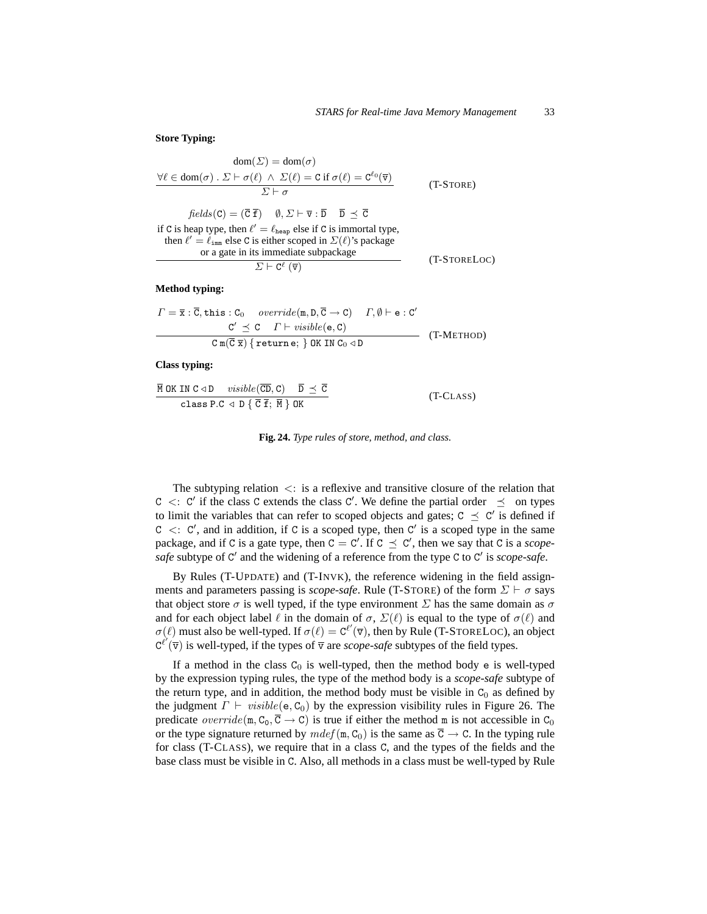**Store Typing:**

$$\frac{\mathrm{dom}(\Sigma) = \mathrm{dom}(\sigma) \qquad \forall \ell \in \mathrm{dom}(\sigma)\ .\ \Sigma \vdash \sigma(\ell)\ \wedge\ \Sigma(\ell) = \mathtt{C} \text{ if } \sigma(\ell) = \mathtt{C}^{\ell_0}(\overline{\mathtt{v}})}{\Sigma \vdash \sigma} \qquad \text{(T-STORE)}$$

$$\frac{\begin{array}{c} \mathit{fields}(\mathtt{C}) = (\overline{\mathtt{C}}\ \overline{\mathtt{f}}) \quad \emptyset, \Sigma \vdash \overline{\mathtt{v}} : \overline{\mathtt{D}} \quad \overline{\mathtt{D}} \preceq \overline{\mathtt{C}} \\ \text{if } \mathtt{C} \text{ is heap type, then } \ell' = \ell_{\mathtt{heap}} \text{ else if } \mathtt{C} \text{ is immortal type,} \\ \text{then } \ell' = \ell_{\mathtt{imm}} \text{ else } \mathtt{C} \text{ is either scoped in } \Sigma(\ell)\text{'s package} \\ \text{or a gate in its immediate subpackage} \end{array}}{\Sigma \vdash \mathtt{C}^{\ell}\ (\overline{\mathtt{v}})} \qquad \text{(T-STORELOC)}$$

**Method typing:**

$$\frac{\begin{array}{c} \Gamma = \overline{\mathtt{x}} : \overline{\mathtt{C}}, \mathtt{this} : \mathtt{C}_0 \quad \mathit{override}(\mathtt{m}, \mathtt{D}, \overline{\mathtt{C}} \rightarrow \mathtt{C}) \quad \Gamma, \emptyset \vdash \mathtt{e} : \mathtt{C}' \\ \mathtt{C}' \preceq \mathtt{C} \quad \Gamma \vdash \mathit{visible}(\mathtt{e}, \mathtt{C}) \end{array}}{\mathtt{C}\ \mathtt{m}(\overline{\mathtt{C}}\ \overline{\mathtt{x}})\ \{\ \mathtt{return}\ \mathtt{e};\ \}\ \mathtt{OK\ IN}\ \mathtt{C}_0 \lhd \mathtt{D}} \qquad \text{(T-METHOD)}$$

**Class typing:**

$$\frac{\overline{\mathtt{M}}\ \mathtt{OK\ IN}\ \mathtt{C} \lhd \mathtt{D} \quad \mathit{visible}(\overline{\mathtt{CD}}, \mathtt{C}) \quad \overline{\mathtt{D}} \preceq \overline{\mathtt{C}}}{\mathtt{class\ P.C} \lhd \mathtt{D}\ \{\ \overline{\mathtt{C}}\ \overline{\mathtt{f}};\ \overline{\mathtt{M}}\ \}\ \mathtt{OK}} \qquad \text{(T-CLASS)}$$

**Fig. 24.** *Type rules of store, method, and class.*

The subtyping relation $<:$ is a reflexive and transitive closure of the relation that $\mathtt{C} <: \mathtt{C}'$ if the class $\mathtt{C}$ extends the class $\mathtt{C}'$. We define the partial order $\preceq$ on types to limit the variables that can refer to scoped objects and gates; $\mathtt{C} \preceq \mathtt{C}'$ is defined if $\mathtt{C} <: \mathtt{C}'$, and in addition, if $\mathtt{C}$ is a scoped type, then $\mathtt{C}'$ is a scoped type in the same package, and if $\mathtt{C}$ is a gate type, then $\mathtt{C} = \mathtt{C}'$. If $\mathtt{C} \preceq \mathtt{C}'$, then we say that $\mathtt{C}$ is a *scope-safe* subtype of $\mathtt{C}'$ and the widening of a reference from the type $\mathtt{C}$ to $\mathtt{C}'$ is *scope-safe*.

By Rules (T-UPDATE) and (T-INVK), the reference widening in the field assignments and parameters passing is *scope-safe*. Rule (T-STORE) of the form $\Sigma \vdash \sigma$ says that object store $\sigma$ is well typed, if the type environment $\Sigma$ has the same domain as $\sigma$ and for each object label $\ell$ in the domain of $\sigma$, $\Sigma(\ell)$ is equal to the type of $\sigma(\ell)$ and $\sigma(\ell)$ must also be well-typed. If $\sigma(\ell) = \mathtt{C}^{\ell'}(\overline{\mathtt{v}})$, then by Rule (T-STORELOC), an object $\mathtt{C}^{\ell'}(\overline{\mathtt{v}})$ is well-typed, if the types of $\overline{\mathtt{v}}$ are *scope-safe* subtypes of the field types.

If a method in the class $\mathtt{C}_0$ is well-typed, then the method body $\mathtt{e}$ is well-typed by the expression typing rules, the type of the method body is a *scope-safe* subtype of the return type, and in addition, the method body must be visible in $\mathtt{C}_0$ as defined by the judgment $\Gamma \vdash \mathit{visible}(\mathtt{e}, \mathtt{C}_0)$ by the expression visibility rules in Figure 26. The predicate $\mathit{override}(\mathtt{m}, \mathtt{C}_0, \overline{\mathtt{C}} \rightarrow \mathtt{C})$ is true if either the method $\mathtt{m}$ is not accessible in $\mathtt{C}_0$ or the type signature returned by $\mathit{mdef}(\mathtt{m}, \mathtt{C}_0)$ is the same as $\overline{\mathtt{C}} \rightarrow \mathtt{C}$. In the typing rule for class (T-CLASS), we require that in a class $\mathtt{C}$, and the types of the fields and the base class must be visible in $\mathtt{C}$. Also, all methods in a class must be well-typed by Rule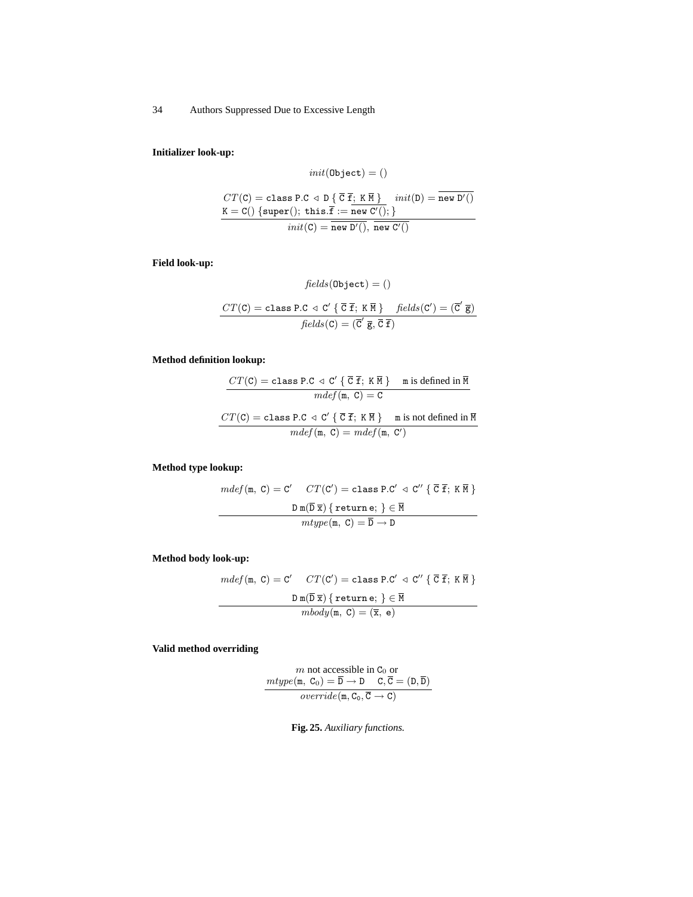**Initializer look-up:**

$$init(\texttt{Object}) = ()$$

$$\frac{CT(\texttt{C}) = \texttt{class P.C} \lhd \texttt{D} \{ \overline{\texttt{C}}\ \overline{\texttt{f}};\ \texttt{K}\ \overline{\texttt{M}} \} \quad init(\texttt{D}) = \overline{\texttt{new D}'()} \quad \texttt{K} = \texttt{C}()\ \{\texttt{super}();\ \texttt{this}.\overline{\texttt{f}} := \overline{\texttt{new C}'()};\}}{init(\texttt{C}) = \overline{\texttt{new D}'()},\ \overline{\texttt{new C}'()}}$$

**Field look-up:**

$$fields(\texttt{Object}) = ()$$

$$\frac{CT(\texttt{C}) = \texttt{class P.C} \lhd \texttt{C}' \{ \overline{\texttt{C}}\ \overline{\texttt{f}};\ \texttt{K}\ \overline{\texttt{M}} \} \quad fields(\texttt{C}') = (\overline{\texttt{C}}'\ \overline{\texttt{g}})}{fields(\texttt{C}) = (\overline{\texttt{C}}'\ \overline{\texttt{g}}, \overline{\texttt{C}}\ \overline{\texttt{f}})}$$

**Method definition lookup:**

$$\frac{CT(\texttt{C}) = \texttt{class P.C} \lhd \texttt{C}' \{ \overline{\texttt{C}}\ \overline{\texttt{f}};\ \texttt{K}\ \overline{\texttt{M}} \} \quad \texttt{m} \text{ is defined in } \overline{\texttt{M}}}{mdef(\texttt{m},\ \texttt{C}) = \texttt{C}}$$

$$\frac{CT(\texttt{C}) = \texttt{class P.C} \lhd \texttt{C}' \{ \overline{\texttt{C}}\ \overline{\texttt{f}};\ \texttt{K}\ \overline{\texttt{M}} \} \quad \texttt{m} \text{ is not defined in } \overline{\texttt{M}}}{mdef(\texttt{m},\ \texttt{C}) = mdef(\texttt{m},\ \texttt{C}')}$$

**Method type lookup:**

$$\frac{mdef(\texttt{m},\ \texttt{C}) = \texttt{C}' \quad CT(\texttt{C}') = \texttt{class P.C}' \lhd \texttt{C}'' \{ \overline{\texttt{C}}\ \overline{\texttt{f}};\ \texttt{K}\ \overline{\texttt{M}} \} \quad \texttt{D}\ \texttt{m}(\overline{\texttt{D}}\ \overline{\texttt{x}})\ \{ \texttt{return e};\ \} \in \overline{\texttt{M}}}{mtype(\texttt{m},\ \texttt{C}) = \overline{\texttt{D}} \rightarrow \texttt{D}}$$

**Method body look-up:**

$$\frac{mdef(\texttt{m},\ \texttt{C}) = \texttt{C}' \quad CT(\texttt{C}') = \texttt{class P.C}' \lhd \texttt{C}'' \{ \overline{\texttt{C}}\ \overline{\texttt{f}};\ \texttt{K}\ \overline{\texttt{M}} \} \quad \texttt{D}\ \texttt{m}(\overline{\texttt{D}}\ \overline{\texttt{x}})\ \{ \texttt{return e};\ \} \in \overline{\texttt{M}}}{mbody(\texttt{m},\ \texttt{C}) = (\overline{\texttt{x}},\ \texttt{e})}$$

**Valid method overriding**

$$\frac{m \text{ not accessible in } \texttt{C}_0 \text{ or } \quad mtype(\texttt{m},\ \texttt{C}_0) = \overline{\texttt{D}} \rightarrow \texttt{D} \quad \texttt{C}, \overline{\texttt{C}} = (\texttt{D}, \overline{\texttt{D}})}{override(\texttt{m}, \texttt{C}_0, \overline{\texttt{C}} \rightarrow \texttt{C})}$$

**Fig. 25.** *Auxiliary functions.*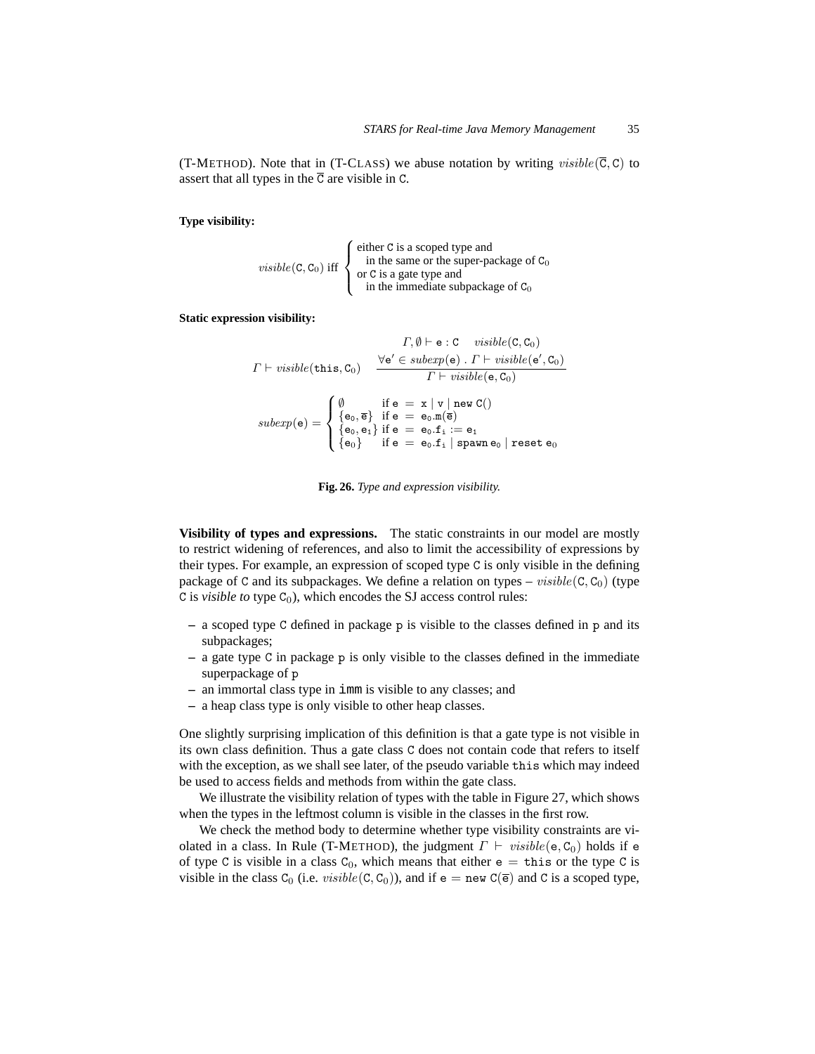(T-METHOD). Note that in (T-CLASS) we abuse notation by writing $visible(\overline{\mathtt{C}}, \mathtt{C})$ to assert that all types in the $\overline{\mathtt{C}}$ are visible in C.

**Type visibility:**

$$visible(\mathtt{C}, \mathtt{C}_0) \text{ iff } \begin{cases} \text{either C is a scoped type and} \\ \quad \text{in the same or the super-package of } \mathtt{C}_0 \\ \text{or C is a gate type and} \\ \quad \text{in the immediate subpackage of } \mathtt{C}_0 \end{cases}$$

**Static expression visibility:**

$$\Gamma \vdash visible(\mathtt{this}, \mathtt{C}_0) \qquad \frac{\Gamma, \emptyset \vdash \mathtt{e} : \mathtt{C} \quad visible(\mathtt{C}, \mathtt{C}_0) \quad \forall \mathtt{e}' \in subexp(\mathtt{e}) \; . \; \Gamma \vdash visible(\mathtt{e}', \mathtt{C}_0)}{\Gamma \vdash visible(\mathtt{e}, \mathtt{C}_0)}$$

$$subexp(\mathtt{e}) = \begin{cases} \emptyset & \text{if } \mathtt{e} \; = \; \mathtt{x} \mid \mathtt{v} \mid \mathtt{new\ C()} \\ \{\mathtt{e}_0, \overline{\mathtt{e}}\} & \text{if } \mathtt{e} \; = \; \mathtt{e}_0.\mathtt{m}(\overline{\mathtt{e}}) \\ \{\mathtt{e}_0, \mathtt{e}_1\} & \text{if } \mathtt{e} \; = \; \mathtt{e}_0.\mathtt{f}_i := \mathtt{e}_1 \\ \{\mathtt{e}_0\} & \text{if } \mathtt{e} \; = \; \mathtt{e}_0.\mathtt{f}_i \mid \mathtt{spawn}\, \mathtt{e}_0 \mid \mathtt{reset}\, \mathtt{e}_0 \end{cases}$$

**Fig. 26.** *Type and expression visibility.*

**Visibility of types and expressions.** The static constraints in our model are mostly to restrict widening of references, and also to limit the accessibility of expressions by their types. For example, an expression of scoped type C is only visible in the defining package of C and its subpackages. We define a relation on types – $visible(\mathtt{C}, \mathtt{C}_0)$ (type C is *visible to* type $\mathtt{C}_0$), which encodes the SJ access control rules:

- a scoped type C defined in package p is visible to the classes defined in p and its subpackages;
- a gate type C in package p is only visible to the classes defined in the immediate superpackage of p
- an immortal class type in imm is visible to any classes; and
- a heap class type is only visible to other heap classes.

One slightly surprising implication of this definition is that a gate type is not visible in its own class definition. Thus a gate class C does not contain code that refers to itself with the exception, as we shall see later, of the pseudo variable `this` which may indeed be used to access fields and methods from within the gate class.

We illustrate the visibility relation of types with the table in Figure 27, which shows when the types in the leftmost column is visible in the classes in the first row.

We check the method body to determine whether type visibility constraints are violated in a class. In Rule (T-METHOD), the judgment $\Gamma \vdash visible(\mathtt{e}, \mathtt{C}_0)$ holds if e of type C is visible in a class $\mathtt{C}_0$, which means that either $\mathtt{e} = \mathtt{this}$ or the type C is visible in the class $\mathtt{C}_0$ (i.e. $visible(\mathtt{C}, \mathtt{C}_0)$), and if $\mathtt{e} = \mathtt{new\ C}(\overline{\mathtt{e}})$ and C is a scoped type,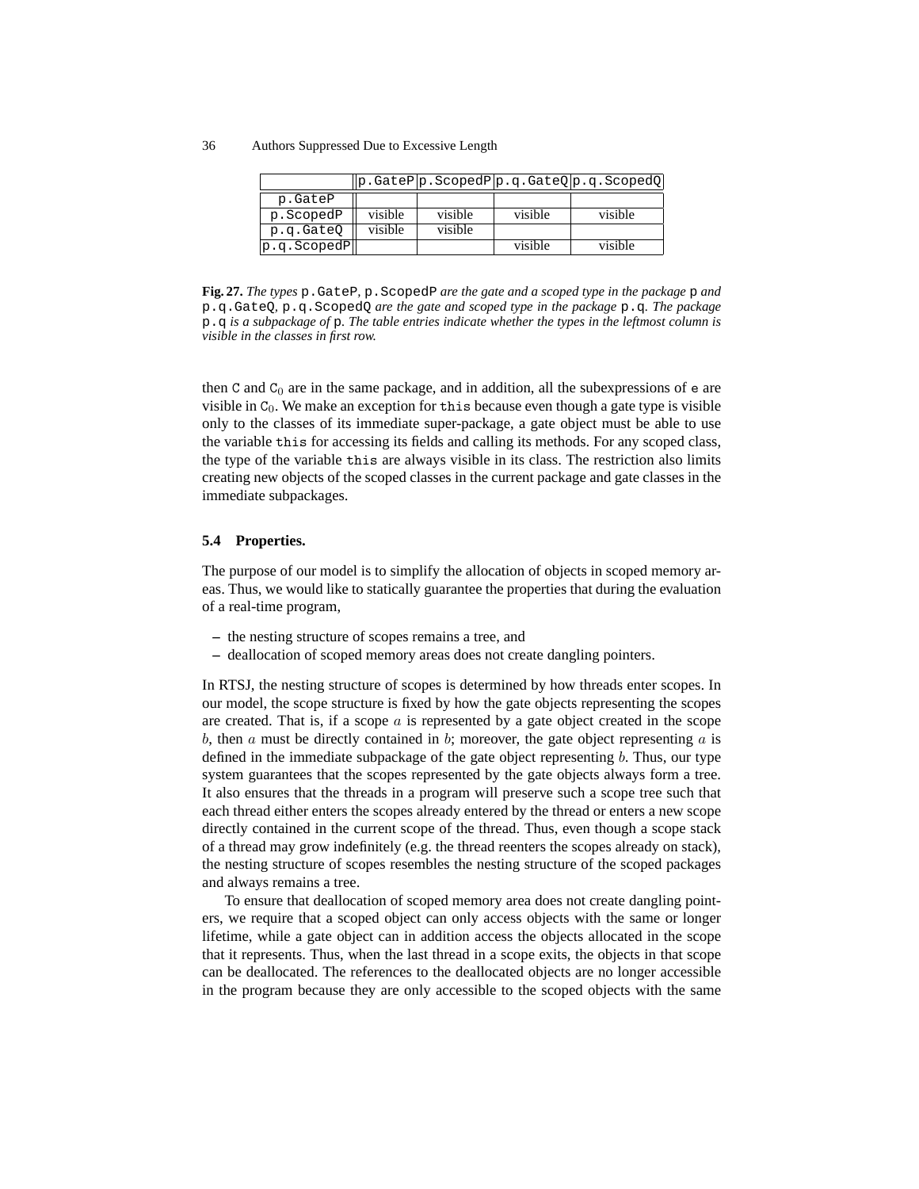| | p.GateP | p.ScopedP | p.q.GateQ | p.q.ScopedQ |
|---|---|---|---|---|
| p.GateP | | | | |
| p.ScopedP | visible | visible | visible | visible |
| p.q.GateQ | visible | visible | | |
| p.q.ScopedP | | | visible | visible |

**Fig. 27.** *The types* `p.GateP`, `p.ScopedP` *are the gate and a scoped type in the package* `p` *and* `p.q.GateQ`, `p.q.ScopedQ` *are the gate and scoped type in the package* `p.q`. *The package* `p.q` *is a subpackage of* `p`. *The table entries indicate whether the types in the leftmost column is visible in the classes in first row.*

then `C` and $\mathtt{C}_0$ are in the same package, and in addition, all the subexpressions of `e` are visible in $\mathtt{C}_0$. We make an exception for `this` because even though a gate type is visible only to the classes of its immediate super-package, a gate object must be able to use the variable `this` for accessing its fields and calling its methods. For any scoped class, the type of the variable `this` are always visible in its class. The restriction also limits creating new objects of the scoped classes in the current package and gate classes in the immediate subpackages.

### 5.4 Properties.

The purpose of our model is to simplify the allocation of objects in scoped memory areas. Thus, we would like to statically guarantee the properties that during the evaluation of a real-time program,

- the nesting structure of scopes remains a tree, and
- deallocation of scoped memory areas does not create dangling pointers.

In RTSJ, the nesting structure of scopes is determined by how threads enter scopes. In our model, the scope structure is fixed by how the gate objects representing the scopes are created. That is, if a scope $a$ is represented by a gate object created in the scope $b$, then $a$ must be directly contained in $b$; moreover, the gate object representing $a$ is defined in the immediate subpackage of the gate object representing $b$. Thus, our type system guarantees that the scopes represented by the gate objects always form a tree. It also ensures that the threads in a program will preserve such a scope tree such that each thread either enters the scopes already entered by the thread or enters a new scope directly contained in the current scope of the thread. Thus, even though a scope stack of a thread may grow indefinitely (e.g. the thread reenters the scopes already on stack), the nesting structure of scopes resembles the nesting structure of the scoped packages and always remains a tree.

To ensure that deallocation of scoped memory area does not create dangling pointers, we require that a scoped object can only access objects with the same or longer lifetime, while a gate object can in addition access the objects allocated in the scope that it represents. Thus, when the last thread in a scope exits, the objects in that scope can be deallocated. The references to the deallocated objects are no longer accessible in the program because they are only accessible to the scoped objects with the same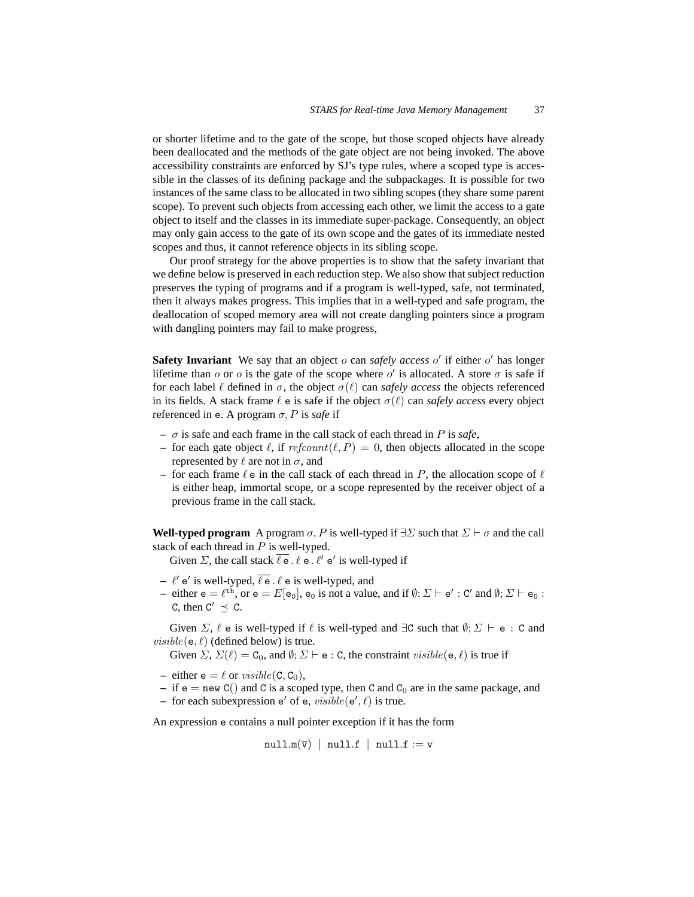or shorter lifetime and to the gate of the scope, but those scoped objects have already been deallocated and the methods of the gate object are not being invoked. The above accessibility constraints are enforced by SJ's type rules, where a scoped type is accessible in the classes of its defining package and the subpackages. It is possible for two instances of the same class to be allocated in two sibling scopes (they share some parent scope). To prevent such objects from accessing each other, we limit the access to a gate object to itself and the classes in its immediate super-package. Consequently, an object may only gain access to the gate of its own scope and the gates of its immediate nested scopes and thus, it cannot reference objects in its sibling scope.

Our proof strategy for the above properties is to show that the safety invariant that we define below is preserved in each reduction step. We also show that subject reduction preserves the typing of programs and if a program is well-typed, safe, not terminated, then it always makes progress. This implies that in a well-typed and safe program, the deallocation of scoped memory area will not create dangling pointers since a program with dangling pointers may fail to make progress,

**Safety Invariant** We say that an object $o$ can *safely access* $o'$ if either $o'$ has longer lifetime than $o$ or $o$ is the gate of the scope where $o'$ is allocated. A store $\sigma$ is safe if for each label $\ell$ defined in $\sigma$, the object $\sigma(\ell)$ can *safely access* the objects referenced in its fields. A stack frame $\ell$ e is safe if the object $\sigma(\ell)$ can *safely access* every object referenced in e. A program $\sigma, P$ is *safe* if

- $\sigma$ is safe and each frame in the call stack of each thread in $P$ is *safe*,
- for each gate object $\ell$, if $refcount(\ell, P) = 0$, then objects allocated in the scope represented by $\ell$ are not in $\sigma$, and
- for each frame $\ell$ e in the call stack of each thread in $P$, the allocation scope of $\ell$ is either heap, immortal scope, or a scope represented by the receiver object of a previous frame in the call stack.

**Well-typed program** A program $\sigma, P$ is well-typed if $\exists\Sigma$ such that $\Sigma \vdash \sigma$ and the call stack of each thread in $P$ is well-typed.

Given $\Sigma$, the call stack $\overline{\ell\,\mathtt{e}}\,.\,\ell\;\mathtt{e}\,.\,\ell'\;\mathtt{e}'$ is well-typed if

- $\ell'\;\mathtt{e}'$ is well-typed, $\overline{\ell\,\mathtt{e}}\,.\,\ell\;\mathtt{e}$ is well-typed, and
- either $\mathtt{e} = \ell^{\mathtt{th}}$, or $\mathtt{e} = E[\mathtt{e}_0]$, $\mathtt{e}_0$ is not a value, and if $\emptyset; \Sigma \vdash \mathtt{e}' : \mathtt{C}'$ and $\emptyset; \Sigma \vdash \mathtt{e}_0 : \mathtt{C}$, then $\mathtt{C}' \preceq \mathtt{C}$.

Given $\Sigma$, $\ell$ e is well-typed if $\ell$ is well-typed and $\exists\mathtt{C}$ such that $\emptyset; \Sigma \vdash \mathtt{e} : \mathtt{C}$ and $visible(\mathtt{e}, \ell)$ (defined below) is true.

Given $\Sigma$, $\Sigma(\ell) = \mathtt{C}_0$, and $\emptyset; \Sigma \vdash \mathtt{e} : \mathtt{C}$, the constraint $visible(\mathtt{e}, \ell)$ is true if

- either $\mathtt{e} = \ell$ or $visible(\mathtt{C}, \mathtt{C}_0)$,
- if $\mathtt{e} = \mathtt{new}\;\mathtt{C}()$ and C is a scoped type, then C and $\mathtt{C}_0$ are in the same package, and
- for each subexpression $\mathtt{e}'$ of e, $visible(\mathtt{e}', \ell)$ is true.

An expression e contains a null pointer exception if it has the form

$$\mathtt{null.m}(\overline{\mathtt{v}}) \;\mid\; \mathtt{null.f} \;\mid\; \mathtt{null.f} := \mathtt{v}$$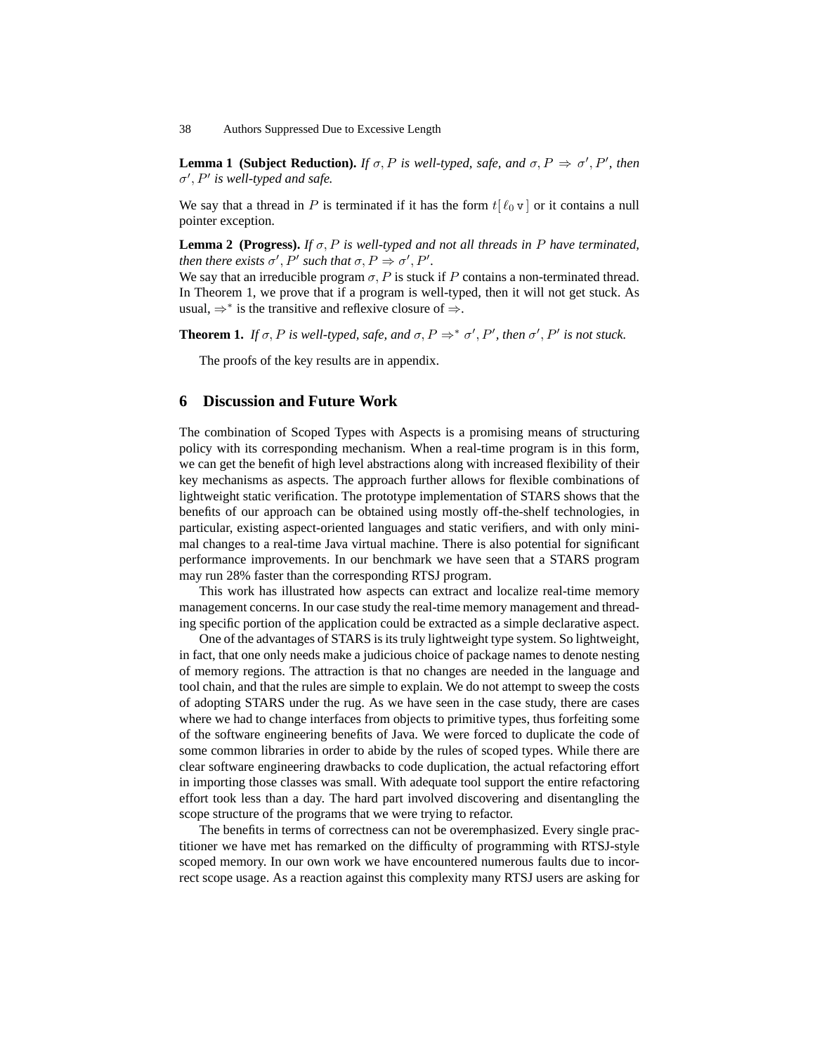**Lemma 1 (Subject Reduction).** *If $\sigma, P$ is well-typed, safe, and $\sigma, P \Rightarrow \sigma', P'$, then $\sigma', P'$ is well-typed and safe.*

We say that a thread in $P$ is terminated if it has the form $t[\,\ell_0\, \mathtt{v}\,]$ or it contains a null pointer exception.

**Lemma 2 (Progress).** *If $\sigma, P$ is well-typed and not all threads in $P$ have terminated, then there exists $\sigma', P'$ such that $\sigma, P \Rightarrow \sigma', P'$.*

We say that an irreducible program $\sigma, P$ is stuck if $P$ contains a non-terminated thread. In Theorem 1, we prove that if a program is well-typed, then it will not get stuck. As usual, $\Rightarrow^*$ is the transitive and reflexive closure of $\Rightarrow$.

**Theorem 1.** *If $\sigma, P$ is well-typed, safe, and $\sigma, P \Rightarrow^* \sigma', P'$, then $\sigma', P'$ is not stuck.*

The proofs of the key results are in appendix.

## 6 Discussion and Future Work

The combination of Scoped Types with Aspects is a promising means of structuring policy with its corresponding mechanism. When a real-time program is in this form, we can get the benefit of high level abstractions along with increased flexibility of their key mechanisms as aspects. The approach further allows for flexible combinations of lightweight static verification. The prototype implementation of STARS shows that the benefits of our approach can be obtained using mostly off-the-shelf technologies, in particular, existing aspect-oriented languages and static verifiers, and with only minimal changes to a real-time Java virtual machine. There is also potential for significant performance improvements. In our benchmark we have seen that a STARS program may run 28% faster than the corresponding RTSJ program.

This work has illustrated how aspects can extract and localize real-time memory management concerns. In our case study the real-time memory management and threading specific portion of the application could be extracted as a simple declarative aspect.

One of the advantages of STARS is its truly lightweight type system. So lightweight, in fact, that one only needs make a judicious choice of package names to denote nesting of memory regions. The attraction is that no changes are needed in the language and tool chain, and that the rules are simple to explain. We do not attempt to sweep the costs of adopting STARS under the rug. As we have seen in the case study, there are cases where we had to change interfaces from objects to primitive types, thus forfeiting some of the software engineering benefits of Java. We were forced to duplicate the code of some common libraries in order to abide by the rules of scoped types. While there are clear software engineering drawbacks to code duplication, the actual refactoring effort in importing those classes was small. With adequate tool support the entire refactoring effort took less than a day. The hard part involved discovering and disentangling the scope structure of the programs that we were trying to refactor.

The benefits in terms of correctness can not be overemphasized. Every single practitioner we have met has remarked on the difficulty of programming with RTSJ-style scoped memory. In our own work we have encountered numerous faults due to incorrect scope usage. As a reaction against this complexity many RTSJ users are asking for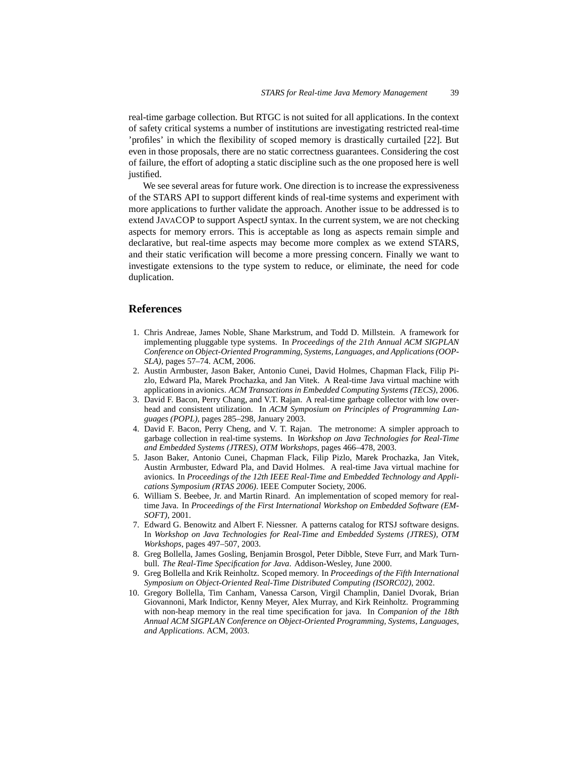real-time garbage collection. But RTGC is not suited for all applications. In the context of safety critical systems a number of institutions are investigating restricted real-time 'profiles' in which the flexibility of scoped memory is drastically curtailed [22]. But even in those proposals, there are no static correctness guarantees. Considering the cost of failure, the effort of adopting a static discipline such as the one proposed here is well justified.

We see several areas for future work. One direction is to increase the expressiveness of the STARS API to support different kinds of real-time systems and experiment with more applications to further validate the approach. Another issue to be addressed is to extend JAVACOP to support AspectJ syntax. In the current system, we are not checking aspects for memory errors. This is acceptable as long as aspects remain simple and declarative, but real-time aspects may become more complex as we extend STARS, and their static verification will become a more pressing concern. Finally we want to investigate extensions to the type system to reduce, or eliminate, the need for code duplication.

## References

1. Chris Andreae, James Noble, Shane Markstrum, and Todd D. Millstein. A framework for implementing pluggable type systems. In *Proceedings of the 21th Annual ACM SIGPLAN Conference on Object-Oriented Programming, Systems, Languages, and Applications (OOPSLA)*, pages 57–74. ACM, 2006.
2. Austin Armbuster, Jason Baker, Antonio Cunei, David Holmes, Chapman Flack, Filip Pizlo, Edward Pla, Marek Prochazka, and Jan Vitek. A Real-time Java virtual machine with applications in avionics. *ACM Transactions in Embedded Computing Systems (TECS)*, 2006.
3. David F. Bacon, Perry Chang, and V.T. Rajan. A real-time garbage collector with low overhead and consistent utilization. In *ACM Symposium on Principles of Programming Languages (POPL)*, pages 285–298, January 2003.
4. David F. Bacon, Perry Cheng, and V. T. Rajan. The metronome: A simpler approach to garbage collection in real-time systems. In *Workshop on Java Technologies for Real-Time and Embedded Systems (JTRES), OTM Workshops*, pages 466–478, 2003.
5. Jason Baker, Antonio Cunei, Chapman Flack, Filip Pizlo, Marek Prochazka, Jan Vitek, Austin Armbuster, Edward Pla, and David Holmes. A real-time Java virtual machine for avionics. In *Proceedings of the 12th IEEE Real-Time and Embedded Technology and Applications Symposium (RTAS 2006)*. IEEE Computer Society, 2006.
6. William S. Beebee, Jr. and Martin Rinard. An implementation of scoped memory for real-time Java. In *Proceedings of the First International Workshop on Embedded Software (EMSOFT)*, 2001.
7. Edward G. Benowitz and Albert F. Niessner. A patterns catalog for RTSJ software designs. In *Workshop on Java Technologies for Real-Time and Embedded Systems (JTRES), OTM Workshops*, pages 497–507, 2003.
8. Greg Bollella, James Gosling, Benjamin Brosgol, Peter Dibble, Steve Furr, and Mark Turnbull. *The Real-Time Specification for Java*. Addison-Wesley, June 2000.
9. Greg Bollella and Krik Reinholtz. Scoped memory. In *Proceedings of the Fifth International Symposium on Object-Oriented Real-Time Distributed Computing (ISORC02)*, 2002.
10. Gregory Bollella, Tim Canham, Vanessa Carson, Virgil Champlin, Daniel Dvorak, Brian Giovannoni, Mark Indictor, Kenny Meyer, Alex Murray, and Kirk Reinholtz. Programming with non-heap memory in the real time specification for java. In *Companion of the 18th Annual ACM SIGPLAN Conference on Object-Oriented Programming, Systems, Languages, and Applications*. ACM, 2003.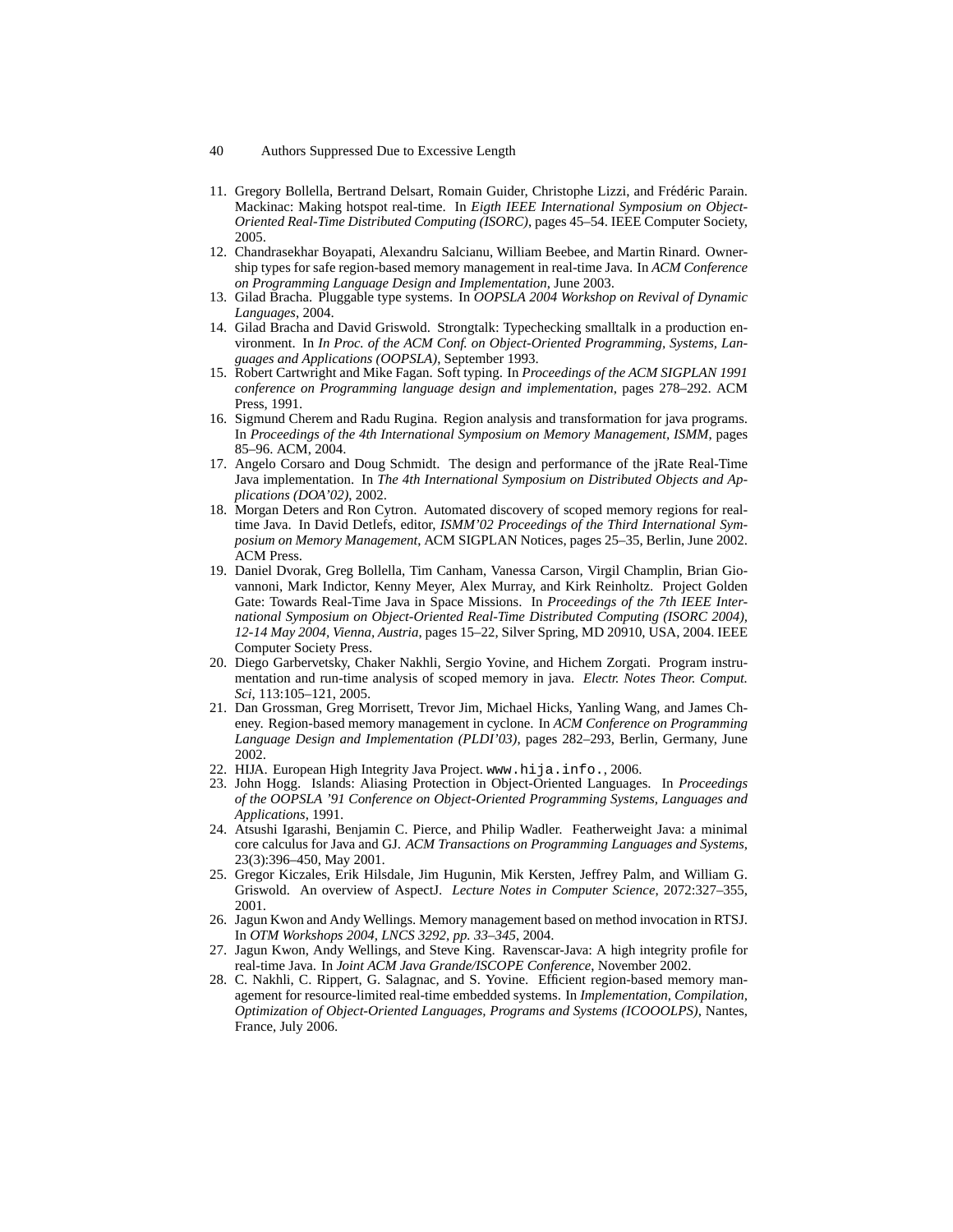11. Gregory Bollella, Bertrand Delsart, Romain Guider, Christophe Lizzi, and Frédéric Parain. Mackinac: Making hotspot real-time. In *Eigth IEEE International Symposium on Object-Oriented Real-Time Distributed Computing (ISORC)*, pages 45–54. IEEE Computer Society, 2005.
12. Chandrasekhar Boyapati, Alexandru Salcianu, William Beebee, and Martin Rinard. Ownership types for safe region-based memory management in real-time Java. In *ACM Conference on Programming Language Design and Implementation*, June 2003.
13. Gilad Bracha. Pluggable type systems. In *OOPSLA 2004 Workshop on Revival of Dynamic Languages*, 2004.
14. Gilad Bracha and David Griswold. Strongtalk: Typechecking smalltalk in a production environment. In *In Proc. of the ACM Conf. on Object-Oriented Programming, Systems, Languages and Applications (OOPSLA)*, September 1993.
15. Robert Cartwright and Mike Fagan. Soft typing. In *Proceedings of the ACM SIGPLAN 1991 conference on Programming language design and implementation*, pages 278–292. ACM Press, 1991.
16. Sigmund Cherem and Radu Rugina. Region analysis and transformation for java programs. In *Proceedings of the 4th International Symposium on Memory Management, ISMM*, pages 85–96. ACM, 2004.
17. Angelo Corsaro and Doug Schmidt. The design and performance of the jRate Real-Time Java implementation. In *The 4th International Symposium on Distributed Objects and Applications (DOA'02)*, 2002.
18. Morgan Deters and Ron Cytron. Automated discovery of scoped memory regions for real-time Java. In David Detlefs, editor, *ISMM'02 Proceedings of the Third International Symposium on Memory Management*, ACM SIGPLAN Notices, pages 25–35, Berlin, June 2002. ACM Press.
19. Daniel Dvorak, Greg Bollella, Tim Canham, Vanessa Carson, Virgil Champlin, Brian Giovannoni, Mark Indictor, Kenny Meyer, Alex Murray, and Kirk Reinholtz. Project Golden Gate: Towards Real-Time Java in Space Missions. In *Proceedings of the 7th IEEE International Symposium on Object-Oriented Real-Time Distributed Computing (ISORC 2004), 12-14 May 2004, Vienna, Austria*, pages 15–22, Silver Spring, MD 20910, USA, 2004. IEEE Computer Society Press.
20. Diego Garbervetsky, Chaker Nakhli, Sergio Yovine, and Hichem Zorgati. Program instrumentation and run-time analysis of scoped memory in java. *Electr. Notes Theor. Comput. Sci*, 113:105–121, 2005.
21. Dan Grossman, Greg Morrisett, Trevor Jim, Michael Hicks, Yanling Wang, and James Cheney. Region-based memory management in cyclone. In *ACM Conference on Programming Language Design and Implementation (PLDI'03)*, pages 282–293, Berlin, Germany, June 2002.
22. HIJA. European High Integrity Java Project. `www.hija.info.`, 2006.
23. John Hogg. Islands: Aliasing Protection in Object-Oriented Languages. In *Proceedings of the OOPSLA '91 Conference on Object-Oriented Programming Systems, Languages and Applications*, 1991.
24. Atsushi Igarashi, Benjamin C. Pierce, and Philip Wadler. Featherweight Java: a minimal core calculus for Java and GJ. *ACM Transactions on Programming Languages and Systems*, 23(3):396–450, May 2001.
25. Gregor Kiczales, Erik Hilsdale, Jim Hugunin, Mik Kersten, Jeffrey Palm, and William G. Griswold. An overview of AspectJ. *Lecture Notes in Computer Science*, 2072:327–355, 2001.
26. Jagun Kwon and Andy Wellings. Memory management based on method invocation in RTSJ. In *OTM Workshops 2004, LNCS 3292, pp. 33–345*, 2004.
27. Jagun Kwon, Andy Wellings, and Steve King. Ravenscar-Java: A high integrity profile for real-time Java. In *Joint ACM Java Grande/ISCOPE Conference*, November 2002.
28. C. Nakhli, C. Rippert, G. Salagnac, and S. Yovine. Efficient region-based memory management for resource-limited real-time embedded systems. In *Implementation, Compilation, Optimization of Object-Oriented Languages, Programs and Systems (ICOOOLPS)*, Nantes, France, July 2006.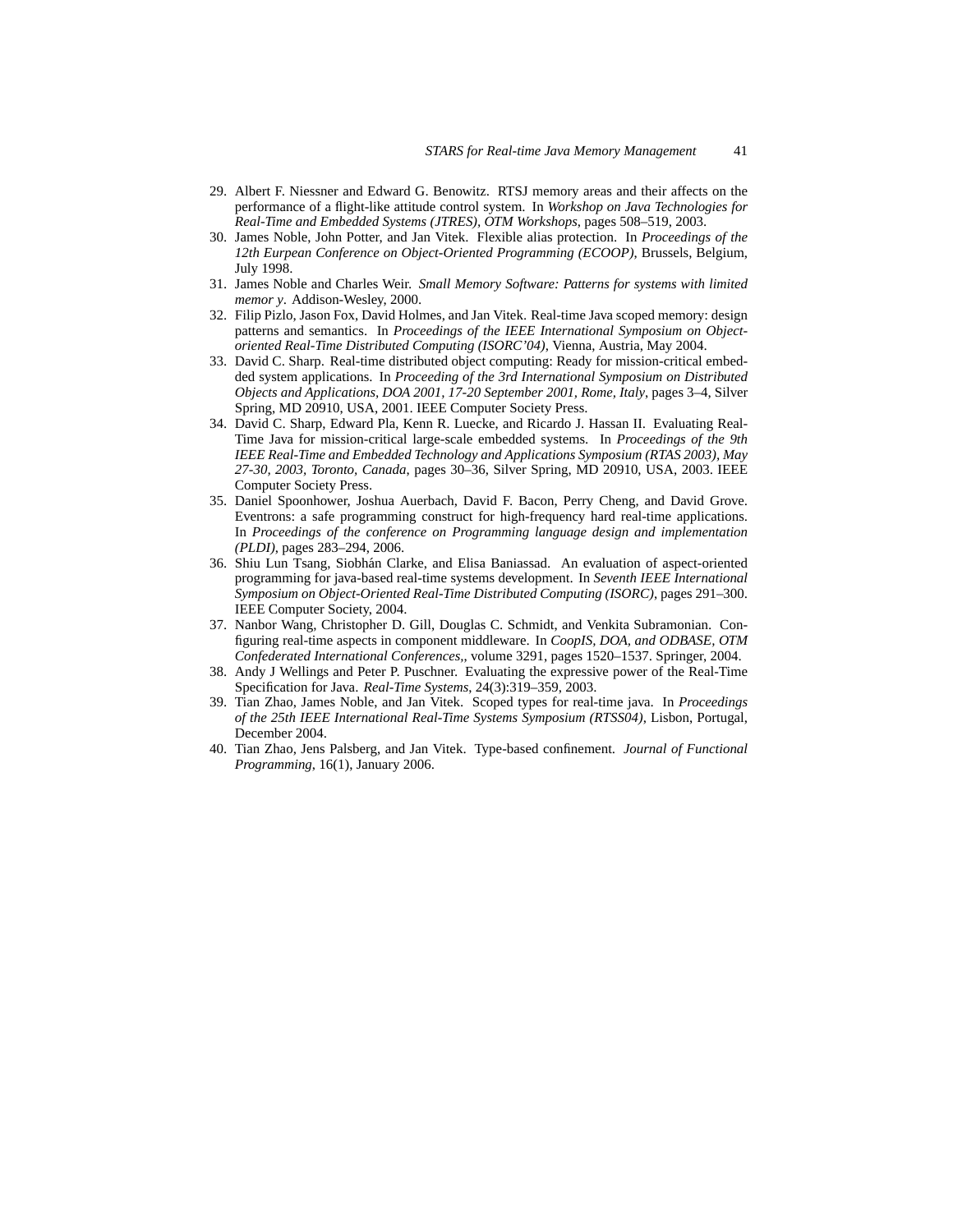29. Albert F. Niessner and Edward G. Benowitz. RTSJ memory areas and their affects on the performance of a flight-like attitude control system. In *Workshop on Java Technologies for Real-Time and Embedded Systems (JTRES), OTM Workshops*, pages 508–519, 2003.
30. James Noble, John Potter, and Jan Vitek. Flexible alias protection. In *Proceedings of the 12th Eurpean Conference on Object-Oriented Programming (ECOOP)*, Brussels, Belgium, July 1998.
31. James Noble and Charles Weir. *Small Memory Software: Patterns for systems with limited memor y*. Addison-Wesley, 2000.
32. Filip Pizlo, Jason Fox, David Holmes, and Jan Vitek. Real-time Java scoped memory: design patterns and semantics. In *Proceedings of the IEEE International Symposium on Object-oriented Real-Time Distributed Computing (ISORC'04)*, Vienna, Austria, May 2004.
33. David C. Sharp. Real-time distributed object computing: Ready for mission-critical embedded system applications. In *Proceeding of the 3rd International Symposium on Distributed Objects and Applications, DOA 2001, 17-20 September 2001, Rome, Italy*, pages 3–4, Silver Spring, MD 20910, USA, 2001. IEEE Computer Society Press.
34. David C. Sharp, Edward Pla, Kenn R. Luecke, and Ricardo J. Hassan II. Evaluating Real-Time Java for mission-critical large-scale embedded systems. In *Proceedings of the 9th IEEE Real-Time and Embedded Technology and Applications Symposium (RTAS 2003), May 27-30, 2003, Toronto, Canada*, pages 30–36, Silver Spring, MD 20910, USA, 2003. IEEE Computer Society Press.
35. Daniel Spoonhower, Joshua Auerbach, David F. Bacon, Perry Cheng, and David Grove. Eventrons: a safe programming construct for high-frequency hard real-time applications. In *Proceedings of the conference on Programming language design and implementation (PLDI)*, pages 283–294, 2006.
36. Shiu Lun Tsang, Siobhán Clarke, and Elisa Baniassad. An evaluation of aspect-oriented programming for java-based real-time systems development. In *Seventh IEEE International Symposium on Object-Oriented Real-Time Distributed Computing (ISORC)*, pages 291–300. IEEE Computer Society, 2004.
37. Nanbor Wang, Christopher D. Gill, Douglas C. Schmidt, and Venkita Subramonian. Configuring real-time aspects in component middleware. In *CoopIS, DOA, and ODBASE, OTM Confederated International Conferences,*, volume 3291, pages 1520–1537. Springer, 2004.
38. Andy J Wellings and Peter P. Puschner. Evaluating the expressive power of the Real-Time Specification for Java. *Real-Time Systems*, 24(3):319–359, 2003.
39. Tian Zhao, James Noble, and Jan Vitek. Scoped types for real-time java. In *Proceedings of the 25th IEEE International Real-Time Systems Symposium (RTSS04)*, Lisbon, Portugal, December 2004.
40. Tian Zhao, Jens Palsberg, and Jan Vitek. Type-based confinement. *Journal of Functional Programming*, 16(1), January 2006.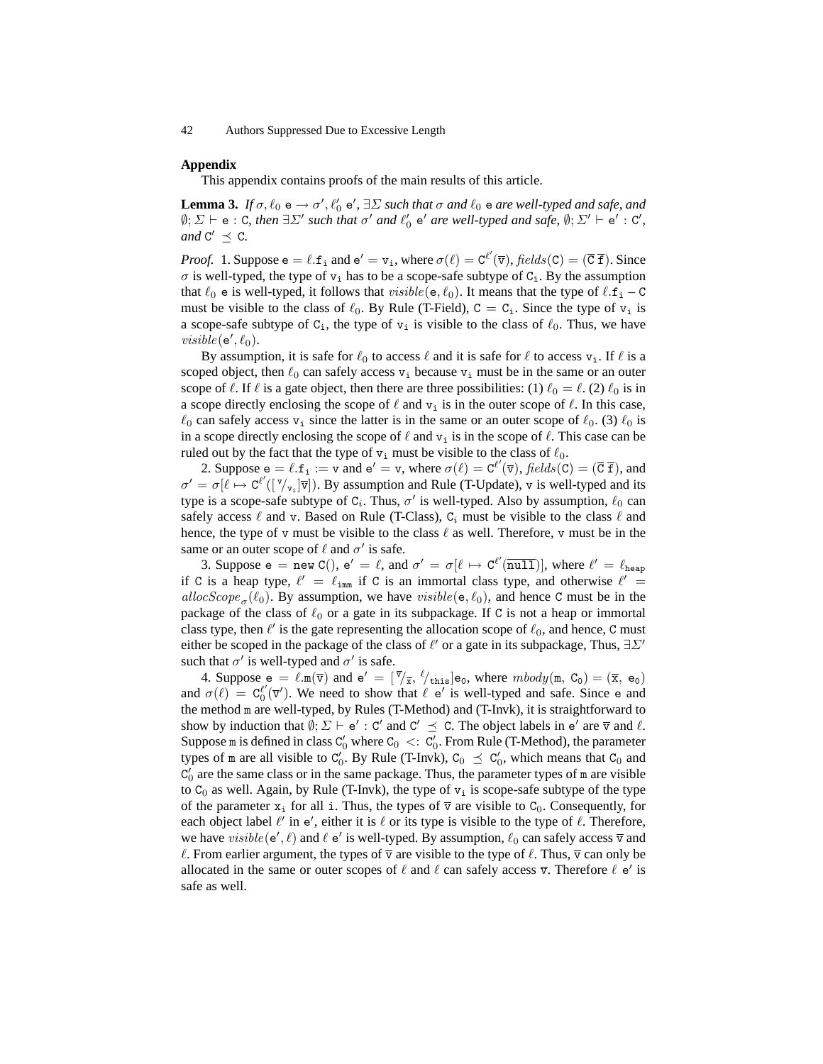**Appendix**

This appendix contains proofs of the main results of this article.

**Lemma 3.** *If $\sigma, \ell_0\ \mathtt{e} \rightarrow \sigma', \ell_0'\ \mathtt{e}'$, $\exists \Sigma$ such that $\sigma$ and $\ell_0\ \mathtt{e}$ are well-typed and safe, and $\emptyset; \Sigma \vdash \mathtt{e} : \mathtt{C}$, then $\exists \Sigma'$ such that $\sigma'$ and $\ell_0'\ \mathtt{e}'$ are well-typed and safe, $\emptyset; \Sigma' \vdash \mathtt{e}' : \mathtt{C}'$, and $\mathtt{C}' \preceq \mathtt{C}$.*

*Proof.* 1. Suppose $\mathtt{e} = \ell.\mathtt{f_i}$ and $\mathtt{e}' = \mathtt{v_i}$, where $\sigma(\ell) = \mathtt{C}^{\ell'}(\overline{\mathtt{v}})$, $\mathit{fields}(\mathtt{C}) = (\overline{\mathtt{C}}\ \overline{\mathtt{f}})$. Since $\sigma$ is well-typed, the type of $\mathtt{v_i}$ has to be a scope-safe subtype of $\mathtt{C_i}$. By the assumption that $\ell_0\ \mathtt{e}$ is well-typed, it follows that $\mathit{visible}(\mathtt{e}, \ell_0)$. It means that the type of $\ell.\mathtt{f_i}$ – $\mathtt{C}$ must be visible to the class of $\ell_0$. By Rule (T-Field), $\mathtt{C} = \mathtt{C_i}$. Since the type of $\mathtt{v_i}$ is a scope-safe subtype of $\mathtt{C_i}$, the type of $\mathtt{v_i}$ is visible to the class of $\ell_0$. Thus, we have $\mathit{visible}(\mathtt{e}', \ell_0)$.

By assumption, it is safe for $\ell_0$ to access $\ell$ and it is safe for $\ell$ to access $\mathtt{v_i}$. If $\ell$ is a scoped object, then $\ell_0$ can safely access $\mathtt{v_i}$ because $\mathtt{v_i}$ must be in the same or an outer scope of $\ell$. If $\ell$ is a gate object, then there are three possibilities: (1) $\ell_0 = \ell$. (2) $\ell_0$ is in a scope directly enclosing the scope of $\ell$ and $\mathtt{v_i}$ is in the outer scope of $\ell$. In this case, $\ell_0$ can safely access $\mathtt{v_i}$ since the latter is in the same or an outer scope of $\ell_0$. (3) $\ell_0$ is in a scope directly enclosing the scope of $\ell$ and $\mathtt{v_i}$ is in the scope of $\ell$. This case can be ruled out by the fact that the type of $\mathtt{v_i}$ must be visible to the class of $\ell_0$.

2. Suppose $\mathtt{e} = \ell.\mathtt{f_i} := \mathtt{v}$ and $\mathtt{e}' = \mathtt{v}$, where $\sigma(\ell) = \mathtt{C}^{\ell'}(\overline{\mathtt{v}})$, $\mathit{fields}(\mathtt{C}) = (\overline{\mathtt{C}}\ \overline{\mathtt{f}})$, and $\sigma' = \sigma[\ell \mapsto \mathtt{C}^{\ell'}([{}^{\mathtt{v}}/_{\mathtt{v_i}}]\overline{\mathtt{v}})]$. By assumption and Rule (T-Update), $\mathtt{v}$ is well-typed and its type is a scope-safe subtype of $\mathtt{C}_i$. Thus, $\sigma'$ is well-typed. Also by assumption, $\ell_0$ can safely access $\ell$ and $\mathtt{v}$. Based on Rule (T-Class), $\mathtt{C}_i$ must be visible to the class $\ell$ and hence, the type of $\mathtt{v}$ must be visible to the class $\ell$ as well. Therefore, $\mathtt{v}$ must be in the same or an outer scope of $\ell$ and $\sigma'$ is safe.

3. Suppose $\mathtt{e} = \mathtt{new\ C()}$, $\mathtt{e}' = \ell$, and $\sigma' = \sigma[\ell \mapsto \mathtt{C}^{\ell'}(\overline{\mathtt{null}})]$, where $\ell' = \ell_{\mathtt{heap}}$ if $\mathtt{C}$ is a heap type, $\ell' = \ell_{\mathtt{imm}}$ if $\mathtt{C}$ is an immortal class type, and otherwise $\ell' = \mathit{allocScope}_{\sigma}(\ell_0)$. By assumption, we have $\mathit{visible}(\mathtt{e}, \ell_0)$, and hence $\mathtt{C}$ must be in the package of the class of $\ell_0$ or a gate in its subpackage. If $\mathtt{C}$ is not a heap or immortal class type, then $\ell'$ is the gate representing the allocation scope of $\ell_0$, and hence, $\mathtt{C}$ must either be scoped in the package of the class of $\ell'$ or a gate in its subpackage, Thus, $\exists \Sigma'$ such that $\sigma'$ is well-typed and $\sigma'$ is safe.

4. Suppose $\mathtt{e} = \ell.\mathtt{m}(\overline{\mathtt{v}})$ and $\mathtt{e}' = [{}^{\overline{\mathtt{v}}}/_{\overline{\mathtt{x}}}, {}^{\ell}/_{\mathtt{this}}]\mathtt{e_0}$, where $\mathit{mbody}(\mathtt{m}, \mathtt{C_0}) = (\overline{\mathtt{x}}, \mathtt{e_0})$ and $\sigma(\ell) = \mathtt{C}_0^{\ell'}(\overline{\mathtt{v}}')$. We need to show that $\ell\ \mathtt{e}'$ is well-typed and safe. Since $\mathtt{e}$ and the method $\mathtt{m}$ are well-typed, by Rules (T-Method) and (T-Invk), it is straightforward to show by induction that $\emptyset; \Sigma \vdash \mathtt{e}' : \mathtt{C}'$ and $\mathtt{C}' \preceq \mathtt{C}$. The object labels in $\mathtt{e}'$ are $\overline{\mathtt{v}}$ and $\ell$. Suppose $\mathtt{m}$ is defined in class $\mathtt{C}_0'$ where $\mathtt{C}_0 <: \mathtt{C}_0'$. From Rule (T-Method), the parameter types of $\mathtt{m}$ are all visible to $\mathtt{C}_0'$. By Rule (T-Invk), $\mathtt{C}_0 \preceq \mathtt{C}_0'$, which means that $\mathtt{C}_0$ and $\mathtt{C}_0'$ are the same class or in the same package. Thus, the parameter types of $\mathtt{m}$ are visible to $\mathtt{C}_0$ as well. Again, by Rule (T-Invk), the type of $\mathtt{v_i}$ is scope-safe subtype of the type of the parameter $\mathtt{x_i}$ for all $\mathtt{i}$. Thus, the types of $\overline{\mathtt{v}}$ are visible to $\mathtt{C}_0$. Consequently, for each object label $\ell'$ in $\mathtt{e}'$, either it is $\ell$ or its type is visible to the type of $\ell$. Therefore, we have $\mathit{visible}(\mathtt{e}', \ell)$ and $\ell\ \mathtt{e}'$ is well-typed. By assumption, $\ell_0$ can safely access $\overline{\mathtt{v}}$ and $\ell$. From earlier argument, the types of $\overline{\mathtt{v}}$ are visible to the type of $\ell$. Thus, $\overline{\mathtt{v}}$ can only be allocated in the same or outer scopes of $\ell$ and $\ell$ can safely access $\overline{\mathtt{v}}$. Therefore $\ell\ \mathtt{e}'$ is safe as well.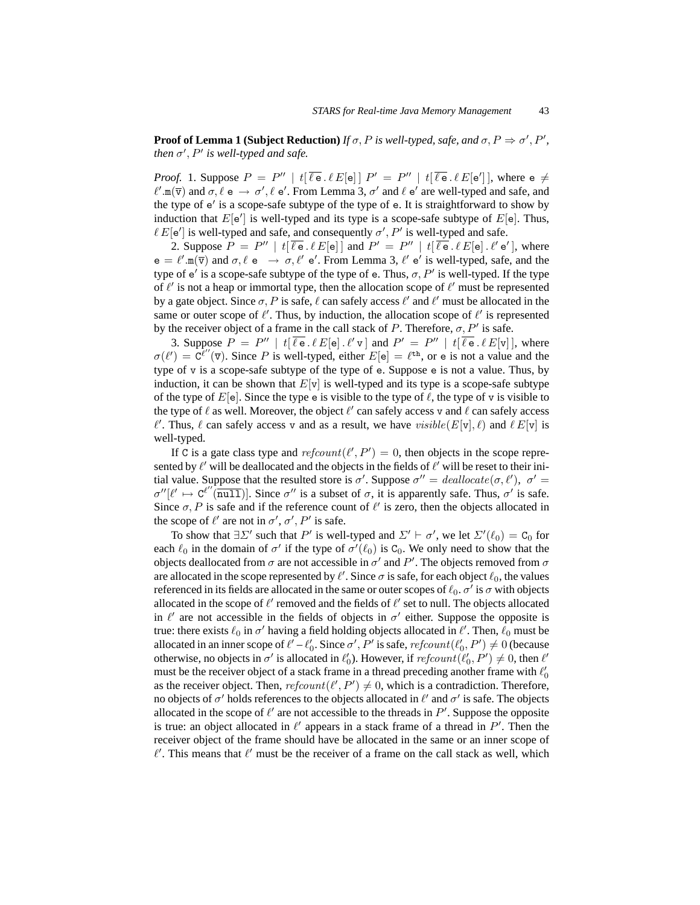**Proof of Lemma 1 (Subject Reduction)** *If $\sigma, P$ is well-typed, safe, and $\sigma, P \Rightarrow \sigma', P'$, then $\sigma', P'$ is well-typed and safe.*

*Proof.* 1. Suppose $P = P'' \mid t[\,\overline{\ell\,\mathtt{e}}\,.\,\ell\,E[\mathtt{e}]\,]$ $P' = P'' \mid t[\,\overline{\ell\,\mathtt{e}}\,.\,\ell\,E[\mathtt{e}']\,]$, where $\mathtt{e} \neq \ell'.\mathtt{m}(\overline{\mathtt{v}})$ and $\sigma, \ell\ \mathtt{e} \rightarrow \sigma', \ell\ \mathtt{e}'$. From Lemma 3, $\sigma'$ and $\ell\ \mathtt{e}'$ are well-typed and safe, and the type of $\mathtt{e}'$ is a scope-safe subtype of the type of $\mathtt{e}$. It is straightforward to show by induction that $E[\mathtt{e}']$ is well-typed and its type is a scope-safe subtype of $E[\mathtt{e}]$. Thus, $\ell\,E[\mathtt{e}']$ is well-typed and safe, and consequently $\sigma', P'$ is well-typed and safe.

2. Suppose $P = P'' \mid t[\,\overline{\ell\,\mathtt{e}}\,.\,\ell\,E[\mathtt{e}]\,]$ and $P' = P'' \mid t[\,\overline{\ell\,\mathtt{e}}\,.\,\ell\,E[\mathtt{e}]\,.\,\ell'\,\mathtt{e}'\,]$, where $\mathtt{e} = \ell'.\mathtt{m}(\overline{\mathtt{v}})$ and $\sigma, \ell\ \mathtt{e}\ \rightarrow \sigma, \ell'\ \mathtt{e}'$. From Lemma 3, $\ell'\ \mathtt{e}'$ is well-typed, safe, and the type of $\mathtt{e}'$ is a scope-safe subtype of the type of $\mathtt{e}$. Thus, $\sigma, P'$ is well-typed. If the type of $\ell'$ is not a heap or immortal type, then the allocation scope of $\ell'$ must be represented by a gate object. Since $\sigma, P$ is safe, $\ell$ can safely access $\ell'$ and $\ell'$ must be allocated in the same or outer scope of $\ell'$. Thus, by induction, the allocation scope of $\ell'$ is represented by the receiver object of a frame in the call stack of $P$. Therefore, $\sigma, P'$ is safe.

3. Suppose $P = P'' \mid t[\,\overline{\ell\,\mathtt{e}}\,.\,\ell\,E[\mathtt{e}]\,.\,\ell'\,\mathtt{v}\,]$ and $P' = P'' \mid t[\,\overline{\ell\,\mathtt{e}}\,.\,\ell\,E[\mathtt{v}]\,]$, where $\sigma(\ell') = \mathtt{C}^{\ell''}(\overline{\mathtt{v}})$. Since $P$ is well-typed, either $E[\mathtt{e}] = \ell^{\mathtt{th}}$, or $\mathtt{e}$ is not a value and the type of $\mathtt{v}$ is a scope-safe subtype of the type of $\mathtt{e}$. Suppose $\mathtt{e}$ is not a value. Thus, by induction, it can be shown that $E[\mathtt{v}]$ is well-typed and its type is a scope-safe subtype of the type of $E[\mathtt{e}]$. Since the type $\mathtt{e}$ is visible to the type of $\ell$, the type of $\mathtt{v}$ is visible to the type of $\ell$ as well. Moreover, the object $\ell'$ can safely access $\mathtt{v}$ and $\ell$ can safely access $\ell'$. Thus, $\ell$ can safely access $\mathtt{v}$ and as a result, we have $visible(E[\mathtt{v}], \ell)$ and $\ell\,E[\mathtt{v}]$ is well-typed.

If $\mathtt{C}$ is a gate class type and $refcount(\ell', P') = 0$, then objects in the scope represented by $\ell'$ will be deallocated and the objects in the fields of $\ell'$ will be reset to their initial value. Suppose that the resulted store is $\sigma'$. Suppose $\sigma'' = deallocate(\sigma, \ell')$, $\sigma' = \sigma''[\ell' \mapsto \mathtt{C}^{\ell''}(\overline{\mathtt{null}})]$. Since $\sigma''$ is a subset of $\sigma$, it is apparently safe. Thus, $\sigma'$ is safe. Since $\sigma, P$ is safe and if the reference count of $\ell'$ is zero, then the objects allocated in the scope of $\ell'$ are not in $\sigma'$, $\sigma', P'$ is safe.

To show that $\exists \Sigma'$ such that $P'$ is well-typed and $\Sigma' \vdash \sigma'$, we let $\Sigma'(\ell_0) = \mathtt{C}_0$ for each $\ell_0$ in the domain of $\sigma'$ if the type of $\sigma'(\ell_0)$ is $\mathtt{C}_0$. We only need to show that the objects deallocated from $\sigma$ are not accessible in $\sigma'$ and $P'$. The objects removed from $\sigma$ are allocated in the scope represented by $\ell'$. Since $\sigma$ is safe, for each object $\ell_0$, the values referenced in its fields are allocated in the same or outer scopes of $\ell_0$. $\sigma'$ is $\sigma$ with objects allocated in the scope of $\ell'$ removed and the fields of $\ell'$ set to null. The objects allocated in $\ell'$ are not accessible in the fields of objects in $\sigma'$ either. Suppose the opposite is true: there exists $\ell_0$ in $\sigma'$ having a field holding objects allocated in $\ell'$. Then, $\ell_0$ must be allocated in an inner scope of $\ell'$ – $\ell'_0$. Since $\sigma', P'$ is safe, $refcount(\ell'_0, P') \neq 0$ (because otherwise, no objects in $\sigma'$ is allocated in $\ell'_0$). However, if $refcount(\ell'_0, P') \neq 0$, then $\ell'$ must be the receiver object of a stack frame in a thread preceding another frame with $\ell'_0$ as the receiver object. Then, $refcount(\ell', P') \neq 0$, which is a contradiction. Therefore, no objects of $\sigma'$ holds references to the objects allocated in $\ell'$ and $\sigma'$ is safe. The objects allocated in the scope of $\ell'$ are not accessible to the threads in $P'$. Suppose the opposite is true: an object allocated in $\ell'$ appears in a stack frame of a thread in $P'$. Then the receiver object of the frame should have be allocated in the same or an inner scope of $\ell'$. This means that $\ell'$ must be the receiver of a frame on the call stack as well, which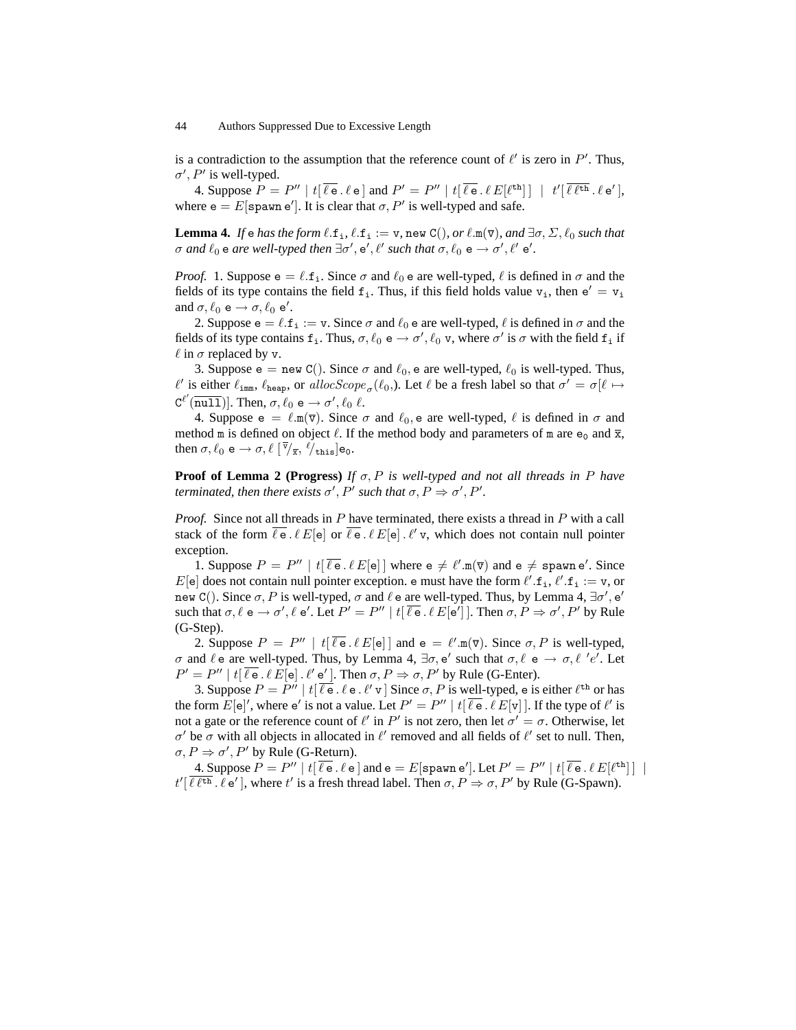is a contradiction to the assumption that the reference count of $\ell'$ is zero in $P'$. Thus, $\sigma', P'$ is well-typed.

4. Suppose $P = P'' \mid t[\,\overline{\ell\,\mathtt{e}}\,.\,\ell\,\mathtt{e}\,]$ and $P' = P'' \mid t[\,\overline{\ell\,\mathtt{e}}\,.\,\ell\,E[\ell^{\mathtt{th}}]\,] \;\mid\; t'[\,\overline{\ell\,\ell^{\mathtt{th}}}\,.\,\ell\,\mathtt{e}'\,]$, where $\mathtt{e} = E[\mathtt{spawn}\,\mathtt{e}']$. It is clear that $\sigma, P'$ is well-typed and safe.

**Lemma 4.** *If* $\mathtt{e}$ *has the form* $\ell.\mathtt{f_i}$, $\ell.\mathtt{f_i} := \mathtt{v}$, $\mathtt{new}\ \mathtt{C}()$, *or* $\ell.\mathtt{m}(\overline{\mathtt{v}})$, *and* $\exists\sigma, \Sigma, \ell_0$ *such that* $\sigma$ *and* $\ell_0\ \mathtt{e}$ *are well-typed then* $\exists\sigma', \mathtt{e}', \ell'$ *such that* $\sigma, \ell_0\ \mathtt{e} \rightarrow \sigma', \ell'\ \mathtt{e}'$.

*Proof.* 1. Suppose $\mathtt{e} = \ell.\mathtt{f_i}$. Since $\sigma$ and $\ell_0\ \mathtt{e}$ are well-typed, $\ell$ is defined in $\sigma$ and the fields of its type contains the field $\mathtt{f_i}$. Thus, if this field holds value $\mathtt{v_i}$, then $\mathtt{e}' = \mathtt{v_i}$ and $\sigma, \ell_0\ \mathtt{e} \rightarrow \sigma, \ell_0\ \mathtt{e}'$.

2. Suppose $\mathtt{e} = \ell.\mathtt{f_i} := \mathtt{v}$. Since $\sigma$ and $\ell_0\ \mathtt{e}$ are well-typed, $\ell$ is defined in $\sigma$ and the fields of its type contains $\mathtt{f_i}$. Thus, $\sigma, \ell_0\ \mathtt{e} \rightarrow \sigma', \ell_0\ \mathtt{v}$, where $\sigma'$ is $\sigma$ with the field $\mathtt{f_i}$ if $\ell$ in $\sigma$ replaced by $\mathtt{v}$.

3. Suppose $\mathtt{e} = \mathtt{new}\ \mathtt{C}()$. Since $\sigma$ and $\ell_0, \mathtt{e}$ are well-typed, $\ell_0$ is well-typed. Thus, $\ell'$ is either $\ell_{\mathtt{imm}}$, $\ell_{\mathtt{heap}}$, or $allocScope_\sigma(\ell_0,)$. Let $\ell$ be a fresh label so that $\sigma' = \sigma[\ell \mapsto \mathtt{C}^{\ell'}(\overline{\mathtt{null}})]$. Then, $\sigma, \ell_0\ \mathtt{e} \rightarrow \sigma', \ell_0\ \ell$.

4. Suppose $\mathtt{e} = \ell.\mathtt{m}(\overline{\mathtt{v}})$. Since $\sigma$ and $\ell_0, \mathtt{e}$ are well-typed, $\ell$ is defined in $\sigma$ and method $\mathtt{m}$ is defined on object $\ell$. If the method body and parameters of $\mathtt{m}$ are $\mathtt{e_0}$ and $\overline{\mathtt{x}}$, then $\sigma, \ell_0\ \mathtt{e} \rightarrow \sigma, \ell\ [{}^{\overline{\mathtt{v}}}/_{\overline{\mathtt{x}}},\ {}^{\ell}/_{\mathtt{this}}]\mathtt{e_0}$.

**Proof of Lemma 2 (Progress)** *If* $\sigma, P$ *is well-typed and not all threads in* $P$ *have terminated, then there exists* $\sigma', P'$ *such that* $\sigma, P \Rightarrow \sigma', P'$.

*Proof.* Since not all threads in $P$ have terminated, there exists a thread in $P$ with a call stack of the form $\overline{\ell\,\mathtt{e}}\,.\,\ell\,E[\mathtt{e}]$ or $\overline{\ell\,\mathtt{e}}\,.\,\ell\,E[\mathtt{e}]\,.\,\ell'\,\mathtt{v}$, which does not contain null pointer exception.

1. Suppose $P = P'' \mid t[\,\overline{\ell\,\mathtt{e}}\,.\,\ell\,E[\mathtt{e}]\,]$ where $\mathtt{e} \neq \ell'.\mathtt{m}(\overline{\mathtt{v}})$ and $\mathtt{e} \neq \mathtt{spawn}\,\mathtt{e}'$. Since $E[\mathtt{e}]$ does not contain null pointer exception. $\mathtt{e}$ must have the form $\ell'.\mathtt{f_i}$, $\ell'.\mathtt{f_i} := \mathtt{v}$, or $\mathtt{new}\ \mathtt{C}()$. Since $\sigma, P$ is well-typed, $\sigma$ and $\ell\,\mathtt{e}$ are well-typed. Thus, by Lemma 4, $\exists\sigma', \mathtt{e}'$ such that $\sigma, \ell\ \mathtt{e} \rightarrow \sigma', \ell\ \mathtt{e}'$. Let $P' = P'' \mid t[\,\overline{\ell\,\mathtt{e}}\,.\,\ell\,E[\mathtt{e}']\,]$. Then $\sigma, P \Rightarrow \sigma', P'$ by Rule (G-Step).

2. Suppose $P = P'' \mid t[\,\overline{\ell\,\mathtt{e}}\,.\,\ell\,E[\mathtt{e}]\,]$ and $\mathtt{e} = \ell'.\mathtt{m}(\overline{\mathtt{v}})$. Since $\sigma, P$ is well-typed, $\sigma$ and $\ell\,\mathtt{e}$ are well-typed. Thus, by Lemma 4, $\exists\sigma, \mathtt{e}'$ such that $\sigma, \ell\ \mathtt{e} \rightarrow \sigma, \ell\ 'e'$. Let $P' = P'' \mid t[\,\overline{\ell\,\mathtt{e}}\,.\,\ell\,E[\mathtt{e}]\,.\,\ell'\,\mathtt{e}'\,]$. Then $\sigma, P \Rightarrow \sigma, P'$ by Rule (G-Enter).

3. Suppose $P = P'' \mid t[\,\overline{\ell\,\mathtt{e}}\,.\,\ell\,\mathtt{e}\,.\,\ell'\,\mathtt{v}\,]$ Since $\sigma, P$ is well-typed, $\mathtt{e}$ is either $\ell^{\mathtt{th}}$ or has the form $E[\mathtt{e}]'$, where $\mathtt{e}'$ is not a value. Let $P' = P'' \mid t[\,\overline{\ell\,\mathtt{e}}\,.\,\ell\,E[\mathtt{v}]\,]$. If the type of $\ell'$ is not a gate or the reference count of $\ell'$ in $P'$ is not zero, then let $\sigma' = \sigma$. Otherwise, let $\sigma'$ be $\sigma$ with all objects in allocated in $\ell'$ removed and all fields of $\ell'$ set to null. Then, $\sigma, P \Rightarrow \sigma', P'$ by Rule (G-Return).

4. Suppose $P = P'' \mid t[\,\overline{\ell\,\mathtt{e}}\,.\,\ell\,\mathtt{e}\,]$ and $\mathtt{e} = E[\mathtt{spawn}\,\mathtt{e}']$. Let $P' = P'' \mid t[\,\overline{\ell\,\mathtt{e}}\,.\,\ell\,E[\ell^{\mathtt{th}}]\,] \;\mid\; t'[\,\overline{\ell\,\ell^{\mathtt{th}}}\,.\,\ell\,\mathtt{e}'\,]$, where $t'$ is a fresh thread label. Then $\sigma, P \Rightarrow \sigma, P'$ by Rule (G-Spawn).